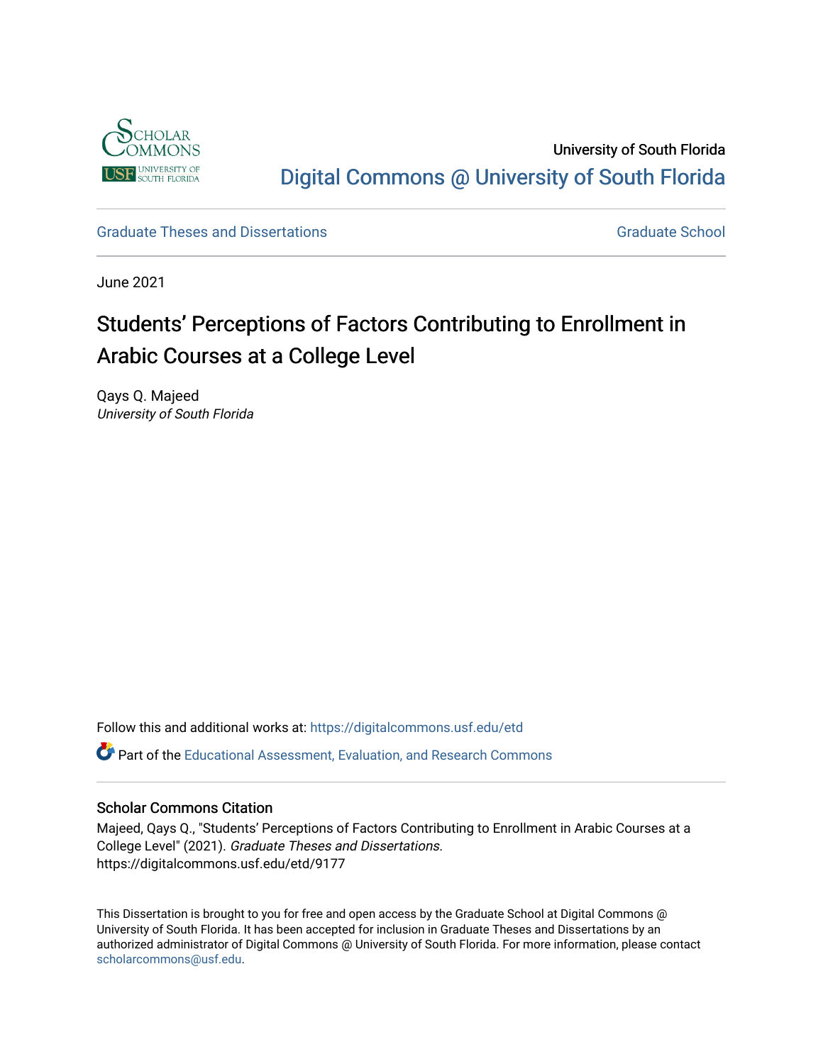University of South Florida

Digital Commons @ University of South Florida

Graduate Theses and Dissertations

Graduate School

June 2021

# Students’ Perceptions of Factors Contributing to Enrollment in Arabic Courses at a College Level

Qays Q. Majeed
*University of South Florida*

Follow this and additional works at: https://digitalcommons.usf.edu/etd

Part of the Educational Assessment, Evaluation, and Research Commons

## Scholar Commons Citation

Majeed, Qays Q., "Students’ Perceptions of Factors Contributing to Enrollment in Arabic Courses at a College Level" (2021). *Graduate Theses and Dissertations.*
https://digitalcommons.usf.edu/etd/9177

This Dissertation is brought to you for free and open access by the Graduate School at Digital Commons @ University of South Florida. It has been accepted for inclusion in Graduate Theses and Dissertations by an authorized administrator of Digital Commons @ University of South Florida. For more information, please contact scholarcommons@usf.edu.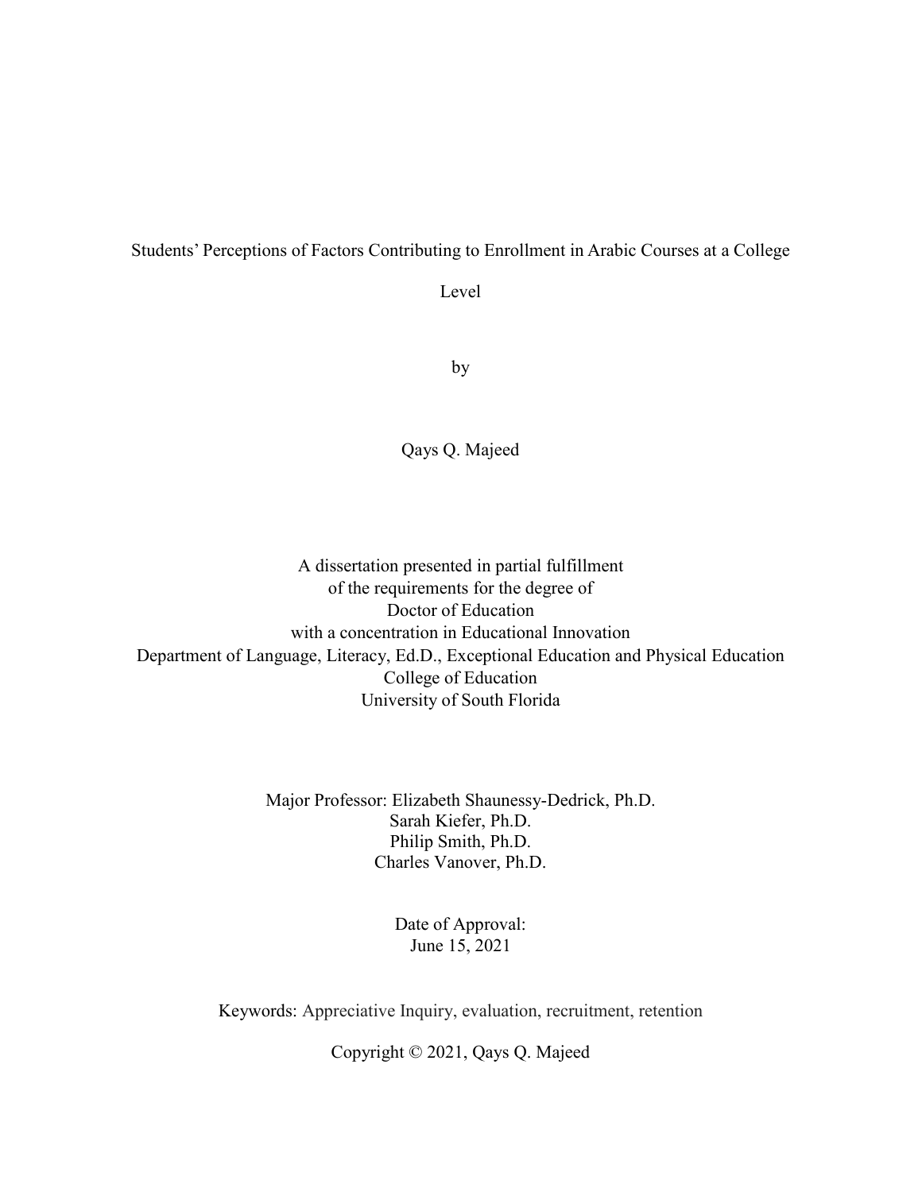Students' Perceptions of Factors Contributing to Enrollment in Arabic Courses at a College Level

by

Qays Q. Majeed

A dissertation presented in partial fulfillment
of the requirements for the degree of
Doctor of Education
with a concentration in Educational Innovation
Department of Language, Literacy, Ed.D., Exceptional Education and Physical Education
College of Education
University of South Florida

Major Professor: Elizabeth Shaunessy-Dedrick, Ph.D.
Sarah Kiefer, Ph.D.
Philip Smith, Ph.D.
Charles Vanover, Ph.D.

Date of Approval:
June 15, 2021

Keywords: Appreciative Inquiry, evaluation, recruitment, retention

Copyright © 2021, Qays Q. Majeed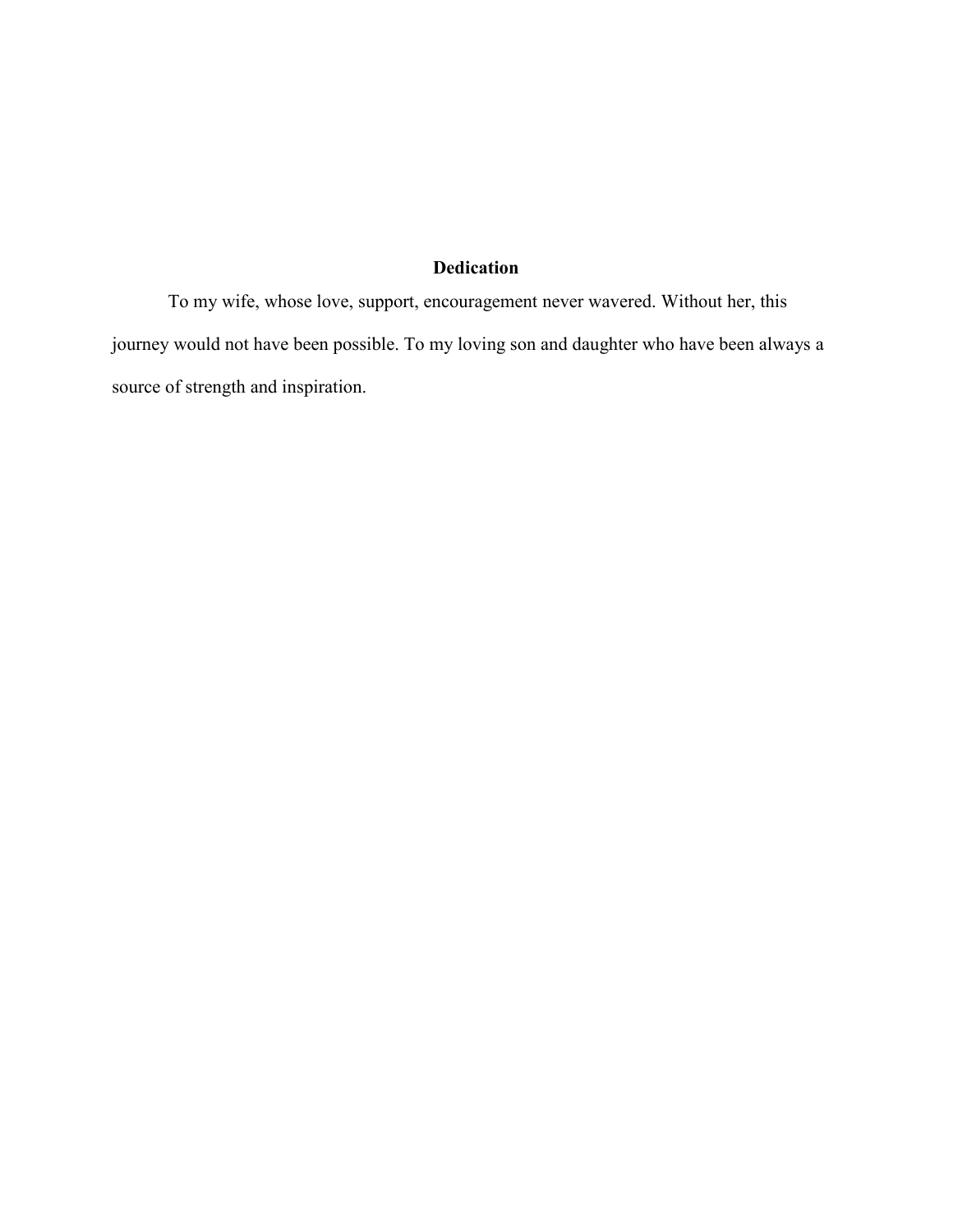# Dedication

To my wife, whose love, support, encouragement never wavered. Without her, this journey would not have been possible. To my loving son and daughter who have been always a source of strength and inspiration.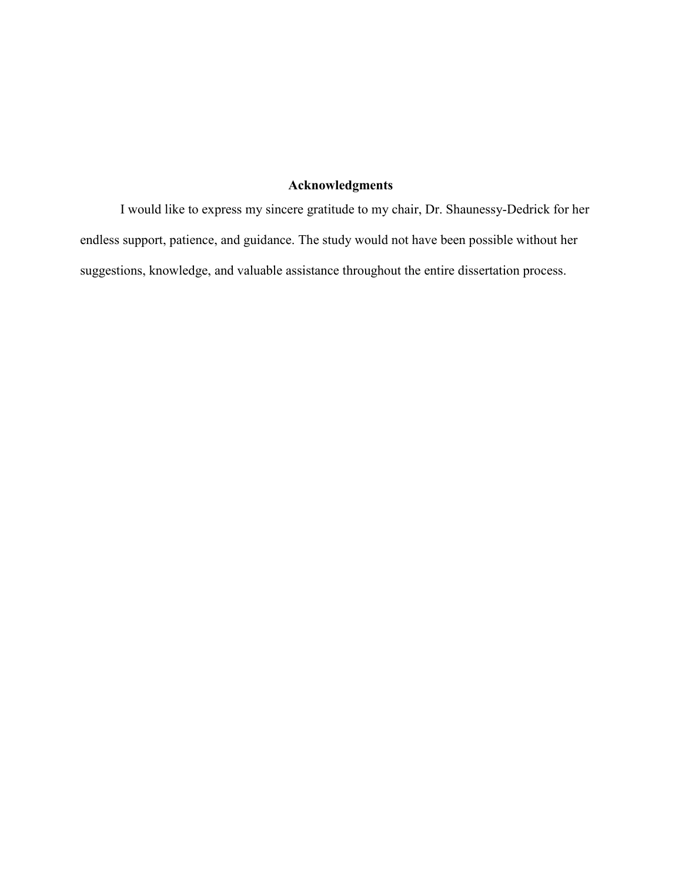## Acknowledgments

I would like to express my sincere gratitude to my chair, Dr. Shaunessy-Dedrick for her endless support, patience, and guidance. The study would not have been possible without her suggestions, knowledge, and valuable assistance throughout the entire dissertation process.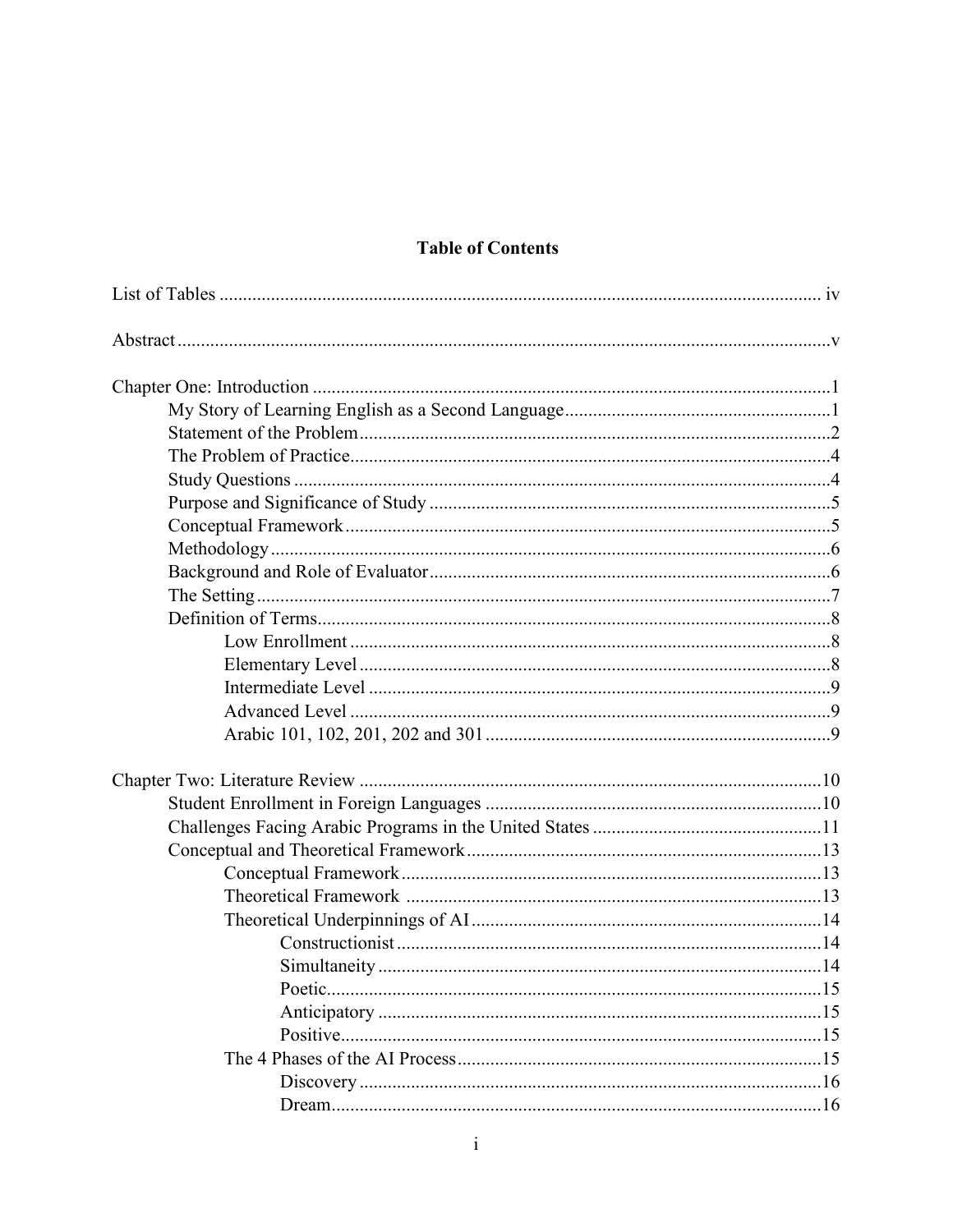# Table of Contents

List of Tables .......... iv

Abstract .......... v

Chapter One: Introduction .......... 1
- My Story of Learning English as a Second Language .......... 1
- Statement of the Problem .......... 2
- The Problem of Practice .......... 4
- Study Questions .......... 4
- Purpose and Significance of Study .......... 5
- Conceptual Framework .......... 5
- Methodology .......... 6
- Background and Role of Evaluator .......... 6
- The Setting .......... 7
- Definition of Terms .......... 8
  - Low Enrollment .......... 8
  - Elementary Level .......... 8
  - Intermediate Level .......... 9
  - Advanced Level .......... 9
  - Arabic 101, 102, 201, 202 and 301 .......... 9

Chapter Two: Literature Review .......... 10
- Student Enrollment in Foreign Languages .......... 10
- Challenges Facing Arabic Programs in the United States .......... 11
- Conceptual and Theoretical Framework .......... 13
  - Conceptual Framework .......... 13
  - Theoretical Framework .......... 13
  - Theoretical Underpinnings of AI .......... 14
    - Constructionist .......... 14
    - Simultaneity .......... 14
    - Poetic .......... 15
    - Anticipatory .......... 15
    - Positive .......... 15
  - The 4 Phases of the AI Process .......... 15
    - Discovery .......... 16
    - Dream .......... 16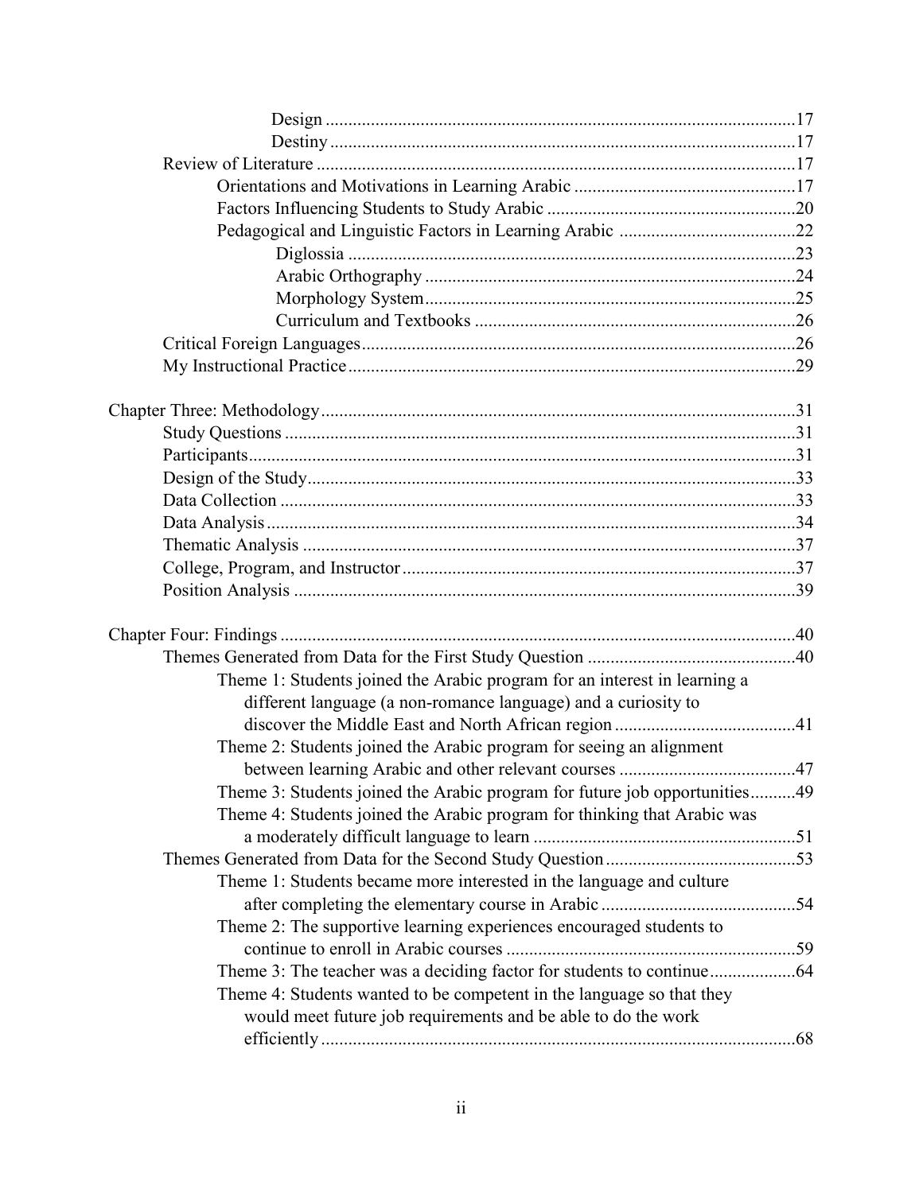Design ....................................................................................................17

Destiny ....................................................................................................17

Review of Literature ......................................................................................17

Orientations and Motivations in Learning Arabic ..........................................17

Factors Influencing Students to Study Arabic .................................................20

Pedagogical and Linguistic Factors in Learning Arabic ..................................22

Diglossia ...........................................................................................23

Arabic Orthography ...........................................................................24

Morphology System...........................................................................25

Curriculum and Textbooks .................................................................26

Critical Foreign Languages.............................................................................26

My Instructional Practice................................................................................29

Chapter Three: Methodology.................................................................................31

Study Questions ...............................................................................................31

Participants.......................................................................................................31

Design of the Study...........................................................................................33

Data Collection .................................................................................................33

Data Analysis....................................................................................................34

Thematic Analysis ............................................................................................37

College, Program, and Instructor......................................................................37

Position Analysis ..............................................................................................39

Chapter Four: Findings .........................................................................................40

Themes Generated from Data for the First Study Question .............................40

Theme 1: Students joined the Arabic program for an interest in learning a different language (a non-romance language) and a curiosity to discover the Middle East and North African region ......................................41

Theme 2: Students joined the Arabic program for seeing an alignment between learning Arabic and other relevant courses ......................................47

Theme 3: Students joined the Arabic program for future job opportunities..........49

Theme 4: Students joined the Arabic program for thinking that Arabic was a moderately difficult language to learn ..........................................................51

Themes Generated from Data for the Second Study Question..........................53

Theme 1: Students became more interested in the language and culture after completing the elementary course in Arabic ...........................................54

Theme 2: The supportive learning experiences encouraged students to continue to enroll in Arabic courses ...............................................................59

Theme 3: The teacher was a deciding factor for students to continue...................64

Theme 4: Students wanted to be competent in the language so that they would meet future job requirements and be able to do the work efficiently ........................................................................................................68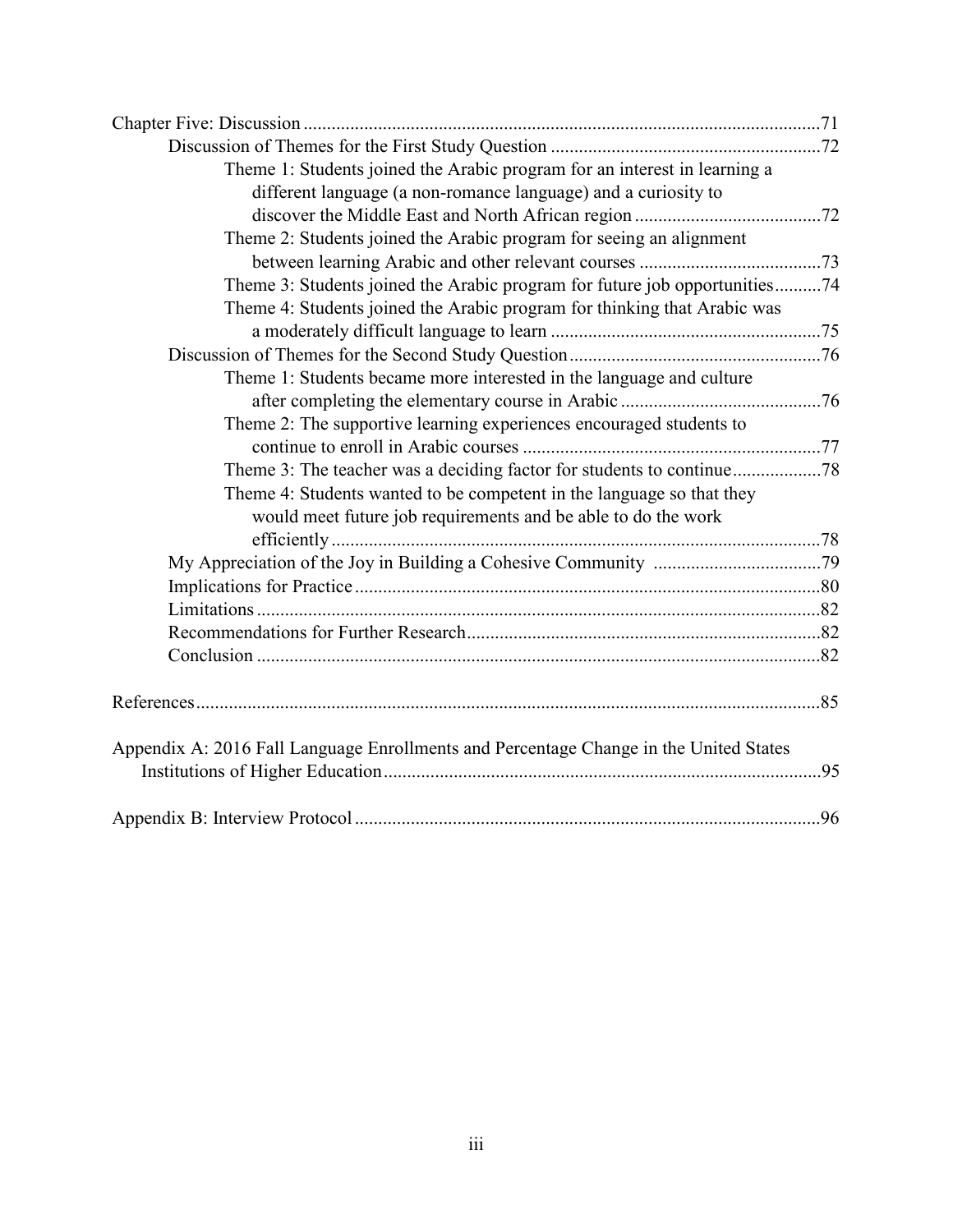Chapter Five: Discussion ....71

- Discussion of Themes for the First Study Question ....72
  - Theme 1: Students joined the Arabic program for an interest in learning a different language (a non-romance language) and a curiosity to discover the Middle East and North African region ....72
  - Theme 2: Students joined the Arabic program for seeing an alignment between learning Arabic and other relevant courses ....73
  - Theme 3: Students joined the Arabic program for future job opportunities....74
  - Theme 4: Students joined the Arabic program for thinking that Arabic was a moderately difficult language to learn ....75
- Discussion of Themes for the Second Study Question ....76
  - Theme 1: Students became more interested in the language and culture after completing the elementary course in Arabic ....76
  - Theme 2: The supportive learning experiences encouraged students to continue to enroll in Arabic courses ....77
  - Theme 3: The teacher was a deciding factor for students to continue....78
  - Theme 4: Students wanted to be competent in the language so that they would meet future job requirements and be able to do the work efficiently ....78
- My Appreciation of the Joy in Building a Cohesive Community ....79
- Implications for Practice ....80
- Limitations ....82
- Recommendations for Further Research....82
- Conclusion ....82

References....85

Appendix A: 2016 Fall Language Enrollments and Percentage Change in the United States Institutions of Higher Education....95

Appendix B: Interview Protocol ....96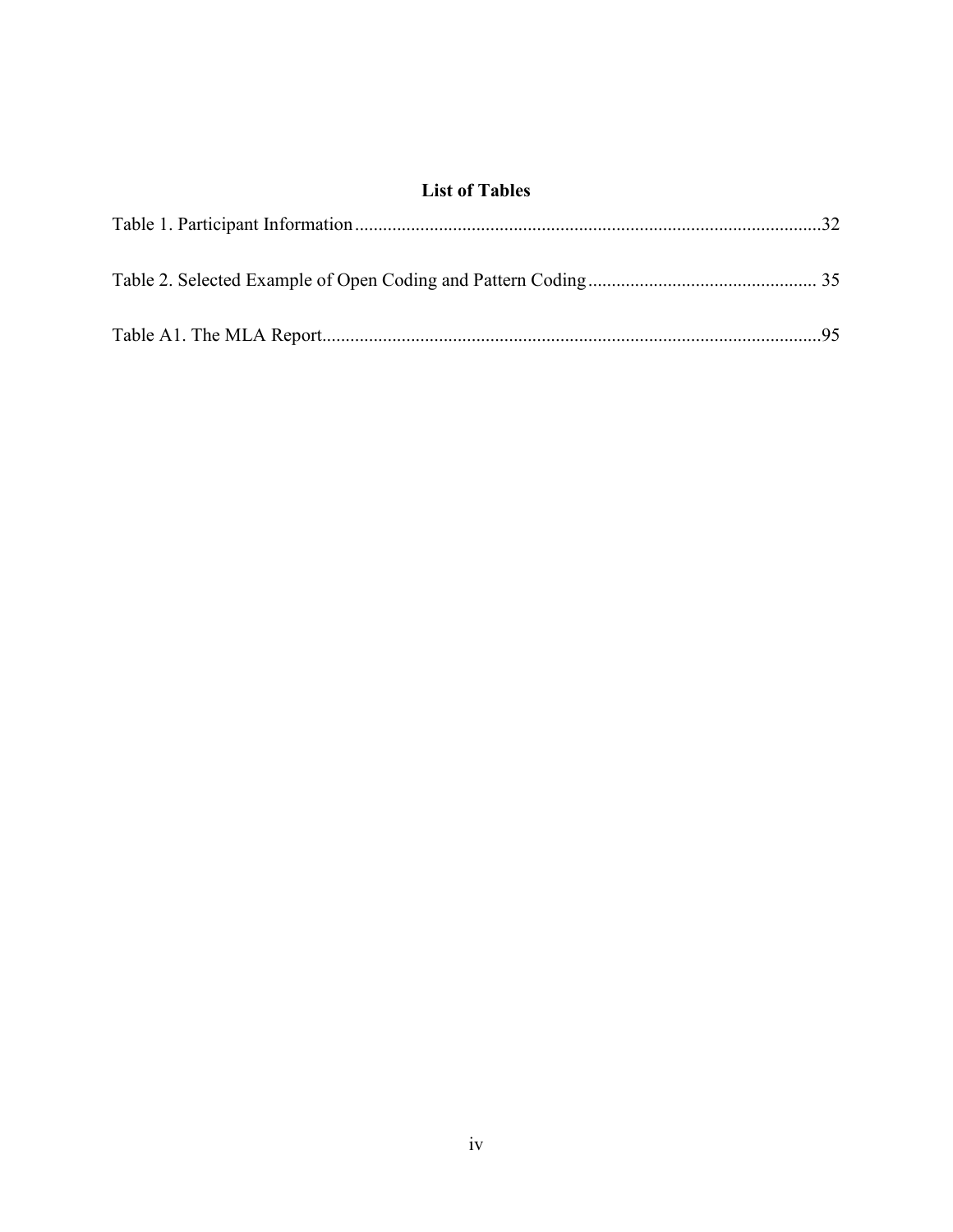## List of Tables

Table 1. Participant Information ....................................................................................................32

Table 2. Selected Example of Open Coding and Pattern Coding ................................................ 35

Table A1. The MLA Report...........................................................................................................95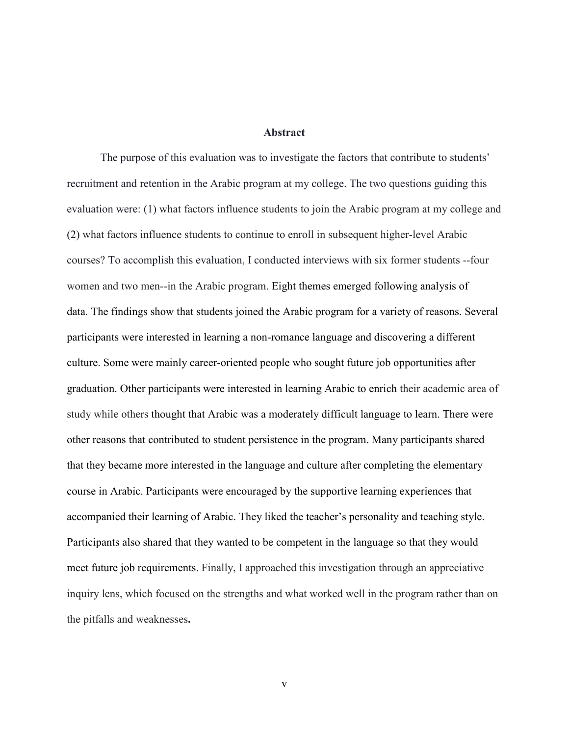# Abstract

The purpose of this evaluation was to investigate the factors that contribute to students' recruitment and retention in the Arabic program at my college. The two questions guiding this evaluation were: (1) what factors influence students to join the Arabic program at my college and (2) what factors influence students to continue to enroll in subsequent higher-level Arabic courses? To accomplish this evaluation, I conducted interviews with six former students --four women and two men--in the Arabic program. Eight themes emerged following analysis of data. The findings show that students joined the Arabic program for a variety of reasons. Several participants were interested in learning a non-romance language and discovering a different culture. Some were mainly career-oriented people who sought future job opportunities after graduation. Other participants were interested in learning Arabic to enrich their academic area of study while others thought that Arabic was a moderately difficult language to learn. There were other reasons that contributed to student persistence in the program. Many participants shared that they became more interested in the language and culture after completing the elementary course in Arabic. Participants were encouraged by the supportive learning experiences that accompanied their learning of Arabic. They liked the teacher's personality and teaching style. Participants also shared that they wanted to be competent in the language so that they would meet future job requirements. Finally, I approached this investigation through an appreciative inquiry lens, which focused on the strengths and what worked well in the program rather than on the pitfalls and weaknesses**.**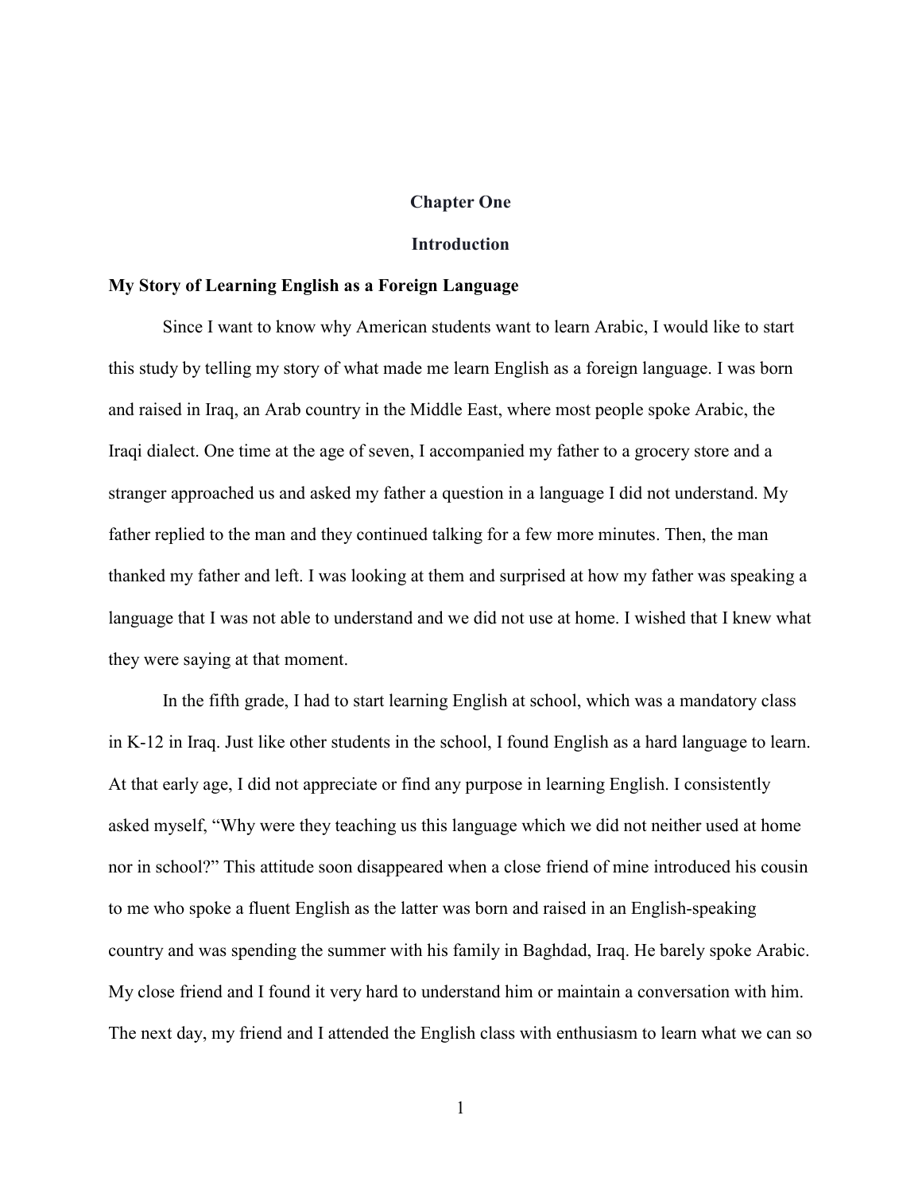# Chapter One

# Introduction

## My Story of Learning English as a Foreign Language

Since I want to know why American students want to learn Arabic, I would like to start this study by telling my story of what made me learn English as a foreign language. I was born and raised in Iraq, an Arab country in the Middle East, where most people spoke Arabic, the Iraqi dialect. One time at the age of seven, I accompanied my father to a grocery store and a stranger approached us and asked my father a question in a language I did not understand. My father replied to the man and they continued talking for a few more minutes. Then, the man thanked my father and left. I was looking at them and surprised at how my father was speaking a language that I was not able to understand and we did not use at home. I wished that I knew what they were saying at that moment.

In the fifth grade, I had to start learning English at school, which was a mandatory class in K-12 in Iraq. Just like other students in the school, I found English as a hard language to learn. At that early age, I did not appreciate or find any purpose in learning English. I consistently asked myself, "Why were they teaching us this language which we did not neither used at home nor in school?" This attitude soon disappeared when a close friend of mine introduced his cousin to me who spoke a fluent English as the latter was born and raised in an English-speaking country and was spending the summer with his family in Baghdad, Iraq. He barely spoke Arabic. My close friend and I found it very hard to understand him or maintain a conversation with him. The next day, my friend and I attended the English class with enthusiasm to learn what we can so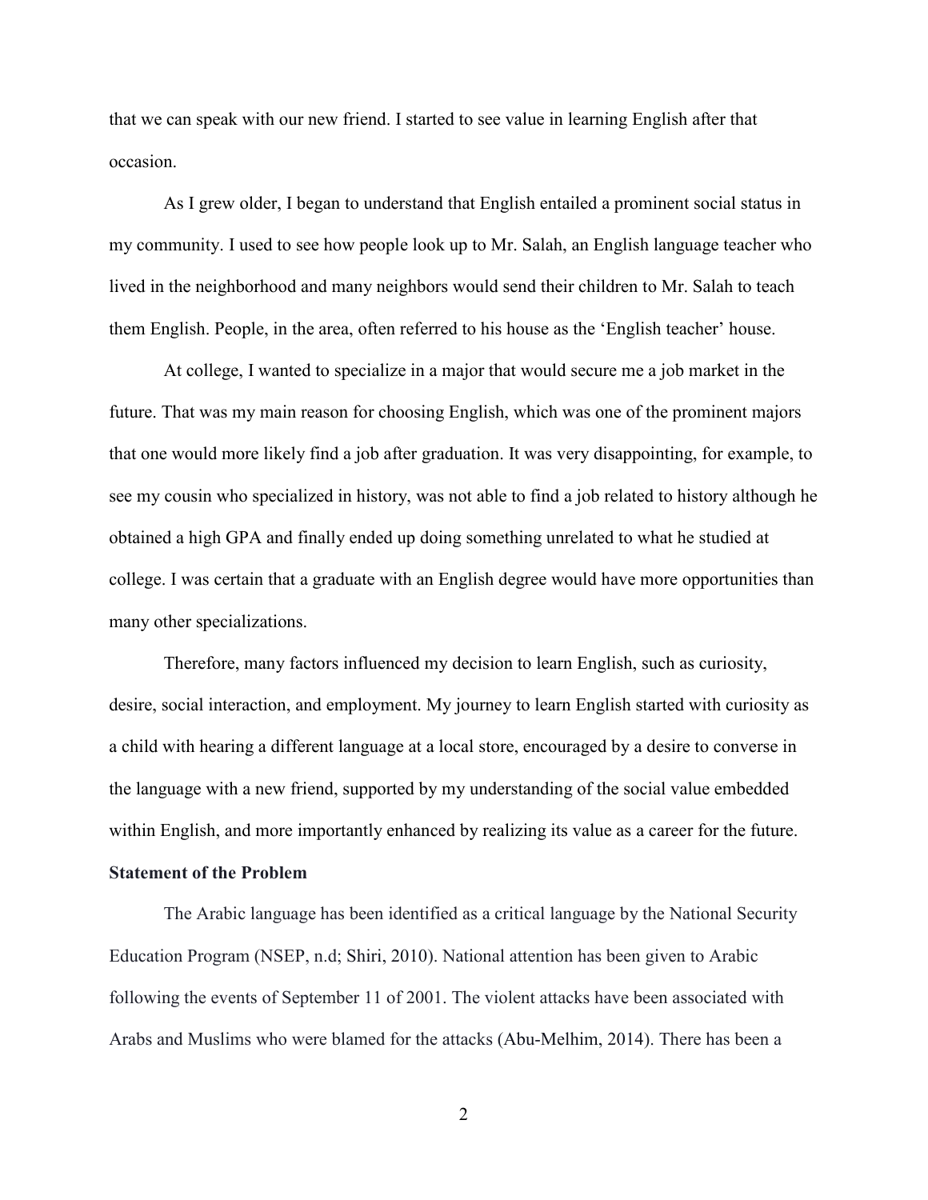that we can speak with our new friend. I started to see value in learning English after that occasion.

As I grew older, I began to understand that English entailed a prominent social status in my community. I used to see how people look up to Mr. Salah, an English language teacher who lived in the neighborhood and many neighbors would send their children to Mr. Salah to teach them English. People, in the area, often referred to his house as the 'English teacher' house.

At college, I wanted to specialize in a major that would secure me a job market in the future. That was my main reason for choosing English, which was one of the prominent majors that one would more likely find a job after graduation. It was very disappointing, for example, to see my cousin who specialized in history, was not able to find a job related to history although he obtained a high GPA and finally ended up doing something unrelated to what he studied at college. I was certain that a graduate with an English degree would have more opportunities than many other specializations.

Therefore, many factors influenced my decision to learn English, such as curiosity, desire, social interaction, and employment. My journey to learn English started with curiosity as a child with hearing a different language at a local store, encouraged by a desire to converse in the language with a new friend, supported by my understanding of the social value embedded within English, and more importantly enhanced by realizing its value as a career for the future.

**Statement of the Problem**

The Arabic language has been identified as a critical language by the National Security Education Program (NSEP, n.d; Shiri, 2010). National attention has been given to Arabic following the events of September 11 of 2001. The violent attacks have been associated with Arabs and Muslims who were blamed for the attacks (Abu-Melhim, 2014). There has been a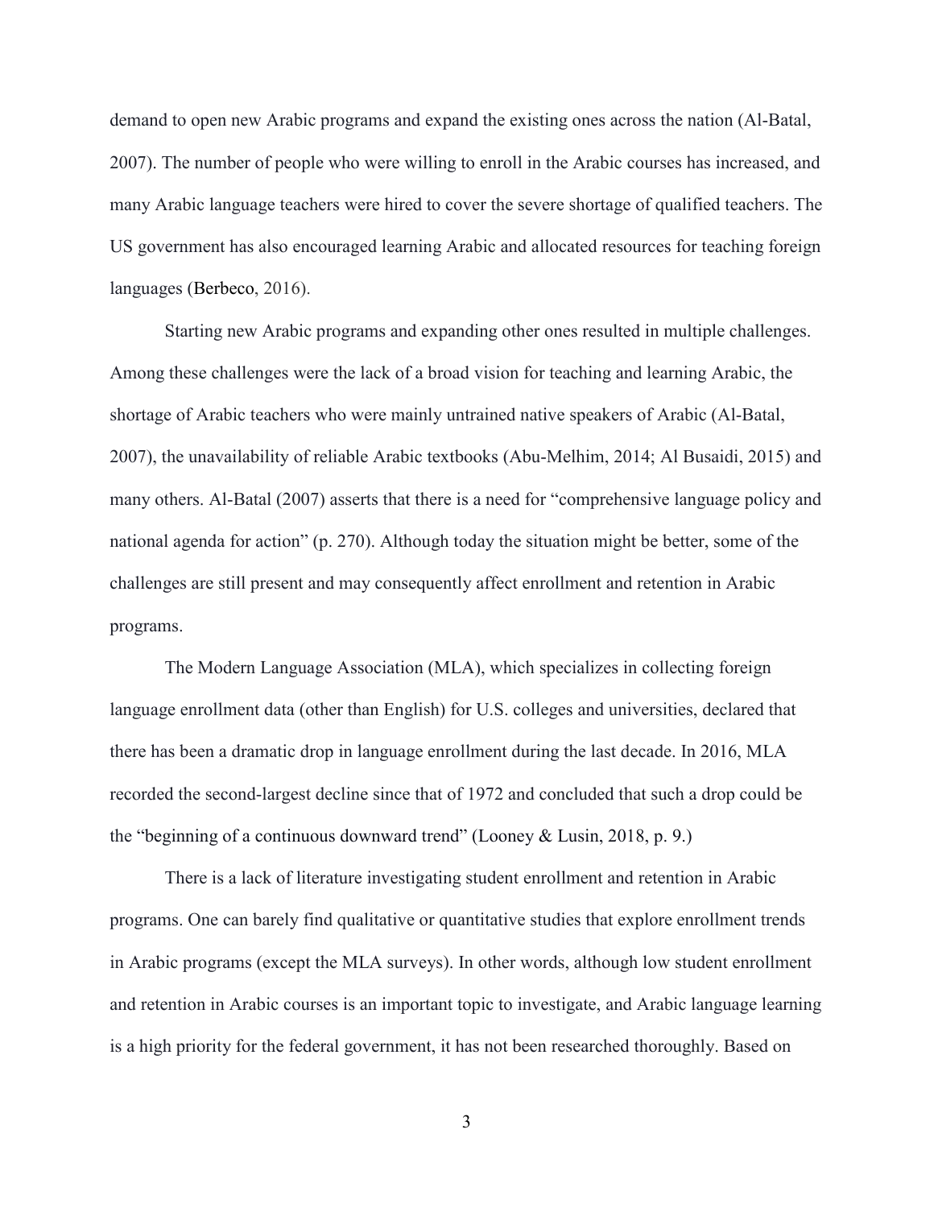demand to open new Arabic programs and expand the existing ones across the nation (Al-Batal, 2007). The number of people who were willing to enroll in the Arabic courses has increased, and many Arabic language teachers were hired to cover the severe shortage of qualified teachers. The US government has also encouraged learning Arabic and allocated resources for teaching foreign languages (Berbeco, 2016).

Starting new Arabic programs and expanding other ones resulted in multiple challenges. Among these challenges were the lack of a broad vision for teaching and learning Arabic, the shortage of Arabic teachers who were mainly untrained native speakers of Arabic (Al-Batal, 2007), the unavailability of reliable Arabic textbooks (Abu-Melhim, 2014; Al Busaidi, 2015) and many others. Al-Batal (2007) asserts that there is a need for "comprehensive language policy and national agenda for action" (p. 270). Although today the situation might be better, some of the challenges are still present and may consequently affect enrollment and retention in Arabic programs.

The Modern Language Association (MLA), which specializes in collecting foreign language enrollment data (other than English) for U.S. colleges and universities, declared that there has been a dramatic drop in language enrollment during the last decade. In 2016, MLA recorded the second-largest decline since that of 1972 and concluded that such a drop could be the "beginning of a continuous downward trend" (Looney & Lusin, 2018, p. 9.)

There is a lack of literature investigating student enrollment and retention in Arabic programs. One can barely find qualitative or quantitative studies that explore enrollment trends in Arabic programs (except the MLA surveys). In other words, although low student enrollment and retention in Arabic courses is an important topic to investigate, and Arabic language learning is a high priority for the federal government, it has not been researched thoroughly. Based on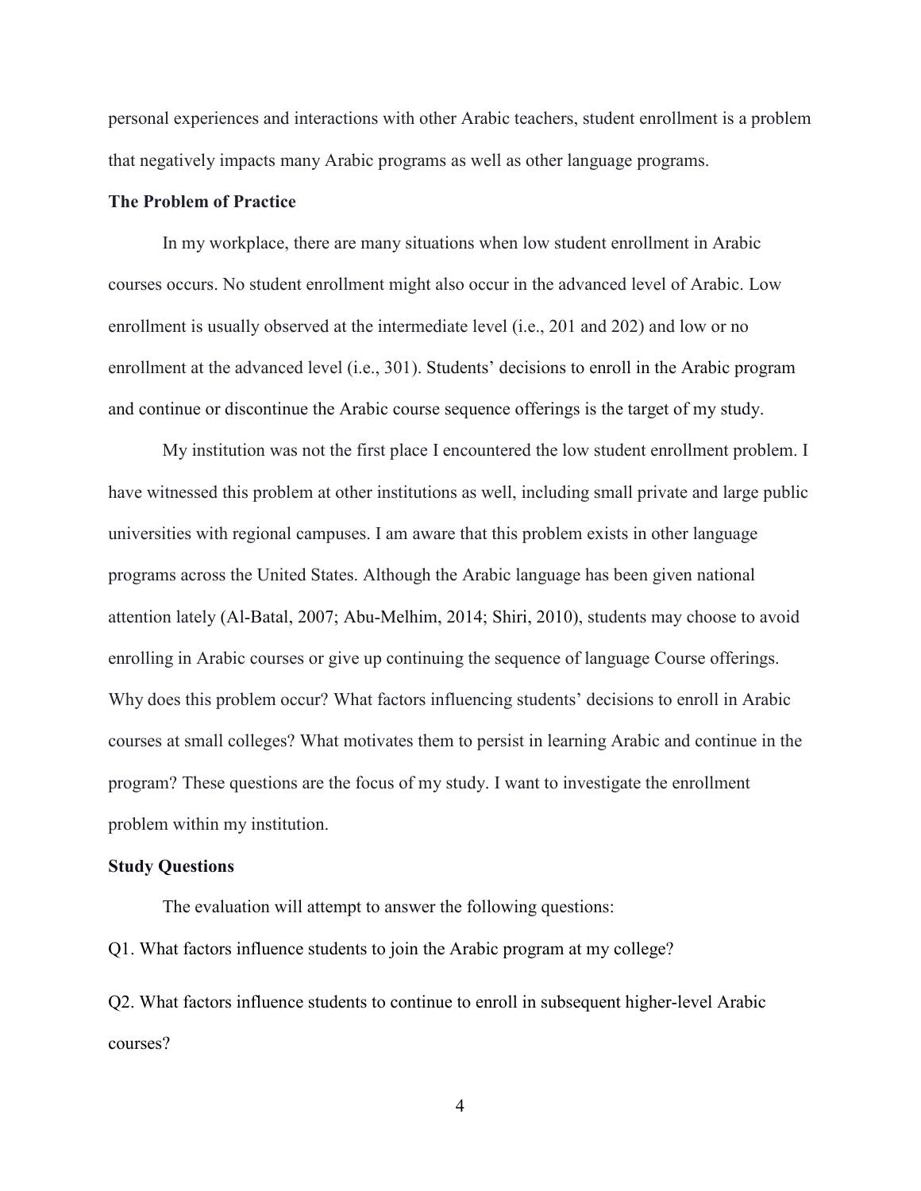personal experiences and interactions with other Arabic teachers, student enrollment is a problem that negatively impacts many Arabic programs as well as other language programs.

### The Problem of Practice

In my workplace, there are many situations when low student enrollment in Arabic courses occurs. No student enrollment might also occur in the advanced level of Arabic. Low enrollment is usually observed at the intermediate level (i.e., 201 and 202) and low or no enrollment at the advanced level (i.e., 301). Students' decisions to enroll in the Arabic program and continue or discontinue the Arabic course sequence offerings is the target of my study.

My institution was not the first place I encountered the low student enrollment problem. I have witnessed this problem at other institutions as well, including small private and large public universities with regional campuses. I am aware that this problem exists in other language programs across the United States. Although the Arabic language has been given national attention lately (Al-Batal, 2007; Abu-Melhim, 2014; Shiri, 2010), students may choose to avoid enrolling in Arabic courses or give up continuing the sequence of language Course offerings. Why does this problem occur? What factors influencing students' decisions to enroll in Arabic courses at small colleges? What motivates them to persist in learning Arabic and continue in the program? These questions are the focus of my study. I want to investigate the enrollment problem within my institution.

### Study Questions

The evaluation will attempt to answer the following questions:

Q1. What factors influence students to join the Arabic program at my college?

Q2. What factors influence students to continue to enroll in subsequent higher-level Arabic courses?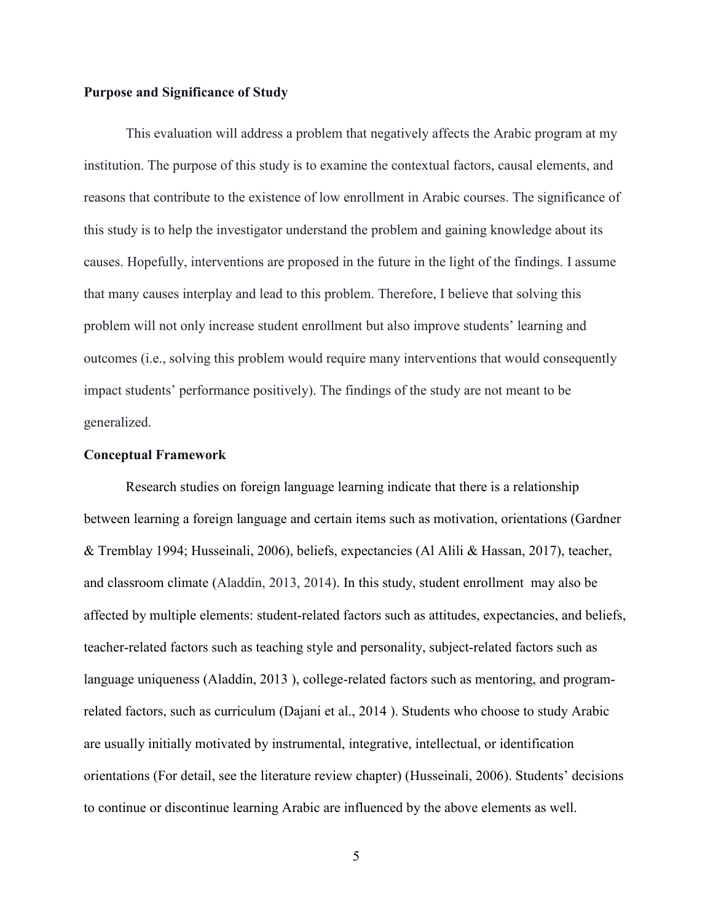**Purpose and Significance of Study**

This evaluation will address a problem that negatively affects the Arabic program at my institution. The purpose of this study is to examine the contextual factors, causal elements, and reasons that contribute to the existence of low enrollment in Arabic courses. The significance of this study is to help the investigator understand the problem and gaining knowledge about its causes. Hopefully, interventions are proposed in the future in the light of the findings. I assume that many causes interplay and lead to this problem. Therefore, I believe that solving this problem will not only increase student enrollment but also improve students' learning and outcomes (i.e., solving this problem would require many interventions that would consequently impact students' performance positively). The findings of the study are not meant to be generalized.

**Conceptual Framework**

Research studies on foreign language learning indicate that there is a relationship between learning a foreign language and certain items such as motivation, orientations (Gardner & Tremblay 1994; Husseinali, 2006), beliefs, expectancies (Al Alili & Hassan, 2017), teacher, and classroom climate (Aladdin, 2013, 2014). In this study, student enrollment may also be affected by multiple elements: student-related factors such as attitudes, expectancies, and beliefs, teacher-related factors such as teaching style and personality, subject-related factors such as language uniqueness (Aladdin, 2013 ), college-related factors such as mentoring, and program-related factors, such as curriculum (Dajani et al., 2014 ). Students who choose to study Arabic are usually initially motivated by instrumental, integrative, intellectual, or identification orientations (For detail, see the literature review chapter) (Husseinali, 2006). Students' decisions to continue or discontinue learning Arabic are influenced by the above elements as well.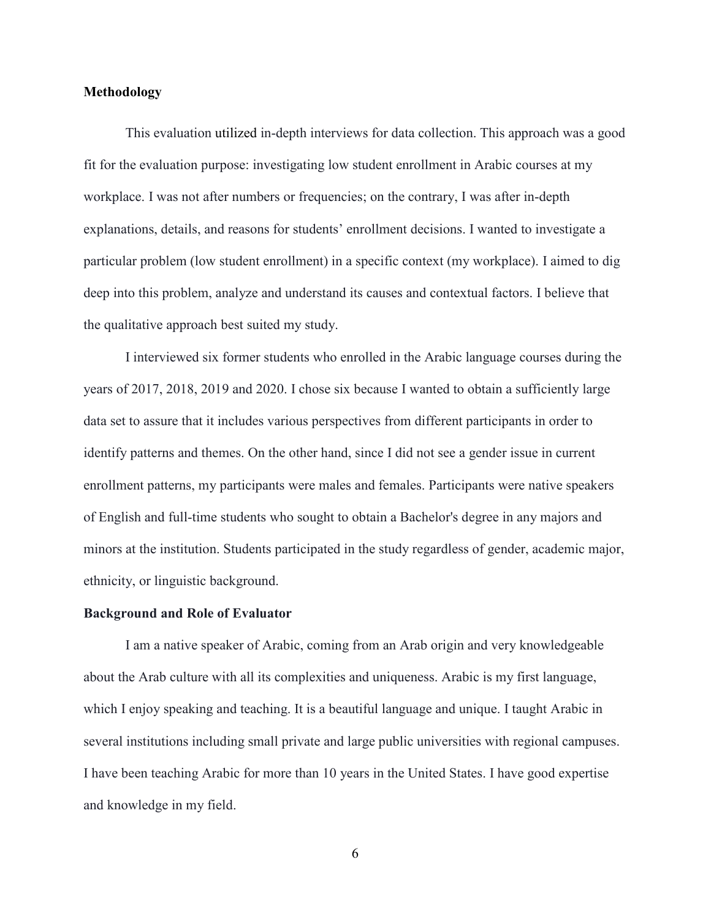**Methodology**

This evaluation utilized in-depth interviews for data collection. This approach was a good fit for the evaluation purpose: investigating low student enrollment in Arabic courses at my workplace. I was not after numbers or frequencies; on the contrary, I was after in-depth explanations, details, and reasons for students' enrollment decisions. I wanted to investigate a particular problem (low student enrollment) in a specific context (my workplace). I aimed to dig deep into this problem, analyze and understand its causes and contextual factors. I believe that the qualitative approach best suited my study.

I interviewed six former students who enrolled in the Arabic language courses during the years of 2017, 2018, 2019 and 2020. I chose six because I wanted to obtain a sufficiently large data set to assure that it includes various perspectives from different participants in order to identify patterns and themes. On the other hand, since I did not see a gender issue in current enrollment patterns, my participants were males and females. Participants were native speakers of English and full-time students who sought to obtain a Bachelor's degree in any majors and minors at the institution. Students participated in the study regardless of gender, academic major, ethnicity, or linguistic background.

**Background and Role of Evaluator**

I am a native speaker of Arabic, coming from an Arab origin and very knowledgeable about the Arab culture with all its complexities and uniqueness. Arabic is my first language, which I enjoy speaking and teaching. It is a beautiful language and unique. I taught Arabic in several institutions including small private and large public universities with regional campuses. I have been teaching Arabic for more than 10 years in the United States. I have good expertise and knowledge in my field.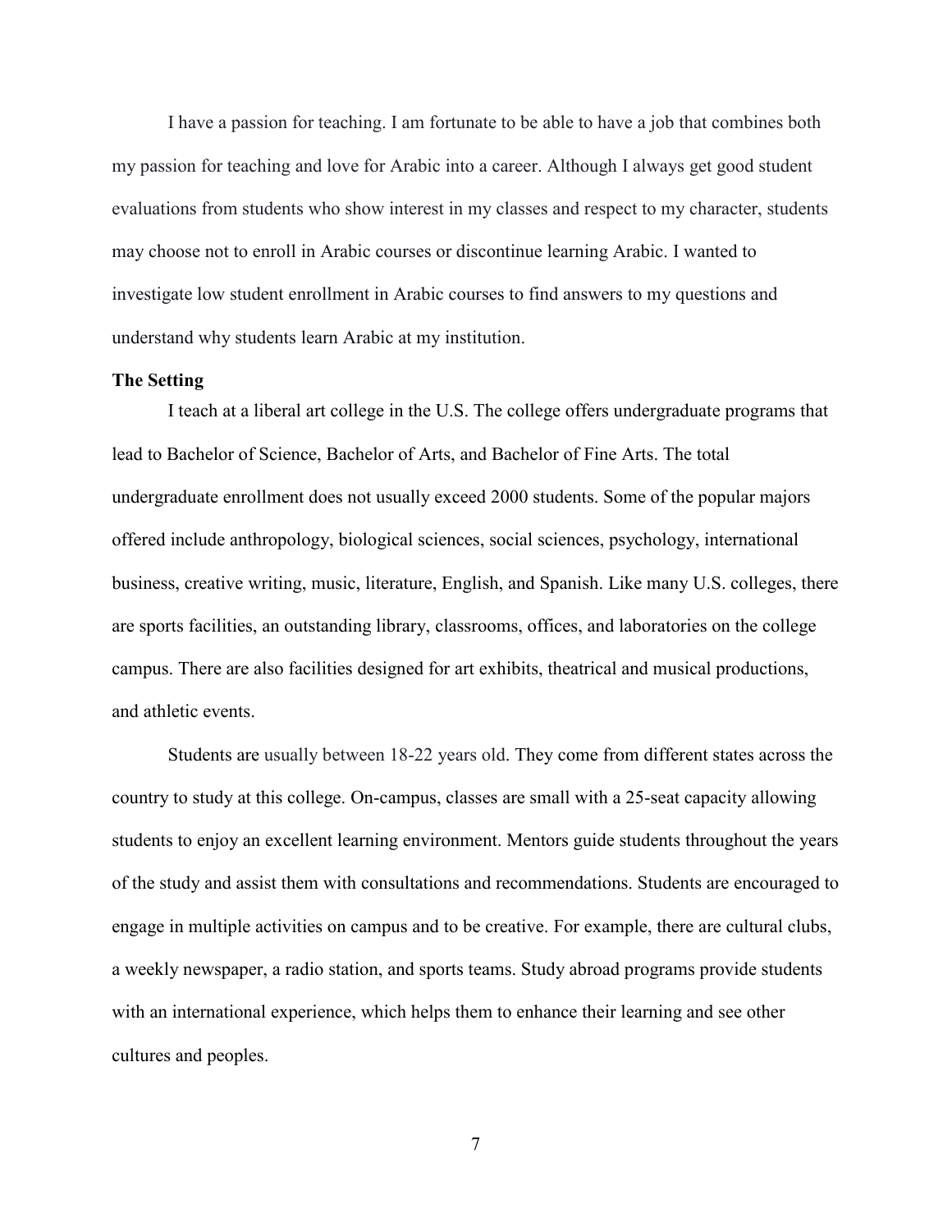I have a passion for teaching. I am fortunate to be able to have a job that combines both my passion for teaching and love for Arabic into a career. Although I always get good student evaluations from students who show interest in my classes and respect to my character, students may choose not to enroll in Arabic courses or discontinue learning Arabic. I wanted to investigate low student enrollment in Arabic courses to find answers to my questions and understand why students learn Arabic at my institution.

**The Setting**

I teach at a liberal art college in the U.S. The college offers undergraduate programs that lead to Bachelor of Science, Bachelor of Arts, and Bachelor of Fine Arts. The total undergraduate enrollment does not usually exceed 2000 students. Some of the popular majors offered include anthropology, biological sciences, social sciences, psychology, international business, creative writing, music, literature, English, and Spanish. Like many U.S. colleges, there are sports facilities, an outstanding library, classrooms, offices, and laboratories on the college campus. There are also facilities designed for art exhibits, theatrical and musical productions, and athletic events.

Students are usually between 18-22 years old. They come from different states across the country to study at this college. On-campus, classes are small with a 25-seat capacity allowing students to enjoy an excellent learning environment. Mentors guide students throughout the years of the study and assist them with consultations and recommendations. Students are encouraged to engage in multiple activities on campus and to be creative. For example, there are cultural clubs, a weekly newspaper, a radio station, and sports teams. Study abroad programs provide students with an international experience, which helps them to enhance their learning and see other cultures and peoples.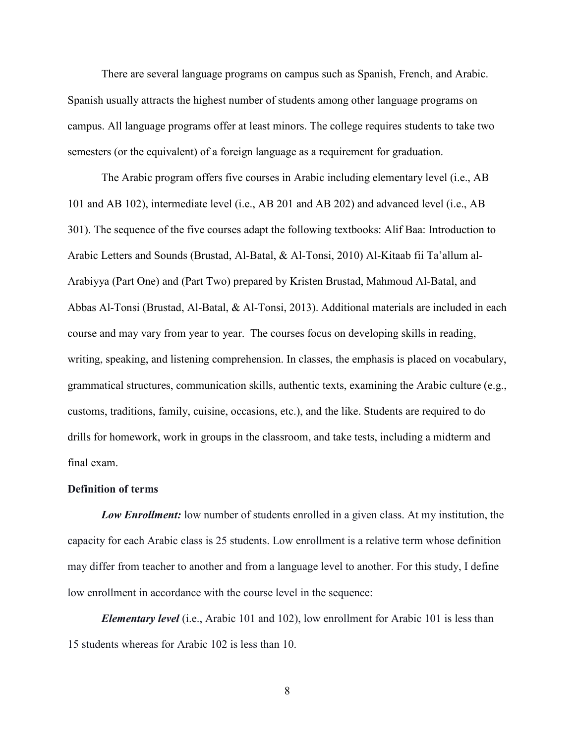There are several language programs on campus such as Spanish, French, and Arabic. Spanish usually attracts the highest number of students among other language programs on campus. All language programs offer at least minors. The college requires students to take two semesters (or the equivalent) of a foreign language as a requirement for graduation.

The Arabic program offers five courses in Arabic including elementary level (i.e., AB 101 and AB 102), intermediate level (i.e., AB 201 and AB 202) and advanced level (i.e., AB 301). The sequence of the five courses adapt the following textbooks: Alif Baa: Introduction to Arabic Letters and Sounds (Brustad, Al-Batal, & Al-Tonsi, 2010) Al-Kitaab fii Ta'allum al-Arabiyya (Part One) and (Part Two) prepared by Kristen Brustad, Mahmoud Al-Batal, and Abbas Al-Tonsi (Brustad, Al-Batal, & Al-Tonsi, 2013). Additional materials are included in each course and may vary from year to year. The courses focus on developing skills in reading, writing, speaking, and listening comprehension. In classes, the emphasis is placed on vocabulary, grammatical structures, communication skills, authentic texts, examining the Arabic culture (e.g., customs, traditions, family, cuisine, occasions, etc.), and the like. Students are required to do drills for homework, work in groups in the classroom, and take tests, including a midterm and final exam.

**Definition of terms**

***Low Enrollment:*** low number of students enrolled in a given class. At my institution, the capacity for each Arabic class is 25 students. Low enrollment is a relative term whose definition may differ from teacher to another and from a language level to another. For this study, I define low enrollment in accordance with the course level in the sequence:

***Elementary level*** (i.e., Arabic 101 and 102), low enrollment for Arabic 101 is less than 15 students whereas for Arabic 102 is less than 10.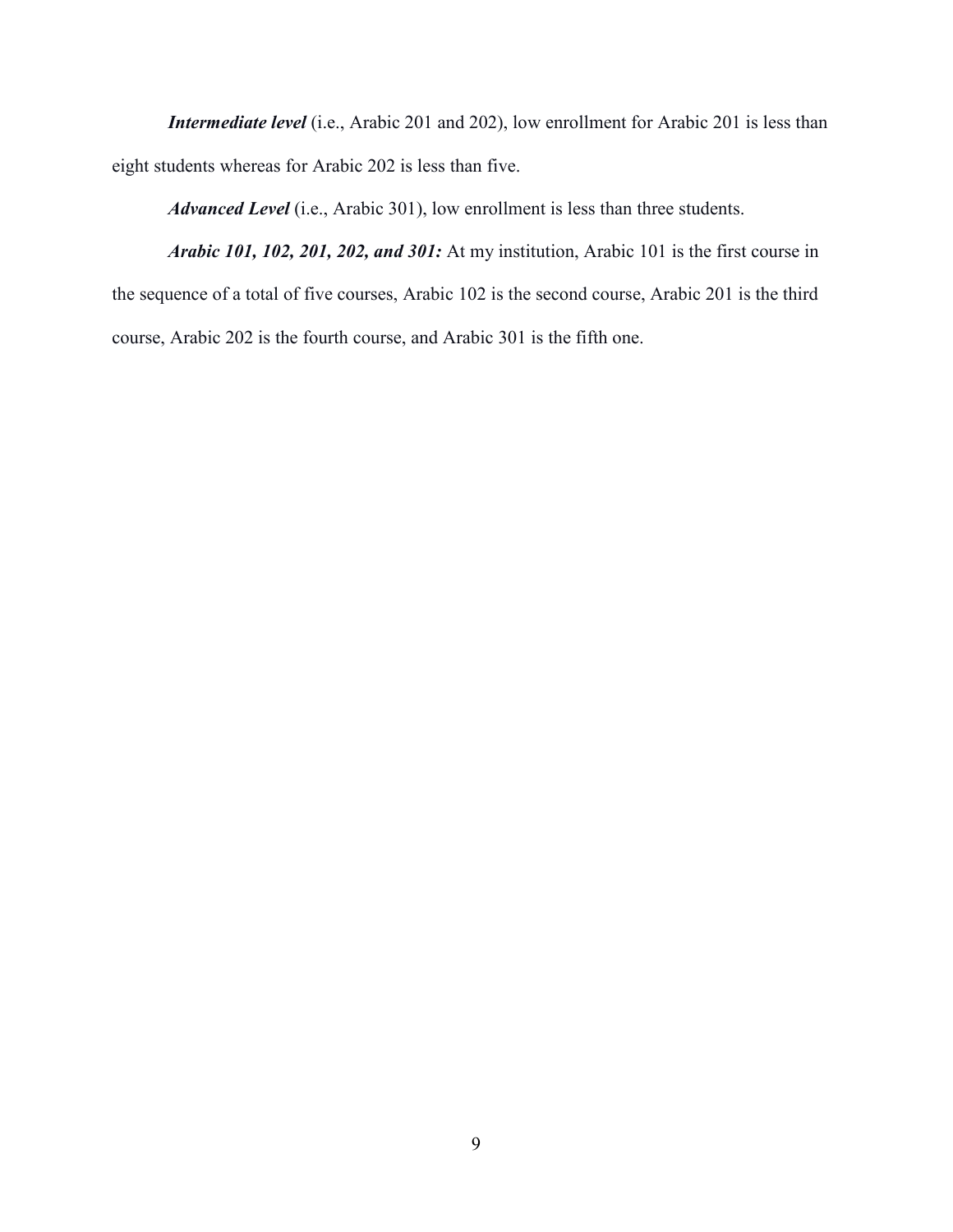***Intermediate level*** (i.e., Arabic 201 and 202), low enrollment for Arabic 201 is less than eight students whereas for Arabic 202 is less than five.

***Advanced Level*** (i.e., Arabic 301), low enrollment is less than three students.

***Arabic 101, 102, 201, 202, and 301:*** At my institution, Arabic 101 is the first course in the sequence of a total of five courses, Arabic 102 is the second course, Arabic 201 is the third course, Arabic 202 is the fourth course, and Arabic 301 is the fifth one.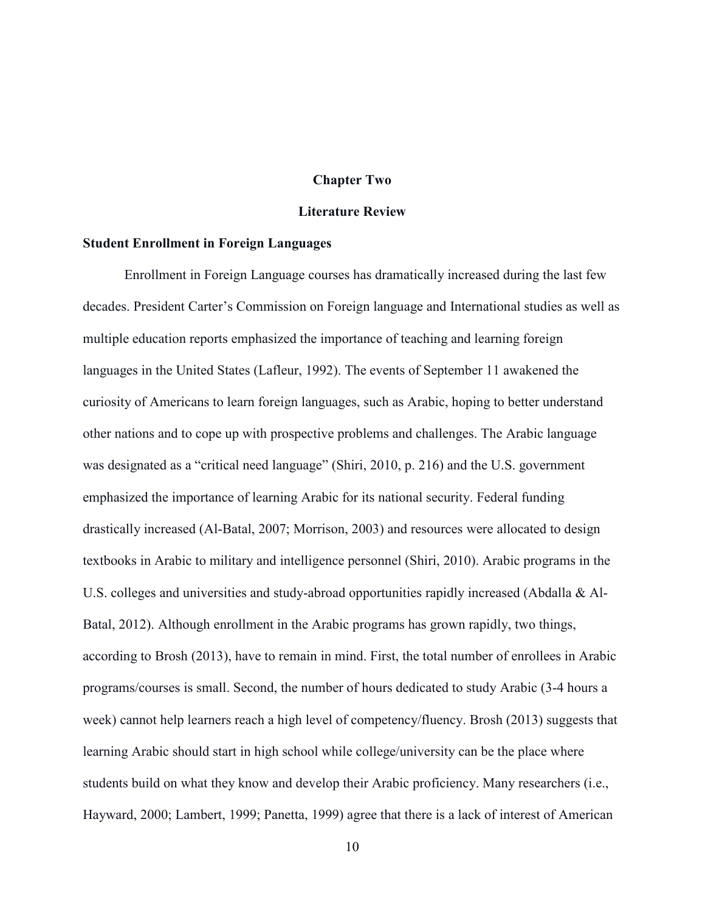# Chapter Two

# Literature Review

## Student Enrollment in Foreign Languages

Enrollment in Foreign Language courses has dramatically increased during the last few decades. President Carter's Commission on Foreign language and International studies as well as multiple education reports emphasized the importance of teaching and learning foreign languages in the United States (Lafleur, 1992). The events of September 11 awakened the curiosity of Americans to learn foreign languages, such as Arabic, hoping to better understand other nations and to cope up with prospective problems and challenges. The Arabic language was designated as a "critical need language" (Shiri, 2010, p. 216) and the U.S. government emphasized the importance of learning Arabic for its national security. Federal funding drastically increased (Al-Batal, 2007; Morrison, 2003) and resources were allocated to design textbooks in Arabic to military and intelligence personnel (Shiri, 2010). Arabic programs in the U.S. colleges and universities and study-abroad opportunities rapidly increased (Abdalla & Al-Batal, 2012). Although enrollment in the Arabic programs has grown rapidly, two things, according to Brosh (2013), have to remain in mind. First, the total number of enrollees in Arabic programs/courses is small. Second, the number of hours dedicated to study Arabic (3-4 hours a week) cannot help learners reach a high level of competency/fluency. Brosh (2013) suggests that learning Arabic should start in high school while college/university can be the place where students build on what they know and develop their Arabic proficiency. Many researchers (i.e., Hayward, 2000; Lambert, 1999; Panetta, 1999) agree that there is a lack of interest of American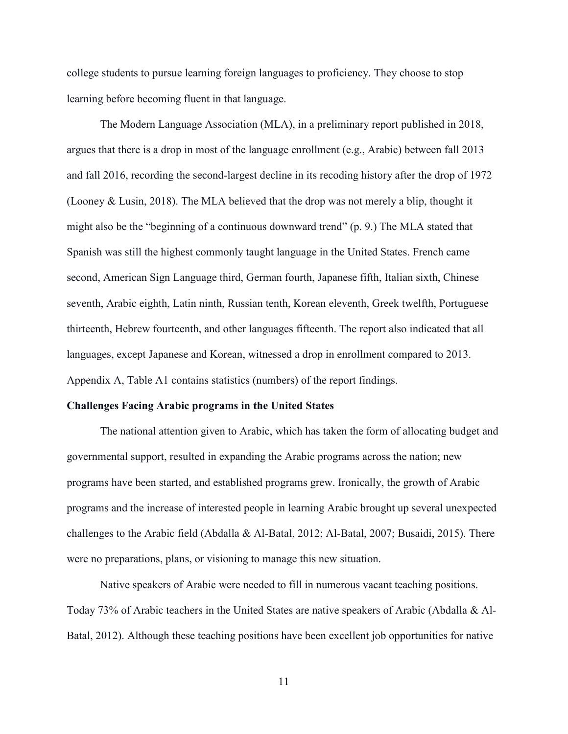college students to pursue learning foreign languages to proficiency. They choose to stop learning before becoming fluent in that language.

The Modern Language Association (MLA), in a preliminary report published in 2018, argues that there is a drop in most of the language enrollment (e.g., Arabic) between fall 2013 and fall 2016, recording the second-largest decline in its recoding history after the drop of 1972 (Looney & Lusin, 2018). The MLA believed that the drop was not merely a blip, thought it might also be the "beginning of a continuous downward trend" (p. 9.) The MLA stated that Spanish was still the highest commonly taught language in the United States. French came second, American Sign Language third, German fourth, Japanese fifth, Italian sixth, Chinese seventh, Arabic eighth, Latin ninth, Russian tenth, Korean eleventh, Greek twelfth, Portuguese thirteenth, Hebrew fourteenth, and other languages fifteenth. The report also indicated that all languages, except Japanese and Korean, witnessed a drop in enrollment compared to 2013. Appendix A, Table A1 contains statistics (numbers) of the report findings.

**Challenges Facing Arabic programs in the United States**

The national attention given to Arabic, which has taken the form of allocating budget and governmental support, resulted in expanding the Arabic programs across the nation; new programs have been started, and established programs grew. Ironically, the growth of Arabic programs and the increase of interested people in learning Arabic brought up several unexpected challenges to the Arabic field (Abdalla & Al-Batal, 2012; Al-Batal, 2007; Busaidi, 2015). There were no preparations, plans, or visioning to manage this new situation.

Native speakers of Arabic were needed to fill in numerous vacant teaching positions. Today 73% of Arabic teachers in the United States are native speakers of Arabic (Abdalla & Al-Batal, 2012). Although these teaching positions have been excellent job opportunities for native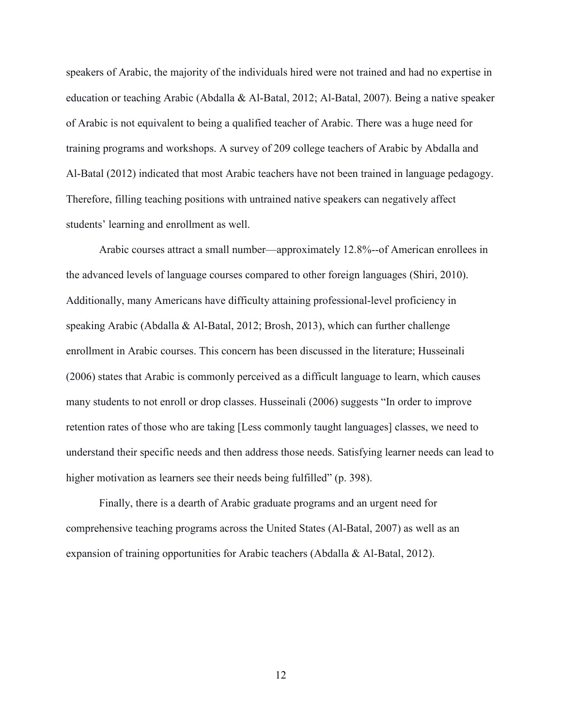speakers of Arabic, the majority of the individuals hired were not trained and had no expertise in education or teaching Arabic (Abdalla & Al-Batal, 2012; Al-Batal, 2007). Being a native speaker of Arabic is not equivalent to being a qualified teacher of Arabic. There was a huge need for training programs and workshops. A survey of 209 college teachers of Arabic by Abdalla and Al-Batal (2012) indicated that most Arabic teachers have not been trained in language pedagogy. Therefore, filling teaching positions with untrained native speakers can negatively affect students' learning and enrollment as well.

Arabic courses attract a small number—approximately 12.8%--of American enrollees in the advanced levels of language courses compared to other foreign languages (Shiri, 2010). Additionally, many Americans have difficulty attaining professional-level proficiency in speaking Arabic (Abdalla & Al-Batal, 2012; Brosh, 2013), which can further challenge enrollment in Arabic courses. This concern has been discussed in the literature; Husseinali (2006) states that Arabic is commonly perceived as a difficult language to learn, which causes many students to not enroll or drop classes. Husseinali (2006) suggests "In order to improve retention rates of those who are taking [Less commonly taught languages] classes, we need to understand their specific needs and then address those needs. Satisfying learner needs can lead to higher motivation as learners see their needs being fulfilled" (p. 398).

Finally, there is a dearth of Arabic graduate programs and an urgent need for comprehensive teaching programs across the United States (Al-Batal, 2007) as well as an expansion of training opportunities for Arabic teachers (Abdalla & Al-Batal, 2012).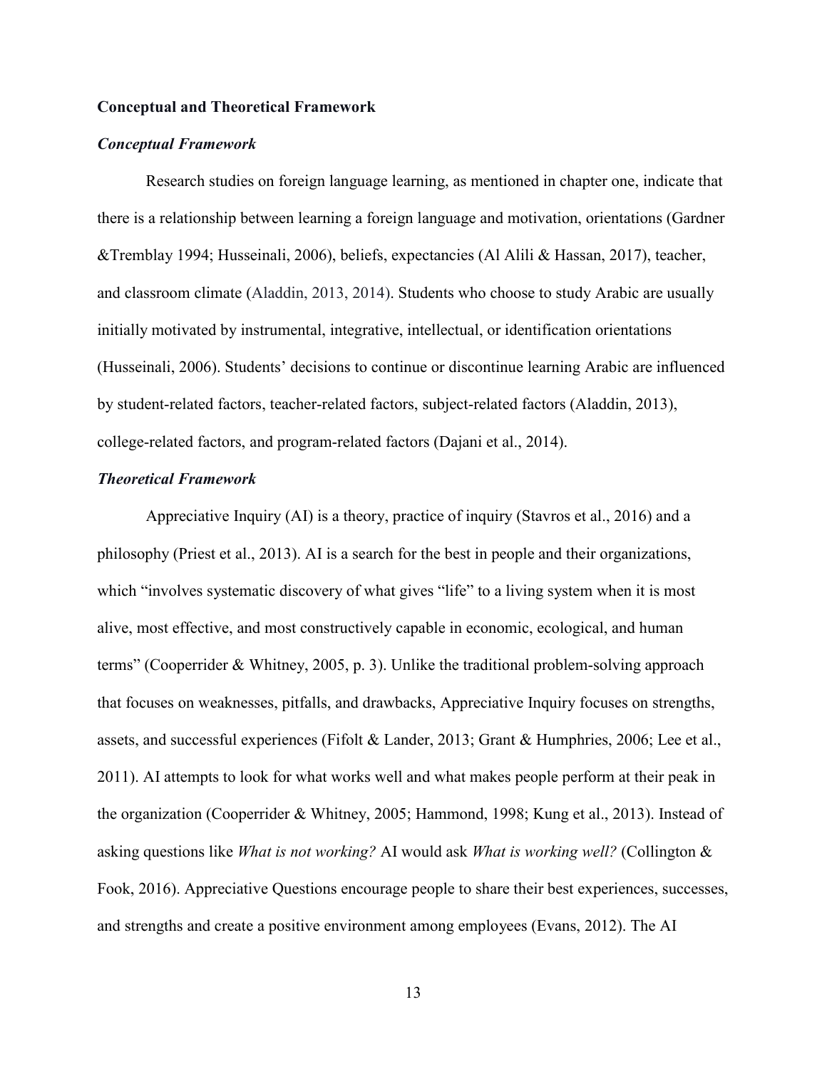**Conceptual and Theoretical Framework**

***Conceptual Framework***

Research studies on foreign language learning, as mentioned in chapter one, indicate that there is a relationship between learning a foreign language and motivation, orientations (Gardner &Tremblay 1994; Husseinali, 2006), beliefs, expectancies (Al Alili & Hassan, 2017), teacher, and classroom climate (Aladdin, 2013, 2014). Students who choose to study Arabic are usually initially motivated by instrumental, integrative, intellectual, or identification orientations (Husseinali, 2006). Students' decisions to continue or discontinue learning Arabic are influenced by student-related factors, teacher-related factors, subject-related factors (Aladdin, 2013), college-related factors, and program-related factors (Dajani et al., 2014).

***Theoretical Framework***

Appreciative Inquiry (AI) is a theory, practice of inquiry (Stavros et al., 2016) and a philosophy (Priest et al., 2013). AI is a search for the best in people and their organizations, which "involves systematic discovery of what gives "life" to a living system when it is most alive, most effective, and most constructively capable in economic, ecological, and human terms" (Cooperrider & Whitney, 2005, p. 3). Unlike the traditional problem-solving approach that focuses on weaknesses, pitfalls, and drawbacks, Appreciative Inquiry focuses on strengths, assets, and successful experiences (Fifolt & Lander, 2013; Grant & Humphries, 2006; Lee et al., 2011). AI attempts to look for what works well and what makes people perform at their peak in the organization (Cooperrider & Whitney, 2005; Hammond, 1998; Kung et al., 2013). Instead of asking questions like *What is not working?* AI would ask *What is working well?* (Collington & Fook, 2016). Appreciative Questions encourage people to share their best experiences, successes, and strengths and create a positive environment among employees (Evans, 2012). The AI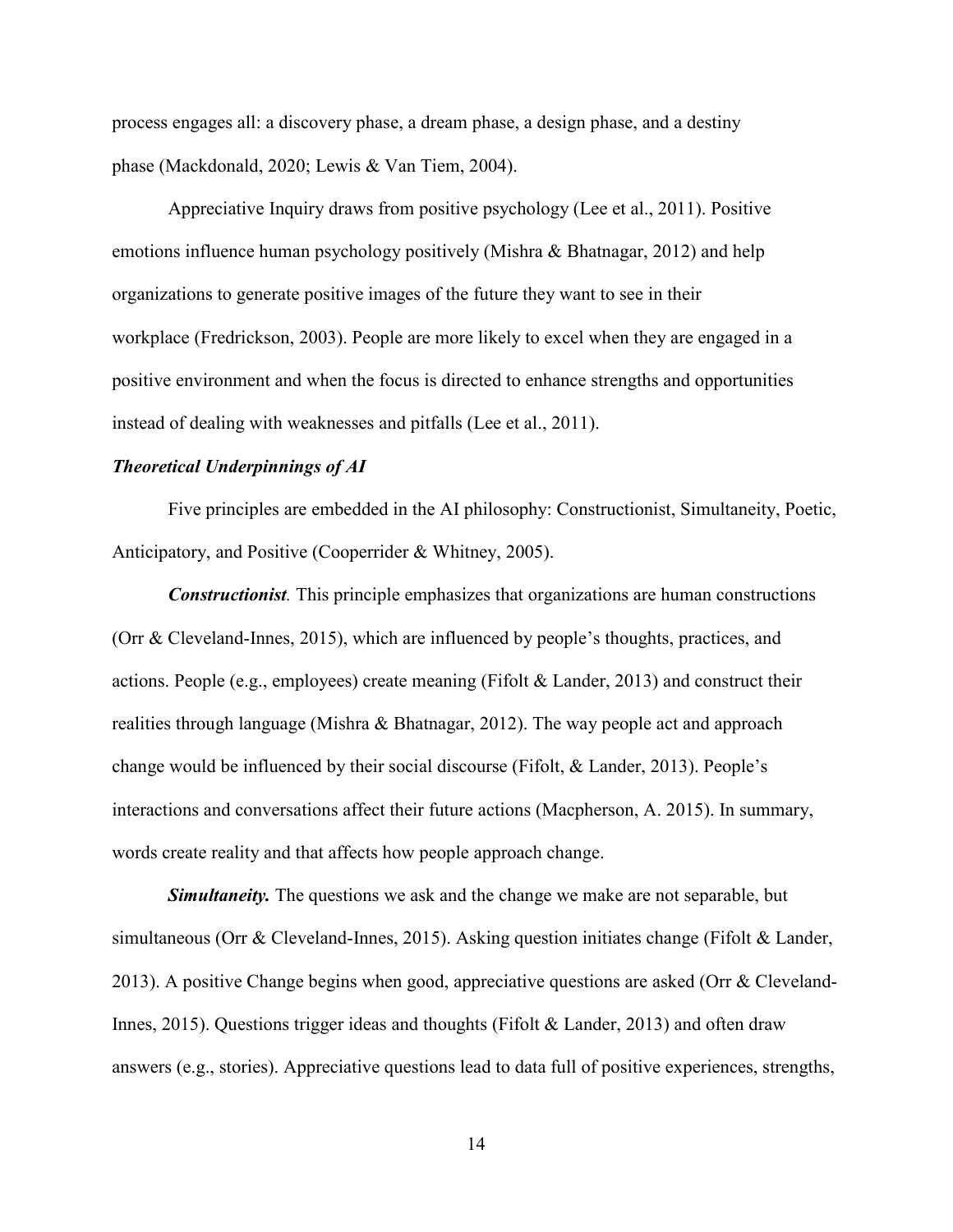process engages all: a discovery phase, a dream phase, a design phase, and a destiny phase (Mackdonald, 2020; Lewis & Van Tiem, 2004).

Appreciative Inquiry draws from positive psychology (Lee et al., 2011). Positive emotions influence human psychology positively (Mishra & Bhatnagar, 2012) and help organizations to generate positive images of the future they want to see in their workplace (Fredrickson, 2003). People are more likely to excel when they are engaged in a positive environment and when the focus is directed to enhance strengths and opportunities instead of dealing with weaknesses and pitfalls (Lee et al., 2011).

### *Theoretical Underpinnings of AI*

Five principles are embedded in the AI philosophy: Constructionist, Simultaneity, Poetic, Anticipatory, and Positive (Cooperrider & Whitney, 2005).

***Constructionist***. This principle emphasizes that organizations are human constructions (Orr & Cleveland-Innes, 2015), which are influenced by people's thoughts, practices, and actions. People (e.g., employees) create meaning (Fifolt & Lander, 2013) and construct their realities through language (Mishra & Bhatnagar, 2012). The way people act and approach change would be influenced by their social discourse (Fifolt, & Lander, 2013). People's interactions and conversations affect their future actions (Macpherson, A. 2015). In summary, words create reality and that affects how people approach change.

***Simultaneity.*** The questions we ask and the change we make are not separable, but simultaneous (Orr & Cleveland-Innes, 2015). Asking question initiates change (Fifolt & Lander, 2013). A positive Change begins when good, appreciative questions are asked (Orr & Cleveland-Innes, 2015). Questions trigger ideas and thoughts (Fifolt & Lander, 2013) and often draw answers (e.g., stories). Appreciative questions lead to data full of positive experiences, strengths,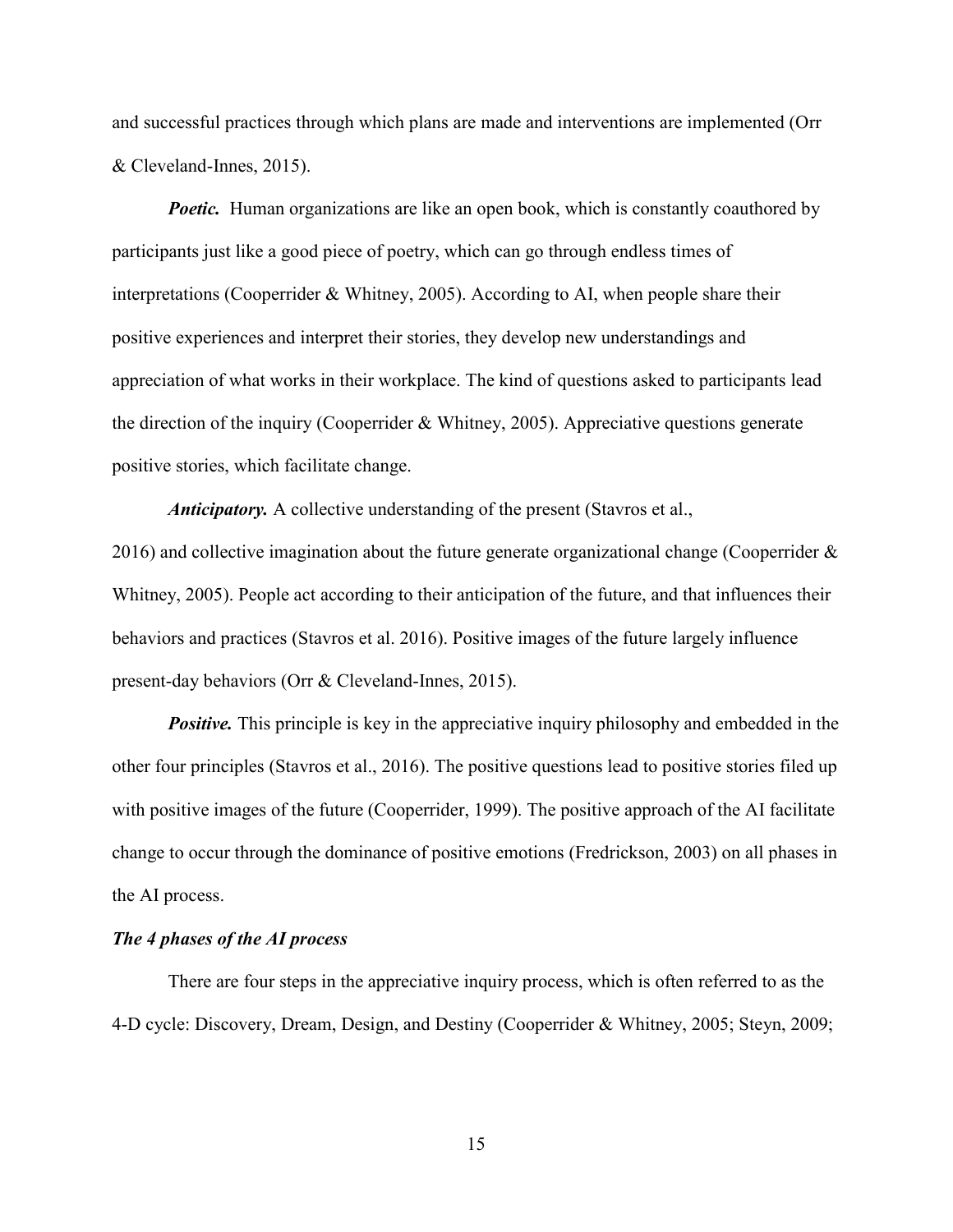and successful practices through which plans are made and interventions are implemented (Orr & Cleveland-Innes, 2015).

***Poetic.*** Human organizations are like an open book, which is constantly coauthored by participants just like a good piece of poetry, which can go through endless times of interpretations (Cooperrider & Whitney, 2005). According to AI, when people share their positive experiences and interpret their stories, they develop new understandings and appreciation of what works in their workplace. The kind of questions asked to participants lead the direction of the inquiry (Cooperrider & Whitney, 2005). Appreciative questions generate positive stories, which facilitate change.

***Anticipatory.*** A collective understanding of the present (Stavros et al., 2016) and collective imagination about the future generate organizational change (Cooperrider & Whitney, 2005). People act according to their anticipation of the future, and that influences their behaviors and practices (Stavros et al. 2016). Positive images of the future largely influence present-day behaviors (Orr & Cleveland-Innes, 2015).

***Positive.*** This principle is key in the appreciative inquiry philosophy and embedded in the other four principles (Stavros et al., 2016). The positive questions lead to positive stories filed up with positive images of the future (Cooperrider, 1999). The positive approach of the AI facilitate change to occur through the dominance of positive emotions (Fredrickson, 2003) on all phases in the AI process.

***The 4 phases of the AI process***

There are four steps in the appreciative inquiry process, which is often referred to as the 4-D cycle: Discovery, Dream, Design, and Destiny (Cooperrider & Whitney, 2005; Steyn, 2009;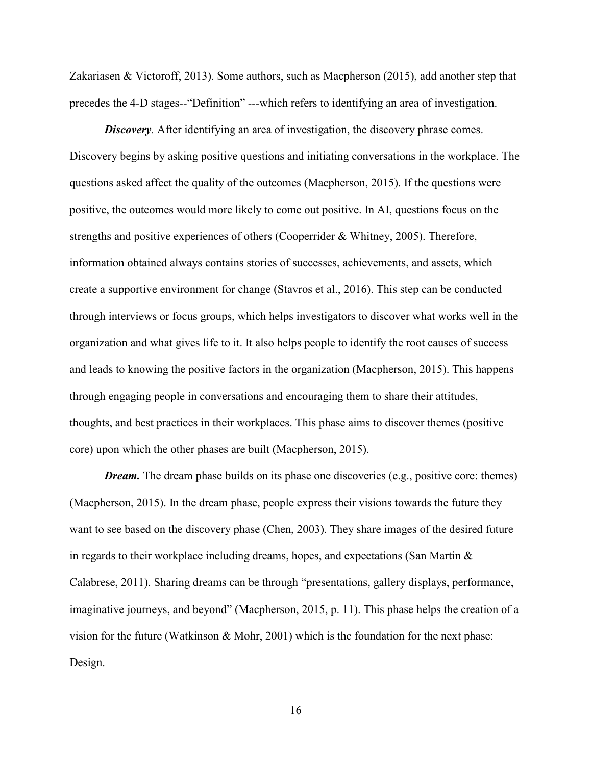Zakariasen & Victoroff, 2013). Some authors, such as Macpherson (2015), add another step that precedes the 4-D stages--"Definition" ---which refers to identifying an area of investigation.

***Discovery**.* After identifying an area of investigation, the discovery phrase comes. Discovery begins by asking positive questions and initiating conversations in the workplace. The questions asked affect the quality of the outcomes (Macpherson, 2015). If the questions were positive, the outcomes would more likely to come out positive. In AI, questions focus on the strengths and positive experiences of others (Cooperrider & Whitney, 2005). Therefore, information obtained always contains stories of successes, achievements, and assets, which create a supportive environment for change (Stavros et al., 2016). This step can be conducted through interviews or focus groups, which helps investigators to discover what works well in the organization and what gives life to it. It also helps people to identify the root causes of success and leads to knowing the positive factors in the organization (Macpherson, 2015). This happens through engaging people in conversations and encouraging them to share their attitudes, thoughts, and best practices in their workplaces. This phase aims to discover themes (positive core) upon which the other phases are built (Macpherson, 2015).

***Dream.*** The dream phase builds on its phase one discoveries (e.g., positive core: themes) (Macpherson, 2015). In the dream phase, people express their visions towards the future they want to see based on the discovery phase (Chen, 2003). They share images of the desired future in regards to their workplace including dreams, hopes, and expectations (San Martin & Calabrese, 2011). Sharing dreams can be through "presentations, gallery displays, performance, imaginative journeys, and beyond" (Macpherson, 2015, p. 11). This phase helps the creation of a vision for the future (Watkinson & Mohr, 2001) which is the foundation for the next phase: Design.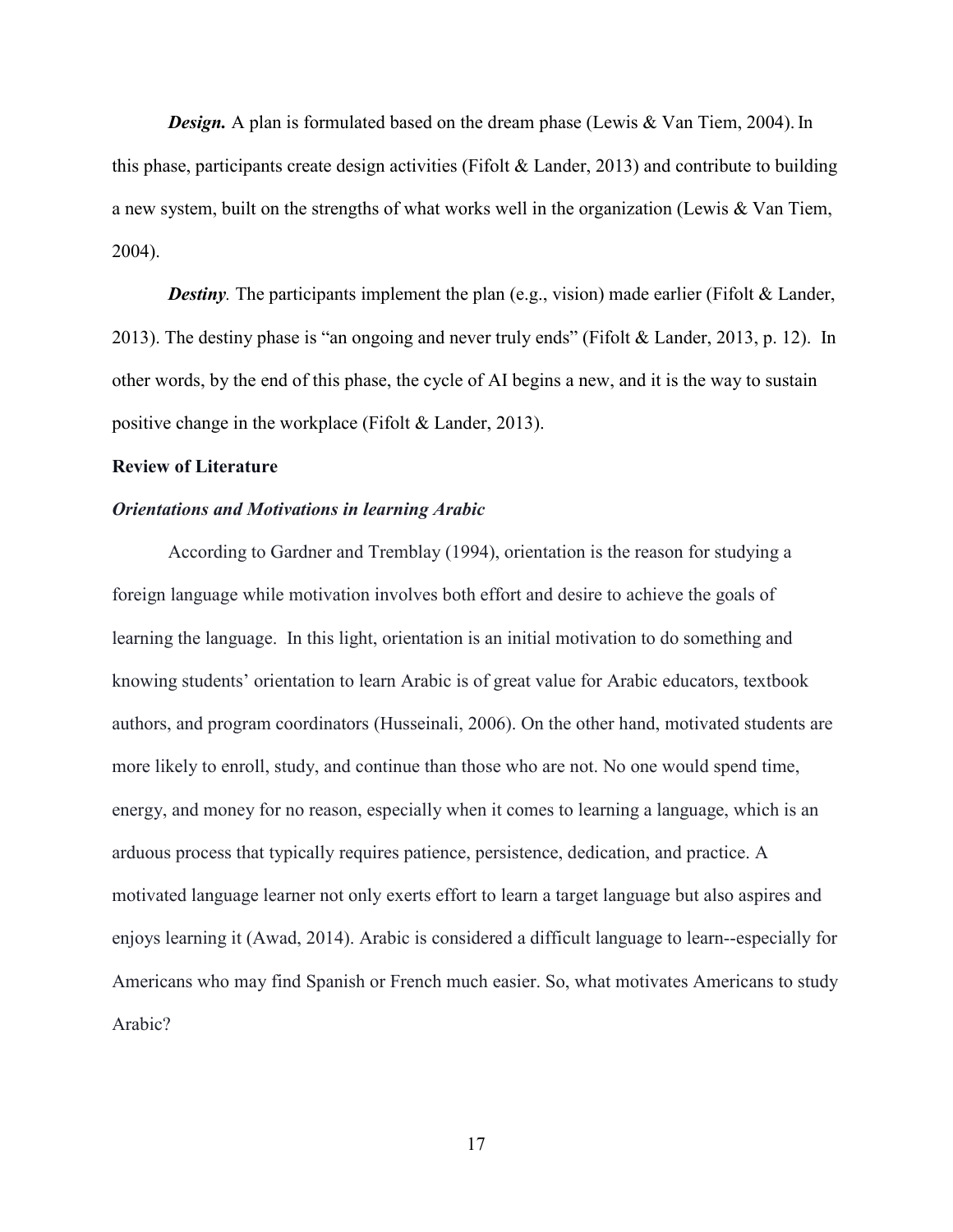***Design.*** A plan is formulated based on the dream phase (Lewis & Van Tiem, 2004). In this phase, participants create design activities (Fifolt & Lander, 2013) and contribute to building a new system, built on the strengths of what works well in the organization (Lewis & Van Tiem, 2004).

***Destiny.*** The participants implement the plan (e.g., vision) made earlier (Fifolt & Lander, 2013). The destiny phase is "an ongoing and never truly ends" (Fifolt & Lander, 2013, p. 12). In other words, by the end of this phase, the cycle of AI begins a new, and it is the way to sustain positive change in the workplace (Fifolt & Lander, 2013).

## Review of Literature

### *Orientations and Motivations in learning Arabic*

According to Gardner and Tremblay (1994), orientation is the reason for studying a foreign language while motivation involves both effort and desire to achieve the goals of learning the language. In this light, orientation is an initial motivation to do something and knowing students' orientation to learn Arabic is of great value for Arabic educators, textbook authors, and program coordinators (Husseinali, 2006). On the other hand, motivated students are more likely to enroll, study, and continue than those who are not. No one would spend time, energy, and money for no reason, especially when it comes to learning a language, which is an arduous process that typically requires patience, persistence, dedication, and practice. A motivated language learner not only exerts effort to learn a target language but also aspires and enjoys learning it (Awad, 2014). Arabic is considered a difficult language to learn--especially for Americans who may find Spanish or French much easier. So, what motivates Americans to study Arabic?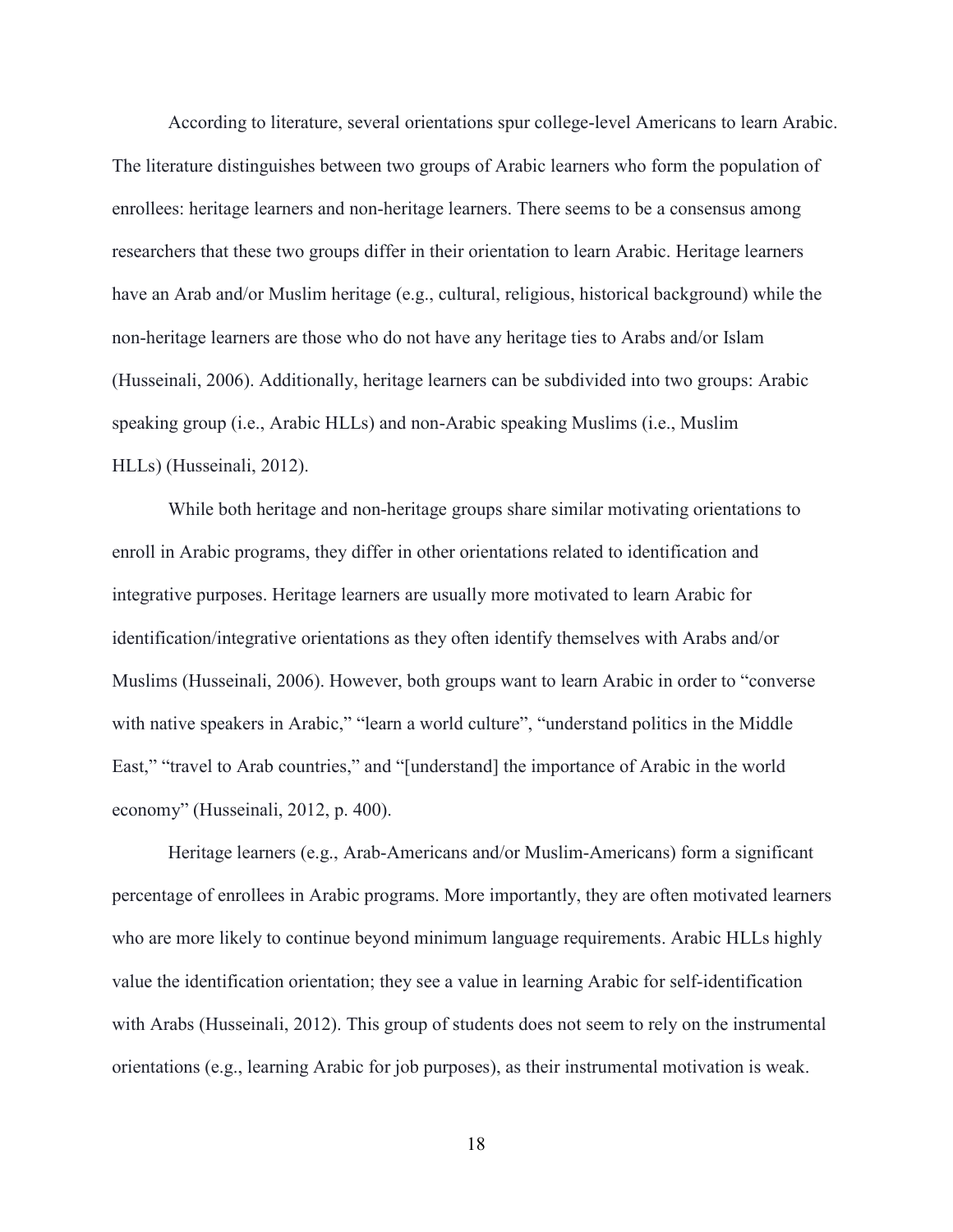According to literature, several orientations spur college-level Americans to learn Arabic. The literature distinguishes between two groups of Arabic learners who form the population of enrollees: heritage learners and non-heritage learners. There seems to be a consensus among researchers that these two groups differ in their orientation to learn Arabic. Heritage learners have an Arab and/or Muslim heritage (e.g., cultural, religious, historical background) while the non-heritage learners are those who do not have any heritage ties to Arabs and/or Islam (Husseinali, 2006). Additionally, heritage learners can be subdivided into two groups: Arabic speaking group (i.e., Arabic HLLs) and non-Arabic speaking Muslims (i.e., Muslim HLLs) (Husseinali, 2012).

While both heritage and non-heritage groups share similar motivating orientations to enroll in Arabic programs, they differ in other orientations related to identification and integrative purposes. Heritage learners are usually more motivated to learn Arabic for identification/integrative orientations as they often identify themselves with Arabs and/or Muslims (Husseinali, 2006). However, both groups want to learn Arabic in order to "converse with native speakers in Arabic," "learn a world culture", "understand politics in the Middle East," "travel to Arab countries," and "[understand] the importance of Arabic in the world economy" (Husseinali, 2012, p. 400).

Heritage learners (e.g., Arab-Americans and/or Muslim-Americans) form a significant percentage of enrollees in Arabic programs. More importantly, they are often motivated learners who are more likely to continue beyond minimum language requirements. Arabic HLLs highly value the identification orientation; they see a value in learning Arabic for self-identification with Arabs (Husseinali, 2012). This group of students does not seem to rely on the instrumental orientations (e.g., learning Arabic for job purposes), as their instrumental motivation is weak.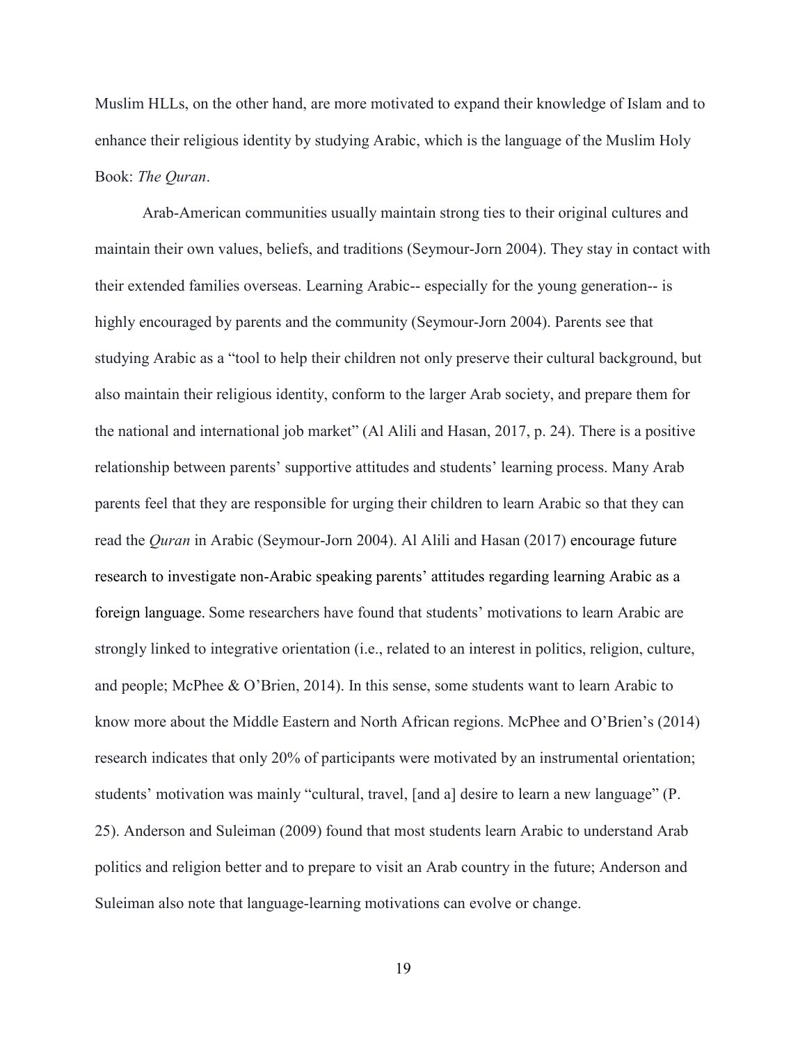Muslim HLLs, on the other hand, are more motivated to expand their knowledge of Islam and to enhance their religious identity by studying Arabic, which is the language of the Muslim Holy Book: *The Quran*.

Arab-American communities usually maintain strong ties to their original cultures and maintain their own values, beliefs, and traditions (Seymour-Jorn 2004). They stay in contact with their extended families overseas. Learning Arabic-- especially for the young generation-- is highly encouraged by parents and the community (Seymour-Jorn 2004). Parents see that studying Arabic as a "tool to help their children not only preserve their cultural background, but also maintain their religious identity, conform to the larger Arab society, and prepare them for the national and international job market" (Al Alili and Hasan, 2017, p. 24). There is a positive relationship between parents' supportive attitudes and students' learning process. Many Arab parents feel that they are responsible for urging their children to learn Arabic so that they can read the *Quran* in Arabic (Seymour-Jorn 2004). Al Alili and Hasan (2017) encourage future research to investigate non-Arabic speaking parents' attitudes regarding learning Arabic as a foreign language. Some researchers have found that students' motivations to learn Arabic are strongly linked to integrative orientation (i.e., related to an interest in politics, religion, culture, and people; McPhee & O'Brien, 2014). In this sense, some students want to learn Arabic to know more about the Middle Eastern and North African regions. McPhee and O'Brien's (2014) research indicates that only 20% of participants were motivated by an instrumental orientation; students' motivation was mainly "cultural, travel, [and a] desire to learn a new language" (P. 25). Anderson and Suleiman (2009) found that most students learn Arabic to understand Arab politics and religion better and to prepare to visit an Arab country in the future; Anderson and Suleiman also note that language-learning motivations can evolve or change.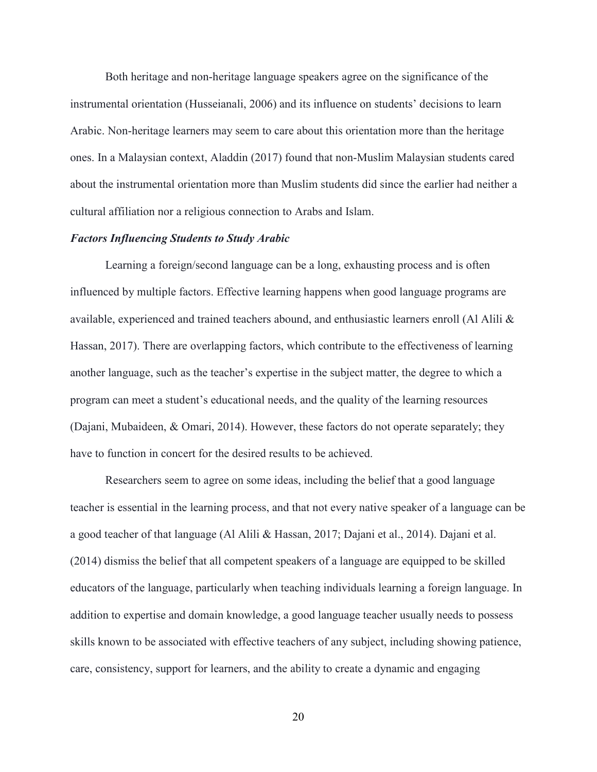Both heritage and non-heritage language speakers agree on the significance of the instrumental orientation (Husseianali, 2006) and its influence on students' decisions to learn Arabic. Non-heritage learners may seem to care about this orientation more than the heritage ones. In a Malaysian context, Aladdin (2017) found that non-Muslim Malaysian students cared about the instrumental orientation more than Muslim students did since the earlier had neither a cultural affiliation nor a religious connection to Arabs and Islam.

***Factors Influencing Students to Study Arabic***

Learning a foreign/second language can be a long, exhausting process and is often influenced by multiple factors. Effective learning happens when good language programs are available, experienced and trained teachers abound, and enthusiastic learners enroll (Al Alili & Hassan, 2017). There are overlapping factors, which contribute to the effectiveness of learning another language, such as the teacher's expertise in the subject matter, the degree to which a program can meet a student's educational needs, and the quality of the learning resources (Dajani, Mubaideen, & Omari, 2014). However, these factors do not operate separately; they have to function in concert for the desired results to be achieved.

Researchers seem to agree on some ideas, including the belief that a good language teacher is essential in the learning process, and that not every native speaker of a language can be a good teacher of that language (Al Alili & Hassan, 2017; Dajani et al., 2014). Dajani et al. (2014) dismiss the belief that all competent speakers of a language are equipped to be skilled educators of the language, particularly when teaching individuals learning a foreign language. In addition to expertise and domain knowledge, a good language teacher usually needs to possess skills known to be associated with effective teachers of any subject, including showing patience, care, consistency, support for learners, and the ability to create a dynamic and engaging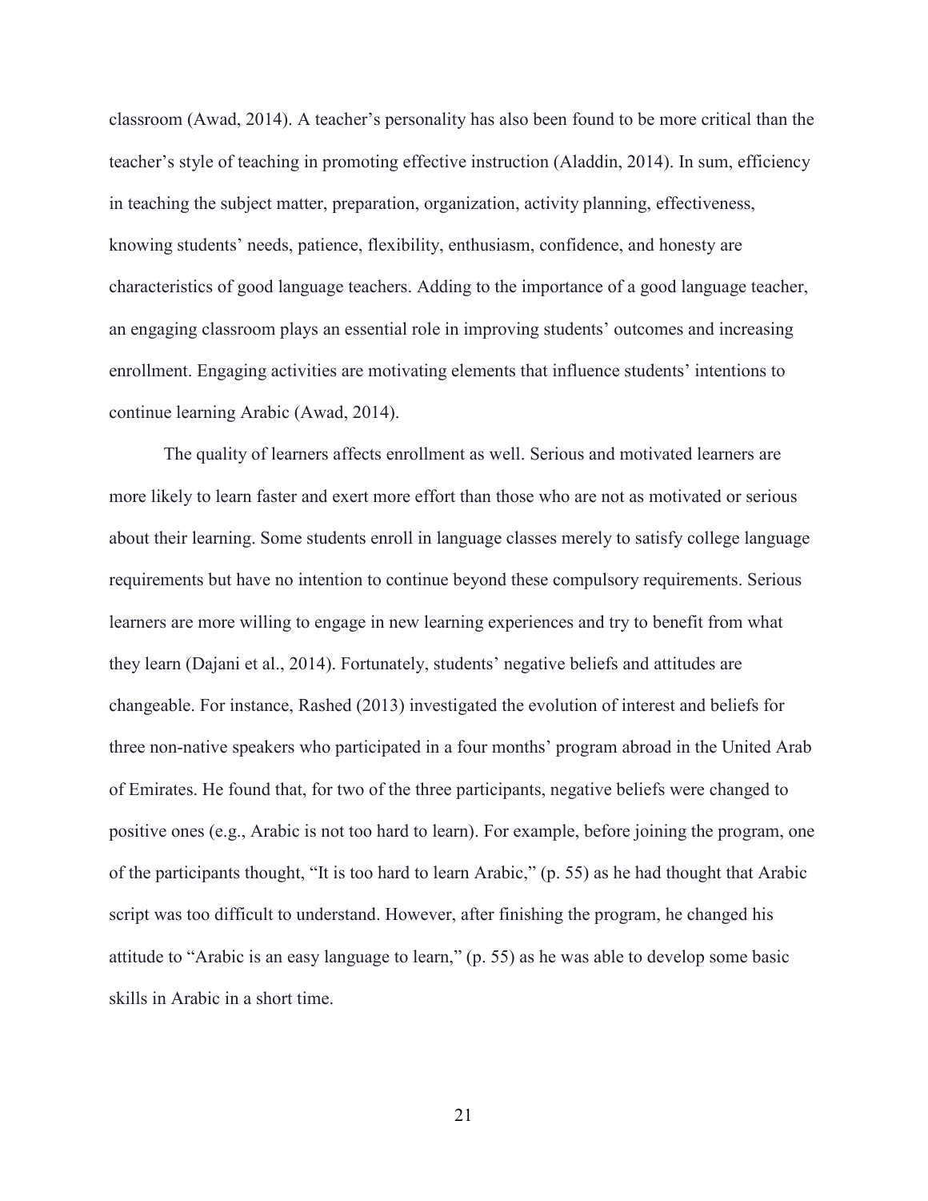classroom (Awad, 2014). A teacher's personality has also been found to be more critical than the teacher's style of teaching in promoting effective instruction (Aladdin, 2014). In sum, efficiency in teaching the subject matter, preparation, organization, activity planning, effectiveness, knowing students' needs, patience, flexibility, enthusiasm, confidence, and honesty are characteristics of good language teachers. Adding to the importance of a good language teacher, an engaging classroom plays an essential role in improving students' outcomes and increasing enrollment. Engaging activities are motivating elements that influence students' intentions to continue learning Arabic (Awad, 2014).

The quality of learners affects enrollment as well. Serious and motivated learners are more likely to learn faster and exert more effort than those who are not as motivated or serious about their learning. Some students enroll in language classes merely to satisfy college language requirements but have no intention to continue beyond these compulsory requirements. Serious learners are more willing to engage in new learning experiences and try to benefit from what they learn (Dajani et al., 2014). Fortunately, students' negative beliefs and attitudes are changeable. For instance, Rashed (2013) investigated the evolution of interest and beliefs for three non-native speakers who participated in a four months' program abroad in the United Arab of Emirates. He found that, for two of the three participants, negative beliefs were changed to positive ones (e.g., Arabic is not too hard to learn). For example, before joining the program, one of the participants thought, "It is too hard to learn Arabic," (p. 55) as he had thought that Arabic script was too difficult to understand. However, after finishing the program, he changed his attitude to "Arabic is an easy language to learn," (p. 55) as he was able to develop some basic skills in Arabic in a short time.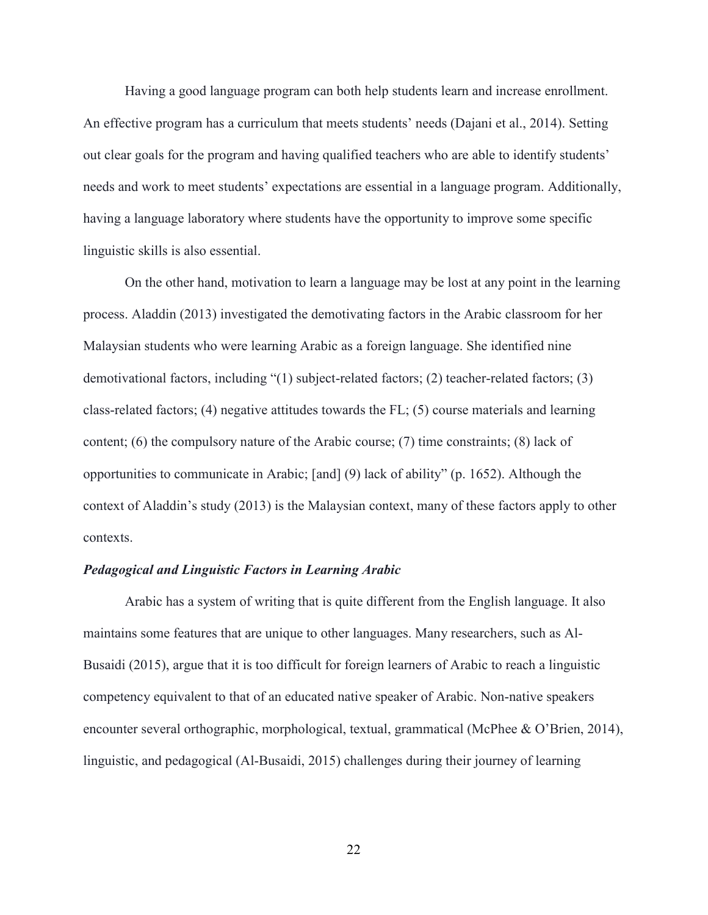Having a good language program can both help students learn and increase enrollment. An effective program has a curriculum that meets students' needs (Dajani et al., 2014). Setting out clear goals for the program and having qualified teachers who are able to identify students' needs and work to meet students' expectations are essential in a language program. Additionally, having a language laboratory where students have the opportunity to improve some specific linguistic skills is also essential.

On the other hand, motivation to learn a language may be lost at any point in the learning process. Aladdin (2013) investigated the demotivating factors in the Arabic classroom for her Malaysian students who were learning Arabic as a foreign language. She identified nine demotivational factors, including "(1) subject-related factors; (2) teacher-related factors; (3) class-related factors; (4) negative attitudes towards the FL; (5) course materials and learning content; (6) the compulsory nature of the Arabic course; (7) time constraints; (8) lack of opportunities to communicate in Arabic; [and] (9) lack of ability" (p. 1652). Although the context of Aladdin's study (2013) is the Malaysian context, many of these factors apply to other contexts.

### *Pedagogical and Linguistic Factors in Learning Arabic*

Arabic has a system of writing that is quite different from the English language. It also maintains some features that are unique to other languages. Many researchers, such as Al-Busaidi (2015), argue that it is too difficult for foreign learners of Arabic to reach a linguistic competency equivalent to that of an educated native speaker of Arabic. Non-native speakers encounter several orthographic, morphological, textual, grammatical (McPhee & O'Brien, 2014), linguistic, and pedagogical (Al-Busaidi, 2015) challenges during their journey of learning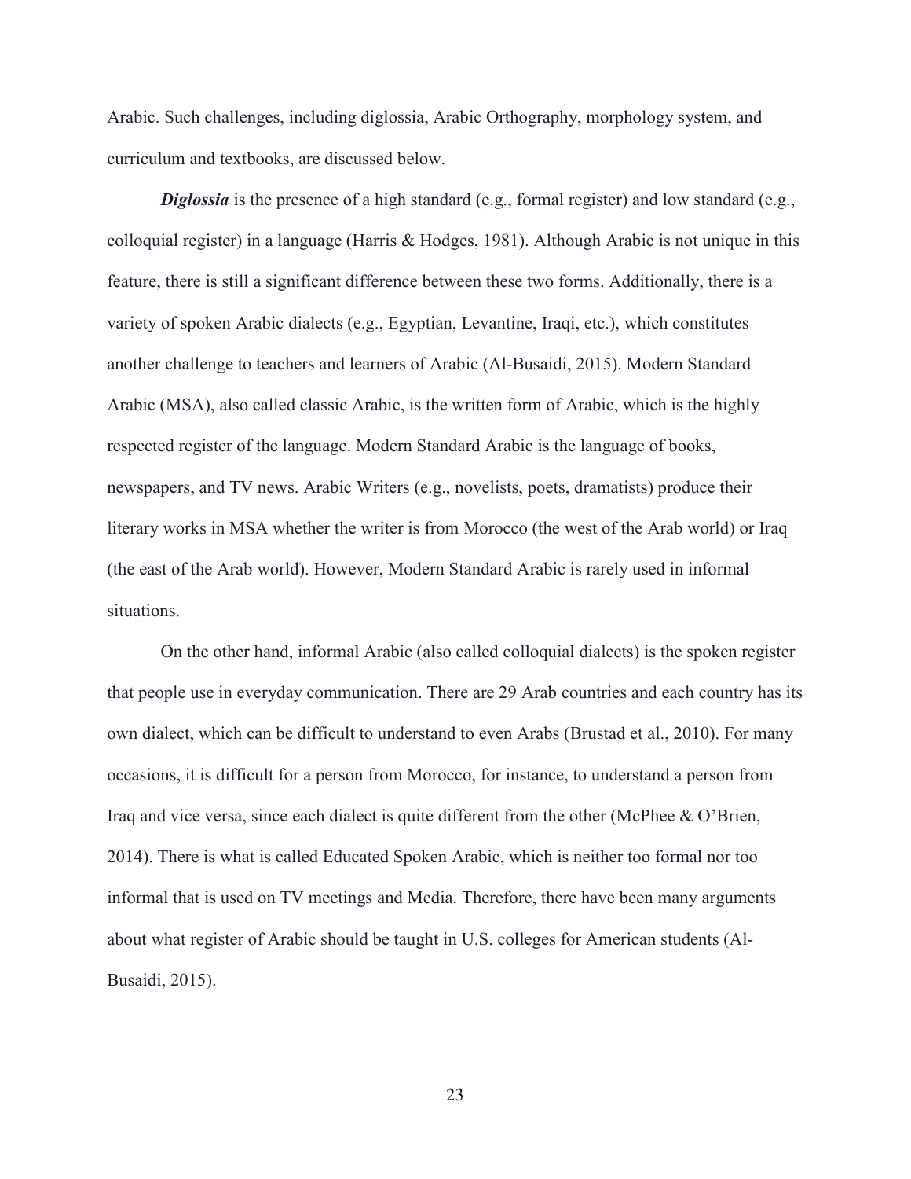Arabic. Such challenges, including diglossia, Arabic Orthography, morphology system, and curriculum and textbooks, are discussed below.

***Diglossia*** is the presence of a high standard (e.g., formal register) and low standard (e.g., colloquial register) in a language (Harris & Hodges, 1981). Although Arabic is not unique in this feature, there is still a significant difference between these two forms. Additionally, there is a variety of spoken Arabic dialects (e.g., Egyptian, Levantine, Iraqi, etc.), which constitutes another challenge to teachers and learners of Arabic (Al-Busaidi, 2015). Modern Standard Arabic (MSA), also called classic Arabic, is the written form of Arabic, which is the highly respected register of the language. Modern Standard Arabic is the language of books, newspapers, and TV news. Arabic Writers (e.g., novelists, poets, dramatists) produce their literary works in MSA whether the writer is from Morocco (the west of the Arab world) or Iraq (the east of the Arab world). However, Modern Standard Arabic is rarely used in informal situations.

On the other hand, informal Arabic (also called colloquial dialects) is the spoken register that people use in everyday communication. There are 29 Arab countries and each country has its own dialect, which can be difficult to understand to even Arabs (Brustad et al., 2010). For many occasions, it is difficult for a person from Morocco, for instance, to understand a person from Iraq and vice versa, since each dialect is quite different from the other (McPhee & O'Brien, 2014). There is what is called Educated Spoken Arabic, which is neither too formal nor too informal that is used on TV meetings and Media. Therefore, there have been many arguments about what register of Arabic should be taught in U.S. colleges for American students (Al-Busaidi, 2015).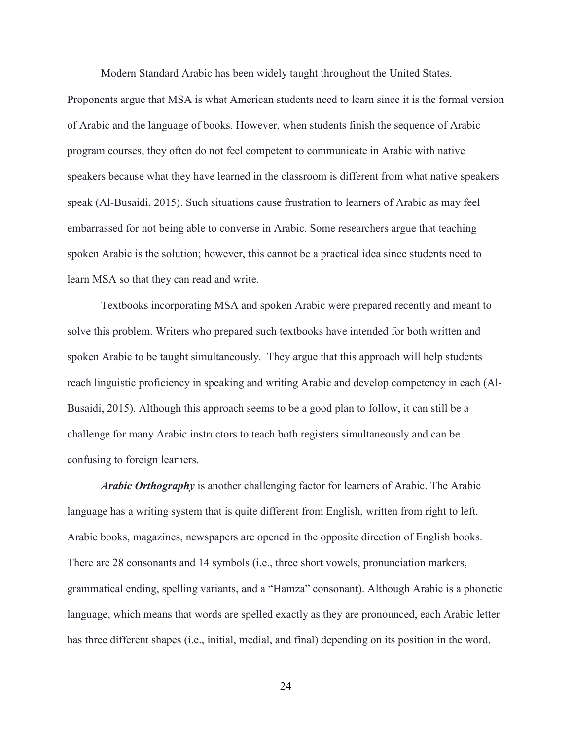Modern Standard Arabic has been widely taught throughout the United States. Proponents argue that MSA is what American students need to learn since it is the formal version of Arabic and the language of books. However, when students finish the sequence of Arabic program courses, they often do not feel competent to communicate in Arabic with native speakers because what they have learned in the classroom is different from what native speakers speak (Al-Busaidi, 2015). Such situations cause frustration to learners of Arabic as may feel embarrassed for not being able to converse in Arabic. Some researchers argue that teaching spoken Arabic is the solution; however, this cannot be a practical idea since students need to learn MSA so that they can read and write.

Textbooks incorporating MSA and spoken Arabic were prepared recently and meant to solve this problem. Writers who prepared such textbooks have intended for both written and spoken Arabic to be taught simultaneously. They argue that this approach will help students reach linguistic proficiency in speaking and writing Arabic and develop competency in each (Al-Busaidi, 2015). Although this approach seems to be a good plan to follow, it can still be a challenge for many Arabic instructors to teach both registers simultaneously and can be confusing to foreign learners.

***Arabic Orthography*** is another challenging factor for learners of Arabic. The Arabic language has a writing system that is quite different from English, written from right to left. Arabic books, magazines, newspapers are opened in the opposite direction of English books. There are 28 consonants and 14 symbols (i.e., three short vowels, pronunciation markers, grammatical ending, spelling variants, and a "Hamza" consonant). Although Arabic is a phonetic language, which means that words are spelled exactly as they are pronounced, each Arabic letter has three different shapes (i.e., initial, medial, and final) depending on its position in the word.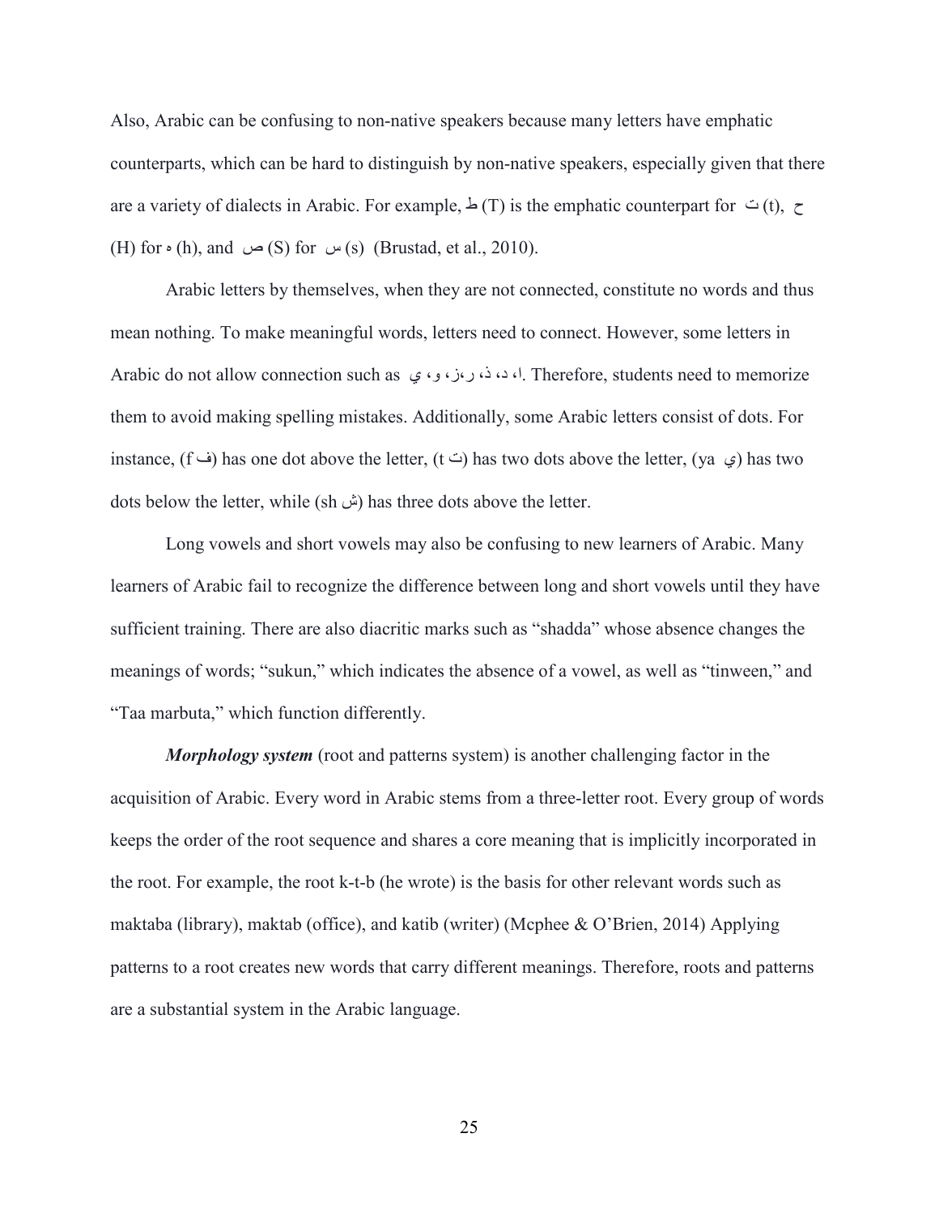Also, Arabic can be confusing to non-native speakers because many letters have emphatic counterparts, which can be hard to distinguish by non-native speakers, especially given that there are a variety of dialects in Arabic. For example, ط (T) is the emphatic counterpart for ت (t), ح (H) for ه (h), and ص (S) for س (s) (Brustad, et al., 2010).

Arabic letters by themselves, when they are not connected, constitute no words and thus mean nothing. To make meaningful words, letters need to connect. However, some letters in Arabic do not allow connection such as ا، د، ذ، ر،ز، و، ي. Therefore, students need to memorize them to avoid making spelling mistakes. Additionally, some Arabic letters consist of dots. For instance, (f ف) has one dot above the letter, (t ت) has two dots above the letter, (ya ي) has two dots below the letter, while (sh ش) has three dots above the letter.

Long vowels and short vowels may also be confusing to new learners of Arabic. Many learners of Arabic fail to recognize the difference between long and short vowels until they have sufficient training. There are also diacritic marks such as "shadda" whose absence changes the meanings of words; "sukun," which indicates the absence of a vowel, as well as "tinween," and "Taa marbuta," which function differently.

***Morphology system*** (root and patterns system) is another challenging factor in the acquisition of Arabic. Every word in Arabic stems from a three-letter root. Every group of words keeps the order of the root sequence and shares a core meaning that is implicitly incorporated in the root. For example, the root k-t-b (he wrote) is the basis for other relevant words such as maktaba (library), maktab (office), and katib (writer) (Mcphee & O'Brien, 2014) Applying patterns to a root creates new words that carry different meanings. Therefore, roots and patterns are a substantial system in the Arabic language.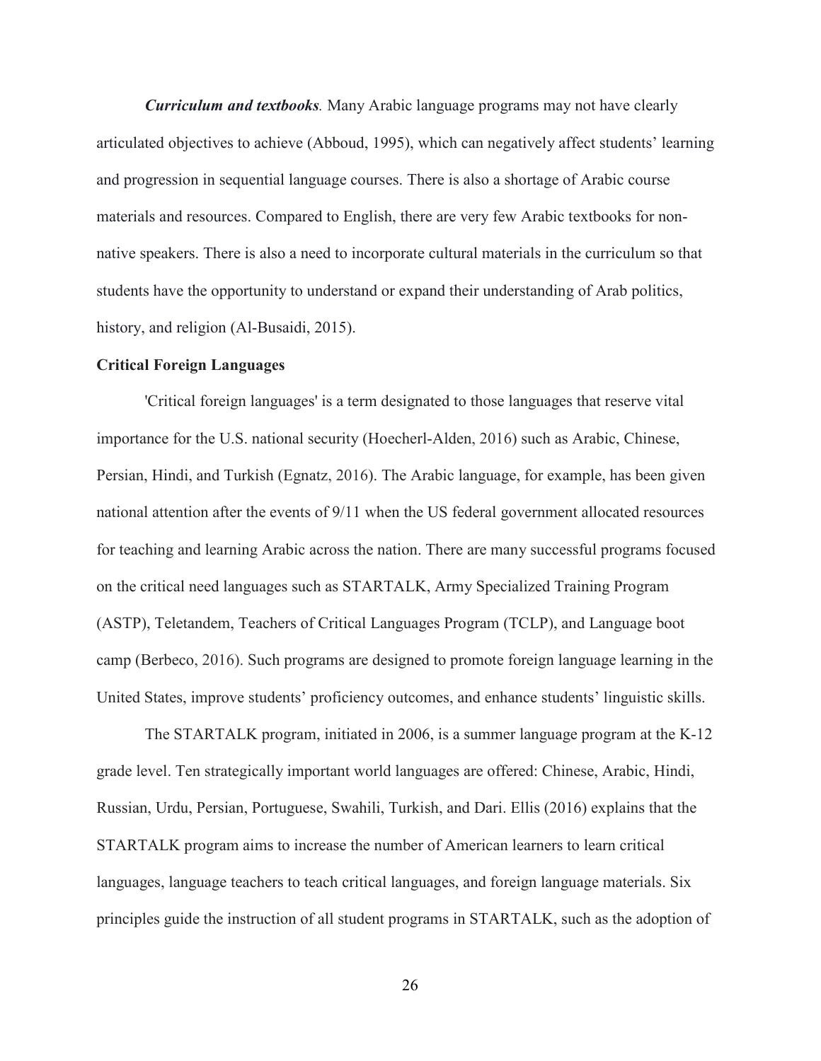***Curriculum and textbooks.*** Many Arabic language programs may not have clearly articulated objectives to achieve (Abboud, 1995), which can negatively affect students' learning and progression in sequential language courses. There is also a shortage of Arabic course materials and resources. Compared to English, there are very few Arabic textbooks for non-native speakers. There is also a need to incorporate cultural materials in the curriculum so that students have the opportunity to understand or expand their understanding of Arab politics, history, and religion (Al-Busaidi, 2015).

**Critical Foreign Languages**

'Critical foreign languages' is a term designated to those languages that reserve vital importance for the U.S. national security (Hoecherl-Alden, 2016) such as Arabic, Chinese, Persian, Hindi, and Turkish (Egnatz, 2016). The Arabic language, for example, has been given national attention after the events of 9/11 when the US federal government allocated resources for teaching and learning Arabic across the nation. There are many successful programs focused on the critical need languages such as STARTALK, Army Specialized Training Program (ASTP), Teletandem, Teachers of Critical Languages Program (TCLP), and Language boot camp (Berbeco, 2016). Such programs are designed to promote foreign language learning in the United States, improve students' proficiency outcomes, and enhance students' linguistic skills.

The STARTALK program, initiated in 2006, is a summer language program at the K-12 grade level. Ten strategically important world languages are offered: Chinese, Arabic, Hindi, Russian, Urdu, Persian, Portuguese, Swahili, Turkish, and Dari. Ellis (2016) explains that the STARTALK program aims to increase the number of American learners to learn critical languages, language teachers to teach critical languages, and foreign language materials. Six principles guide the instruction of all student programs in STARTALK, such as the adoption of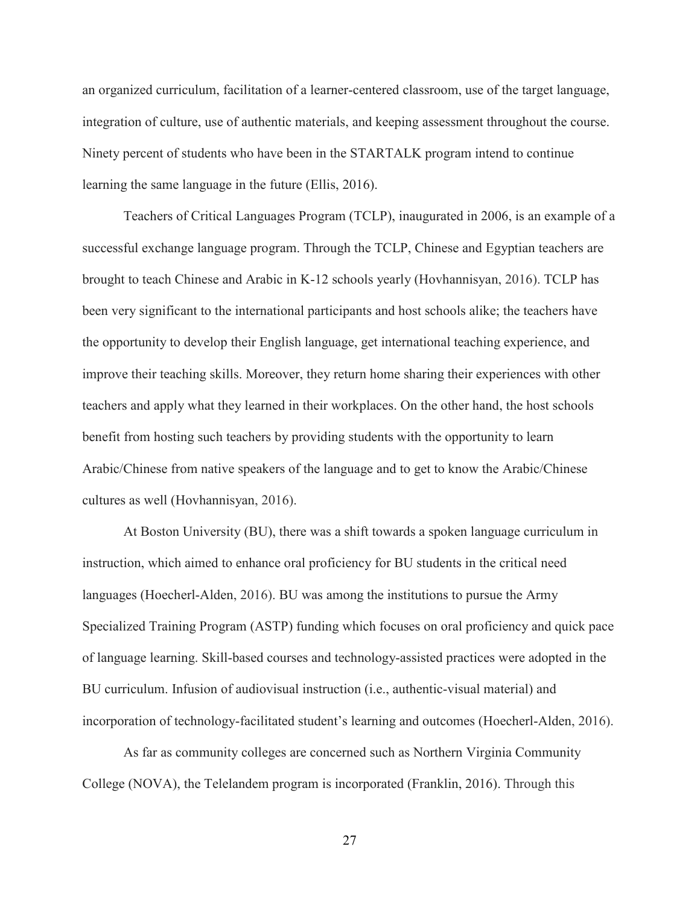an organized curriculum, facilitation of a learner-centered classroom, use of the target language, integration of culture, use of authentic materials, and keeping assessment throughout the course. Ninety percent of students who have been in the STARTALK program intend to continue learning the same language in the future (Ellis, 2016).

Teachers of Critical Languages Program (TCLP), inaugurated in 2006, is an example of a successful exchange language program. Through the TCLP, Chinese and Egyptian teachers are brought to teach Chinese and Arabic in K-12 schools yearly (Hovhannisyan, 2016). TCLP has been very significant to the international participants and host schools alike; the teachers have the opportunity to develop their English language, get international teaching experience, and improve their teaching skills. Moreover, they return home sharing their experiences with other teachers and apply what they learned in their workplaces. On the other hand, the host schools benefit from hosting such teachers by providing students with the opportunity to learn Arabic/Chinese from native speakers of the language and to get to know the Arabic/Chinese cultures as well (Hovhannisyan, 2016).

At Boston University (BU), there was a shift towards a spoken language curriculum in instruction, which aimed to enhance oral proficiency for BU students in the critical need languages (Hoecherl-Alden, 2016). BU was among the institutions to pursue the Army Specialized Training Program (ASTP) funding which focuses on oral proficiency and quick pace of language learning. Skill-based courses and technology-assisted practices were adopted in the BU curriculum. Infusion of audiovisual instruction (i.e., authentic-visual material) and incorporation of technology-facilitated student's learning and outcomes (Hoecherl-Alden, 2016).

As far as community colleges are concerned such as Northern Virginia Community College (NOVA), the Telelandem program is incorporated (Franklin, 2016). Through this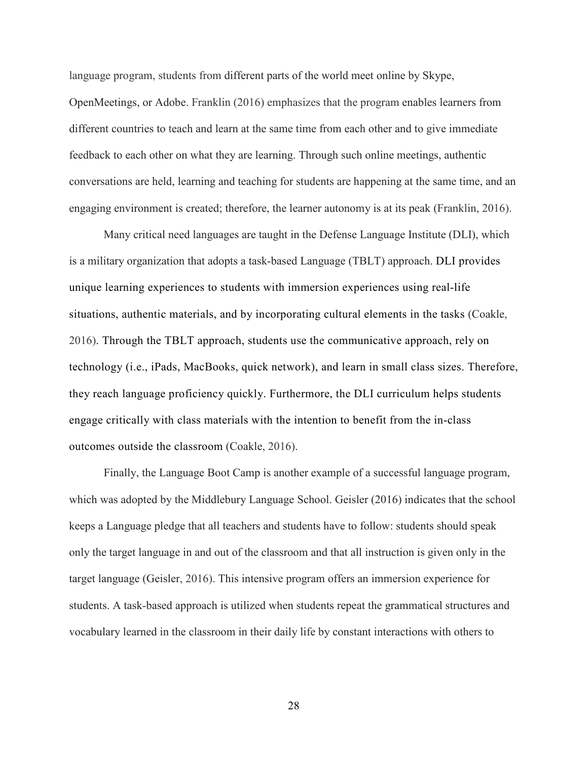language program, students from different parts of the world meet online by Skype, OpenMeetings, or Adobe. Franklin (2016) emphasizes that the program enables learners from different countries to teach and learn at the same time from each other and to give immediate feedback to each other on what they are learning. Through such online meetings, authentic conversations are held, learning and teaching for students are happening at the same time, and an engaging environment is created; therefore, the learner autonomy is at its peak (Franklin, 2016).

Many critical need languages are taught in the Defense Language Institute (DLI), which is a military organization that adopts a task-based Language (TBLT) approach. DLI provides unique learning experiences to students with immersion experiences using real-life situations, authentic materials, and by incorporating cultural elements in the tasks (Coakle, 2016). Through the TBLT approach, students use the communicative approach, rely on technology (i.e., iPads, MacBooks, quick network), and learn in small class sizes. Therefore, they reach language proficiency quickly. Furthermore, the DLI curriculum helps students engage critically with class materials with the intention to benefit from the in-class outcomes outside the classroom (Coakle, 2016).

Finally, the Language Boot Camp is another example of a successful language program, which was adopted by the Middlebury Language School. Geisler (2016) indicates that the school keeps a Language pledge that all teachers and students have to follow: students should speak only the target language in and out of the classroom and that all instruction is given only in the target language (Geisler, 2016). This intensive program offers an immersion experience for students. A task-based approach is utilized when students repeat the grammatical structures and vocabulary learned in the classroom in their daily life by constant interactions with others to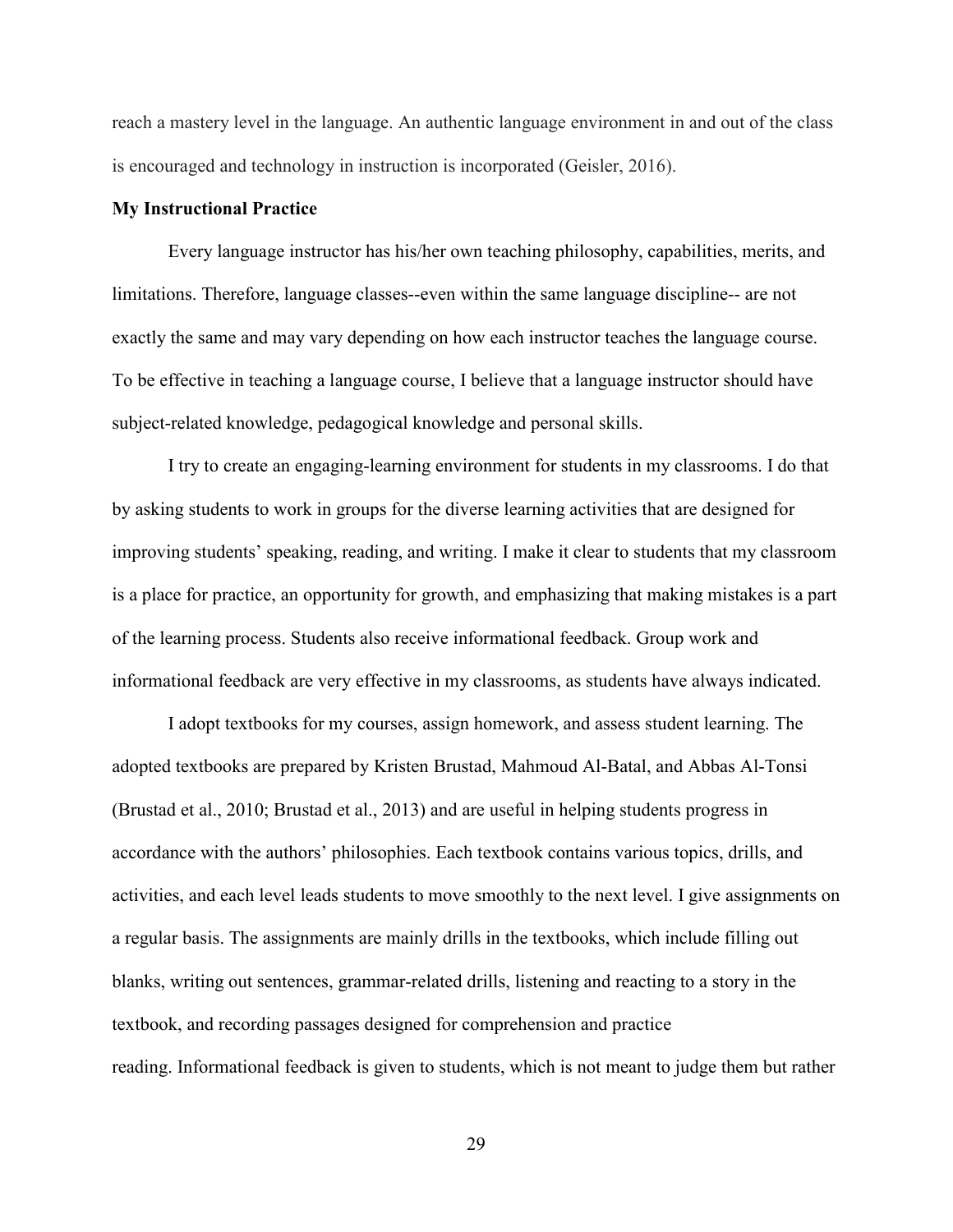reach a mastery level in the language. An authentic language environment in and out of the class is encouraged and technology in instruction is incorporated (Geisler, 2016).

**My Instructional Practice**

Every language instructor has his/her own teaching philosophy, capabilities, merits, and limitations. Therefore, language classes--even within the same language discipline-- are not exactly the same and may vary depending on how each instructor teaches the language course. To be effective in teaching a language course, I believe that a language instructor should have subject-related knowledge, pedagogical knowledge and personal skills.

I try to create an engaging-learning environment for students in my classrooms. I do that by asking students to work in groups for the diverse learning activities that are designed for improving students' speaking, reading, and writing. I make it clear to students that my classroom is a place for practice, an opportunity for growth, and emphasizing that making mistakes is a part of the learning process. Students also receive informational feedback. Group work and informational feedback are very effective in my classrooms, as students have always indicated.

I adopt textbooks for my courses, assign homework, and assess student learning. The adopted textbooks are prepared by Kristen Brustad, Mahmoud Al-Batal, and Abbas Al-Tonsi (Brustad et al., 2010; Brustad et al., 2013) and are useful in helping students progress in accordance with the authors' philosophies. Each textbook contains various topics, drills, and activities, and each level leads students to move smoothly to the next level. I give assignments on a regular basis. The assignments are mainly drills in the textbooks, which include filling out blanks, writing out sentences, grammar-related drills, listening and reacting to a story in the textbook, and recording passages designed for comprehension and practice reading. Informational feedback is given to students, which is not meant to judge them but rather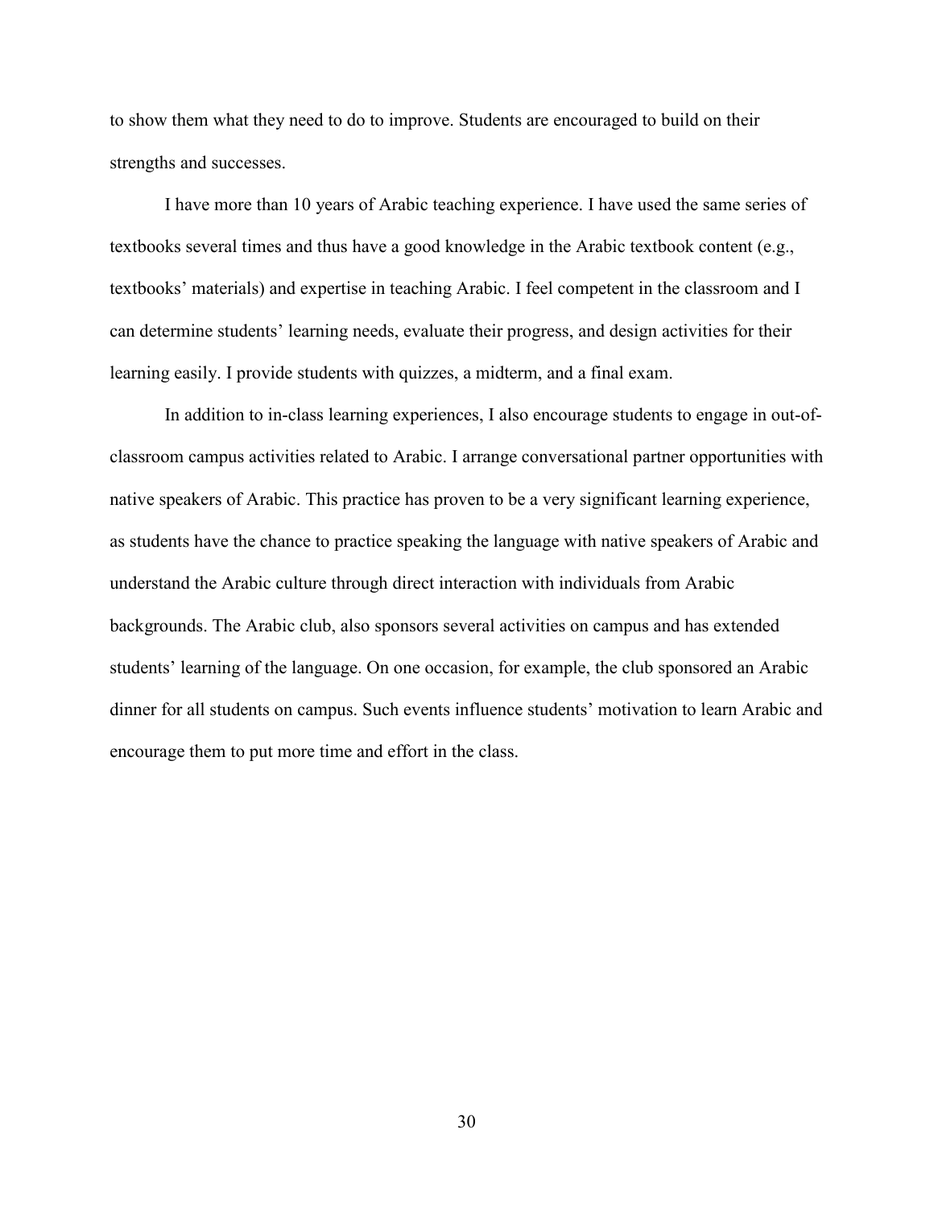to show them what they need to do to improve. Students are encouraged to build on their strengths and successes.

I have more than 10 years of Arabic teaching experience. I have used the same series of textbooks several times and thus have a good knowledge in the Arabic textbook content (e.g., textbooks' materials) and expertise in teaching Arabic. I feel competent in the classroom and I can determine students' learning needs, evaluate their progress, and design activities for their learning easily. I provide students with quizzes, a midterm, and a final exam.

In addition to in-class learning experiences, I also encourage students to engage in out-of-classroom campus activities related to Arabic. I arrange conversational partner opportunities with native speakers of Arabic. This practice has proven to be a very significant learning experience, as students have the chance to practice speaking the language with native speakers of Arabic and understand the Arabic culture through direct interaction with individuals from Arabic backgrounds. The Arabic club, also sponsors several activities on campus and has extended students' learning of the language. On one occasion, for example, the club sponsored an Arabic dinner for all students on campus. Such events influence students' motivation to learn Arabic and encourage them to put more time and effort in the class.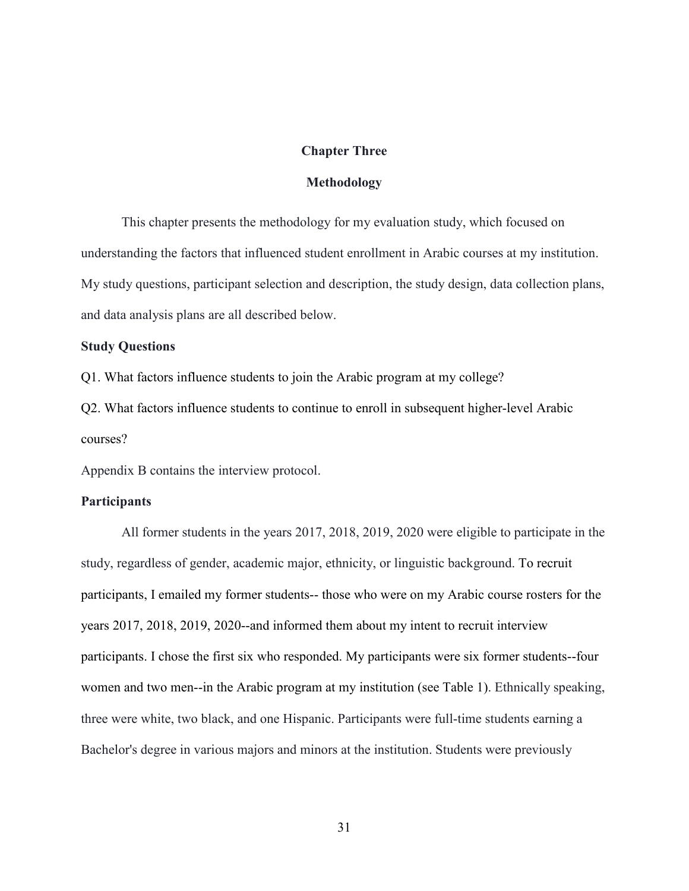# Chapter Three

# Methodology

This chapter presents the methodology for my evaluation study, which focused on understanding the factors that influenced student enrollment in Arabic courses at my institution. My study questions, participant selection and description, the study design, data collection plans, and data analysis plans are all described below.

## Study Questions

Q1. What factors influence students to join the Arabic program at my college?

Q2. What factors influence students to continue to enroll in subsequent higher-level Arabic courses?

Appendix B contains the interview protocol.

## Participants

All former students in the years 2017, 2018, 2019, 2020 were eligible to participate in the study, regardless of gender, academic major, ethnicity, or linguistic background. To recruit participants, I emailed my former students-- those who were on my Arabic course rosters for the years 2017, 2018, 2019, 2020--and informed them about my intent to recruit interview participants. I chose the first six who responded. My participants were six former students--four women and two men--in the Arabic program at my institution (see Table 1). Ethnically speaking, three were white, two black, and one Hispanic. Participants were full-time students earning a Bachelor's degree in various majors and minors at the institution. Students were previously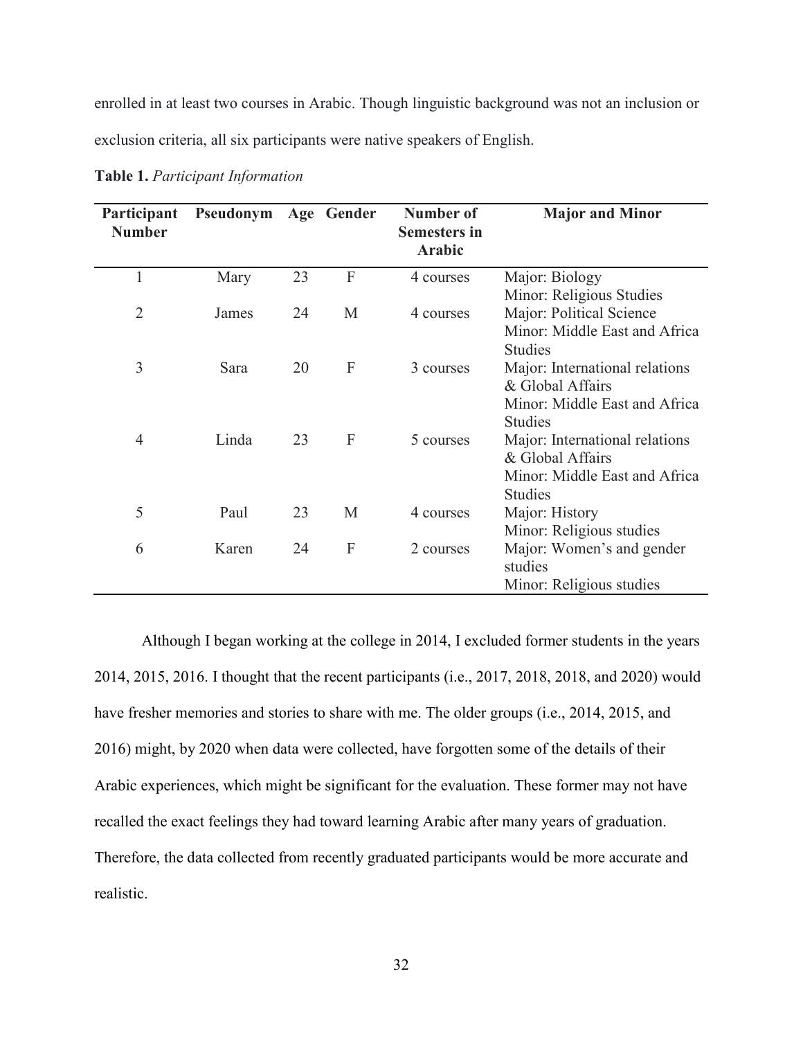enrolled in at least two courses in Arabic. Though linguistic background was not an inclusion or exclusion criteria, all six participants were native speakers of English.

**Table 1.** *Participant Information*

| Participant Number | Pseudonym | Age | Gender | Number of Semesters in Arabic | Major and Minor |
|---|---|---|---|---|---|
| 1 | Mary | 23 | F | 4 courses | Major: Biology<br>Minor: Religious Studies |
| 2 | James | 24 | M | 4 courses | Major: Political Science<br>Minor: Middle East and Africa Studies |
| 3 | Sara | 20 | F | 3 courses | Major: International relations & Global Affairs<br>Minor: Middle East and Africa Studies |
| 4 | Linda | 23 | F | 5 courses | Major: International relations & Global Affairs<br>Minor: Middle East and Africa Studies |
| 5 | Paul | 23 | M | 4 courses | Major: History<br>Minor: Religious studies |
| 6 | Karen | 24 | F | 2 courses | Major: Women's and gender studies<br>Minor: Religious studies |

Although I began working at the college in 2014, I excluded former students in the years 2014, 2015, 2016. I thought that the recent participants (i.e., 2017, 2018, 2018, and 2020) would have fresher memories and stories to share with me. The older groups (i.e., 2014, 2015, and 2016) might, by 2020 when data were collected, have forgotten some of the details of their Arabic experiences, which might be significant for the evaluation. These former may not have recalled the exact feelings they had toward learning Arabic after many years of graduation. Therefore, the data collected from recently graduated participants would be more accurate and realistic.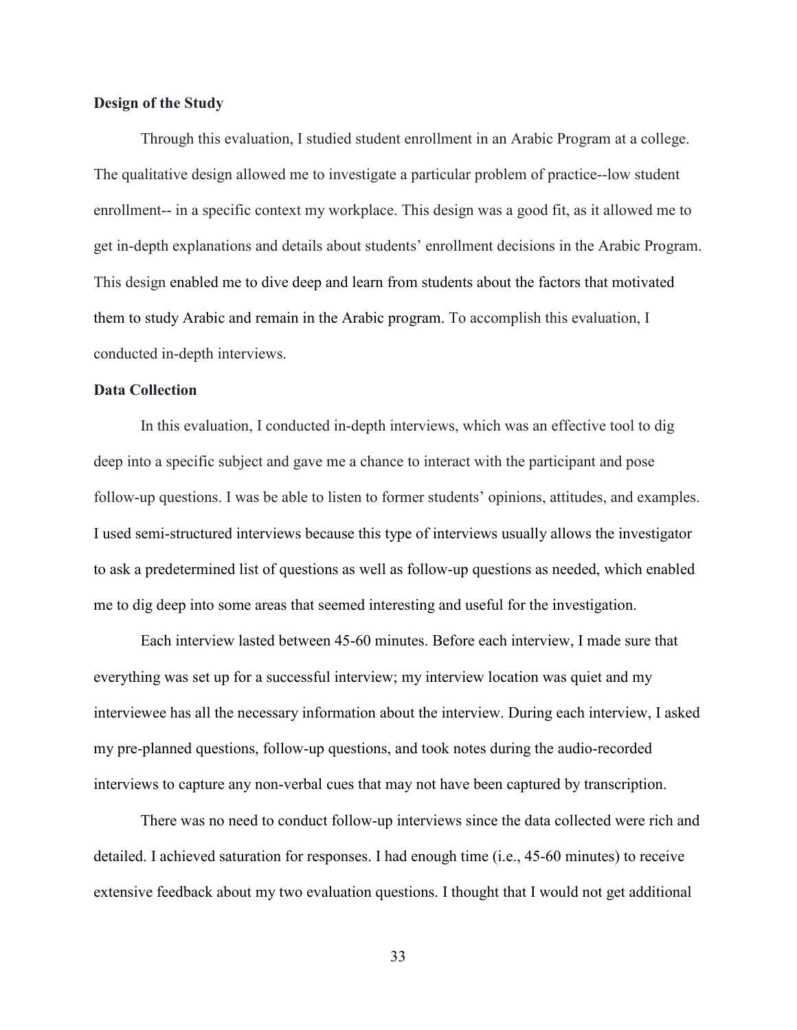**Design of the Study**

Through this evaluation, I studied student enrollment in an Arabic Program at a college. The qualitative design allowed me to investigate a particular problem of practice--low student enrollment-- in a specific context my workplace. This design was a good fit, as it allowed me to get in-depth explanations and details about students' enrollment decisions in the Arabic Program. This design enabled me to dive deep and learn from students about the factors that motivated them to study Arabic and remain in the Arabic program. To accomplish this evaluation, I conducted in-depth interviews.

**Data Collection**

In this evaluation, I conducted in-depth interviews, which was an effective tool to dig deep into a specific subject and gave me a chance to interact with the participant and pose follow-up questions. I was be able to listen to former students' opinions, attitudes, and examples. I used semi-structured interviews because this type of interviews usually allows the investigator to ask a predetermined list of questions as well as follow-up questions as needed, which enabled me to dig deep into some areas that seemed interesting and useful for the investigation.

Each interview lasted between 45-60 minutes. Before each interview, I made sure that everything was set up for a successful interview; my interview location was quiet and my interviewee has all the necessary information about the interview. During each interview, I asked my pre-planned questions, follow-up questions, and took notes during the audio-recorded interviews to capture any non-verbal cues that may not have been captured by transcription.

There was no need to conduct follow-up interviews since the data collected were rich and detailed. I achieved saturation for responses. I had enough time (i.e., 45-60 minutes) to receive extensive feedback about my two evaluation questions. I thought that I would not get additional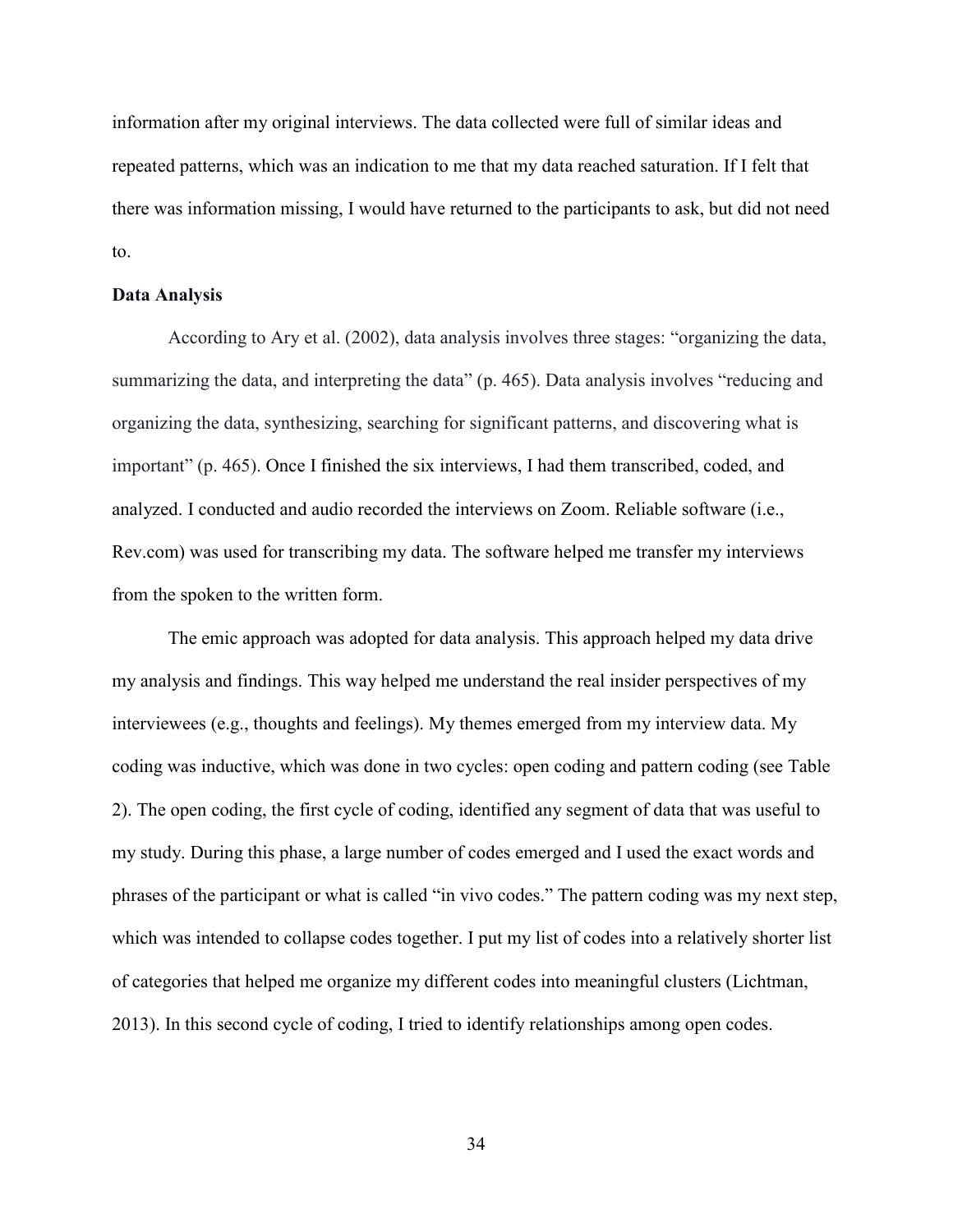information after my original interviews. The data collected were full of similar ideas and repeated patterns, which was an indication to me that my data reached saturation. If I felt that there was information missing, I would have returned to the participants to ask, but did not need to.

**Data Analysis**

According to Ary et al. (2002), data analysis involves three stages: “organizing the data, summarizing the data, and interpreting the data” (p. 465). Data analysis involves “reducing and organizing the data, synthesizing, searching for significant patterns, and discovering what is important” (p. 465). Once I finished the six interviews, I had them transcribed, coded, and analyzed. I conducted and audio recorded the interviews on Zoom. Reliable software (i.e., Rev.com) was used for transcribing my data. The software helped me transfer my interviews from the spoken to the written form.

The emic approach was adopted for data analysis. This approach helped my data drive my analysis and findings. This way helped me understand the real insider perspectives of my interviewees (e.g., thoughts and feelings). My themes emerged from my interview data. My coding was inductive, which was done in two cycles: open coding and pattern coding (see Table 2). The open coding, the first cycle of coding, identified any segment of data that was useful to my study. During this phase, a large number of codes emerged and I used the exact words and phrases of the participant or what is called “in vivo codes.” The pattern coding was my next step, which was intended to collapse codes together. I put my list of codes into a relatively shorter list of categories that helped me organize my different codes into meaningful clusters (Lichtman, 2013). In this second cycle of coding, I tried to identify relationships among open codes.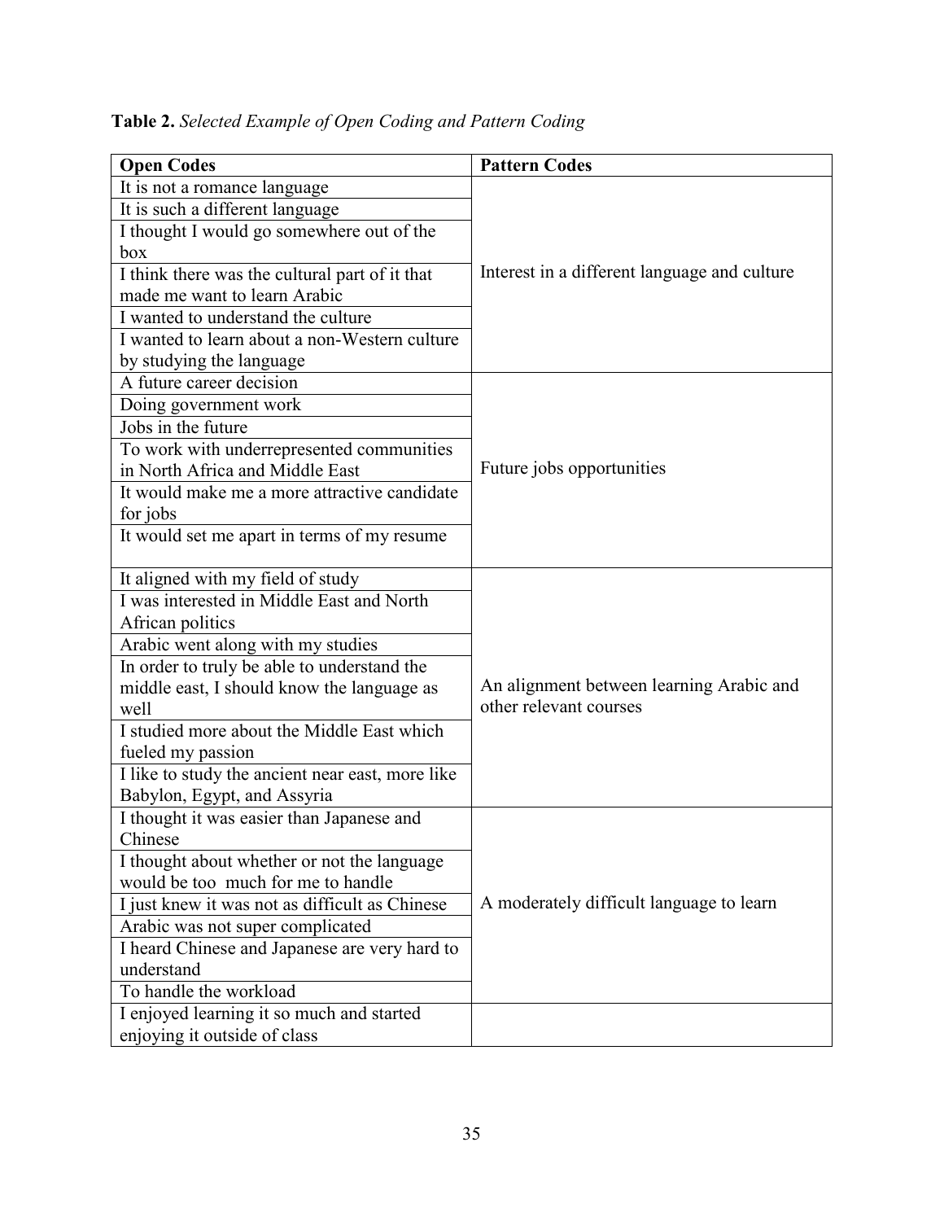**Table 2.** *Selected Example of Open Coding and Pattern Coding*

| Open Codes | Pattern Codes |
|---|---|
| It is not a romance language | Interest in a different language and culture |
| It is such a different language | |
| I thought I would go somewhere out of the box | |
| I think there was the cultural part of it that made me want to learn Arabic | |
| I wanted to understand the culture | |
| I wanted to learn about a non-Western culture by studying the language | |
| A future career decision | Future jobs opportunities |
| Doing government work | |
| Jobs in the future | |
| To work with underrepresented communities in North Africa and Middle East | |
| It would make me a more attractive candidate for jobs | |
| It would set me apart in terms of my resume | |
| It aligned with my field of study | An alignment between learning Arabic and other relevant courses |
| I was interested in Middle East and North African politics | |
| Arabic went along with my studies | |
| In order to truly be able to understand the middle east, I should know the language as well | |
| I studied more about the Middle East which fueled my passion | |
| I like to study the ancient near east, more like Babylon, Egypt, and Assyria | |
| I thought it was easier than Japanese and Chinese | A moderately difficult language to learn |
| I thought about whether or not the language would be too much for me to handle | |
| I just knew it was not as difficult as Chinese | |
| Arabic was not super complicated | |
| I heard Chinese and Japanese are very hard to understand | |
| To handle the workload | |
| I enjoyed learning it so much and started enjoying it outside of class | |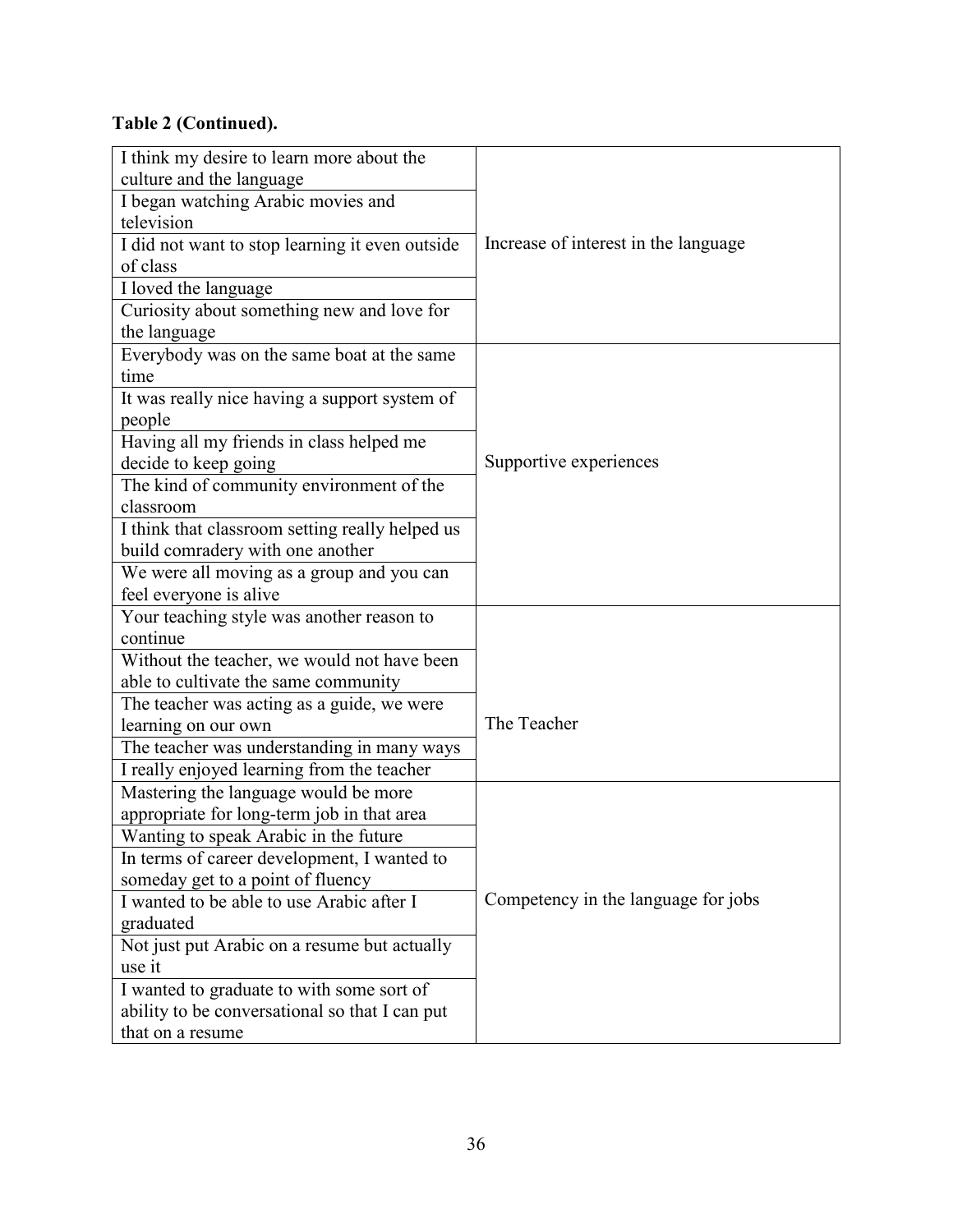**Table 2 (Continued).**

| | |
|---|---|
| I think my desire to learn more about the culture and the language | Increase of interest in the language |
| I began watching Arabic movies and television | |
| I did not want to stop learning it even outside of class | |
| I loved the language | |
| Curiosity about something new and love for the language | |
| Everybody was on the same boat at the same time | Supportive experiences |
| It was really nice having a support system of people | |
| Having all my friends in class helped me decide to keep going | |
| The kind of community environment of the classroom | |
| I think that classroom setting really helped us build comradery with one another | |
| We were all moving as a group and you can feel everyone is alive | |
| Your teaching style was another reason to continue | The Teacher |
| Without the teacher, we would not have been able to cultivate the same community | |
| The teacher was acting as a guide, we were learning on our own | |
| The teacher was understanding in many ways | |
| I really enjoyed learning from the teacher | |
| Mastering the language would be more appropriate for long-term job in that area | Competency in the language for jobs |
| Wanting to speak Arabic in the future | |
| In terms of career development, I wanted to someday get to a point of fluency | |
| I wanted to be able to use Arabic after I graduated | |
| Not just put Arabic on a resume but actually use it | |
| I wanted to graduate to with some sort of ability to be conversational so that I can put that on a resume | |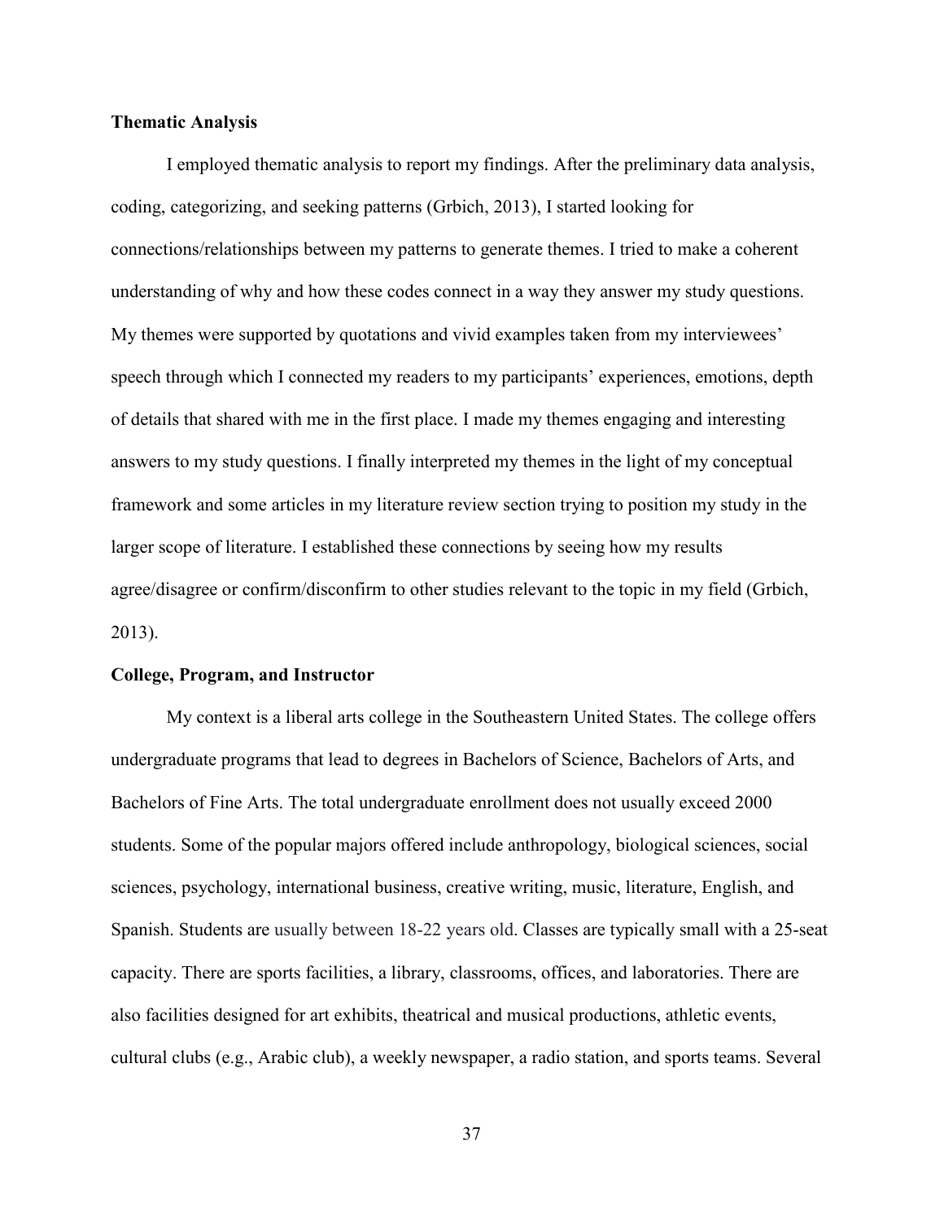**Thematic Analysis**

I employed thematic analysis to report my findings. After the preliminary data analysis, coding, categorizing, and seeking patterns (Grbich, 2013), I started looking for connections/relationships between my patterns to generate themes. I tried to make a coherent understanding of why and how these codes connect in a way they answer my study questions. My themes were supported by quotations and vivid examples taken from my interviewees' speech through which I connected my readers to my participants' experiences, emotions, depth of details that shared with me in the first place. I made my themes engaging and interesting answers to my study questions. I finally interpreted my themes in the light of my conceptual framework and some articles in my literature review section trying to position my study in the larger scope of literature. I established these connections by seeing how my results agree/disagree or confirm/disconfirm to other studies relevant to the topic in my field (Grbich, 2013).

**College, Program, and Instructor**

My context is a liberal arts college in the Southeastern United States. The college offers undergraduate programs that lead to degrees in Bachelors of Science, Bachelors of Arts, and Bachelors of Fine Arts. The total undergraduate enrollment does not usually exceed 2000 students. Some of the popular majors offered include anthropology, biological sciences, social sciences, psychology, international business, creative writing, music, literature, English, and Spanish. Students are usually between 18-22 years old. Classes are typically small with a 25-seat capacity. There are sports facilities, a library, classrooms, offices, and laboratories. There are also facilities designed for art exhibits, theatrical and musical productions, athletic events, cultural clubs (e.g., Arabic club), a weekly newspaper, a radio station, and sports teams. Several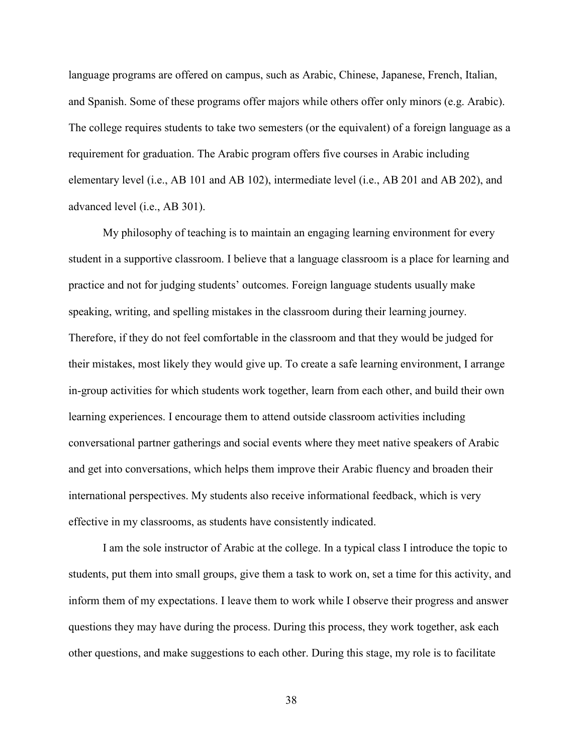language programs are offered on campus, such as Arabic, Chinese, Japanese, French, Italian, and Spanish. Some of these programs offer majors while others offer only minors (e.g. Arabic). The college requires students to take two semesters (or the equivalent) of a foreign language as a requirement for graduation. The Arabic program offers five courses in Arabic including elementary level (i.e., AB 101 and AB 102), intermediate level (i.e., AB 201 and AB 202), and advanced level (i.e., AB 301).

My philosophy of teaching is to maintain an engaging learning environment for every student in a supportive classroom. I believe that a language classroom is a place for learning and practice and not for judging students' outcomes. Foreign language students usually make speaking, writing, and spelling mistakes in the classroom during their learning journey. Therefore, if they do not feel comfortable in the classroom and that they would be judged for their mistakes, most likely they would give up. To create a safe learning environment, I arrange in-group activities for which students work together, learn from each other, and build their own learning experiences. I encourage them to attend outside classroom activities including conversational partner gatherings and social events where they meet native speakers of Arabic and get into conversations, which helps them improve their Arabic fluency and broaden their international perspectives. My students also receive informational feedback, which is very effective in my classrooms, as students have consistently indicated.

I am the sole instructor of Arabic at the college. In a typical class I introduce the topic to students, put them into small groups, give them a task to work on, set a time for this activity, and inform them of my expectations. I leave them to work while I observe their progress and answer questions they may have during the process. During this process, they work together, ask each other questions, and make suggestions to each other. During this stage, my role is to facilitate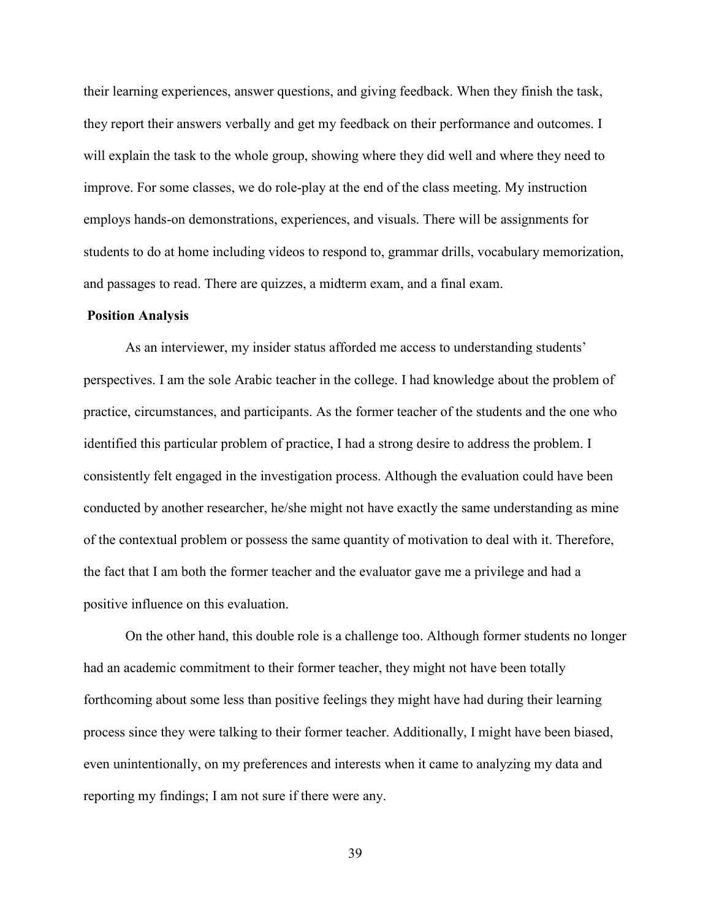their learning experiences, answer questions, and giving feedback. When they finish the task, they report their answers verbally and get my feedback on their performance and outcomes. I will explain the task to the whole group, showing where they did well and where they need to improve. For some classes, we do role-play at the end of the class meeting. My instruction employs hands-on demonstrations, experiences, and visuals. There will be assignments for students to do at home including videos to respond to, grammar drills, vocabulary memorization, and passages to read. There are quizzes, a midterm exam, and a final exam.

**Position Analysis**

As an interviewer, my insider status afforded me access to understanding students' perspectives. I am the sole Arabic teacher in the college. I had knowledge about the problem of practice, circumstances, and participants. As the former teacher of the students and the one who identified this particular problem of practice, I had a strong desire to address the problem. I consistently felt engaged in the investigation process. Although the evaluation could have been conducted by another researcher, he/she might not have exactly the same understanding as mine of the contextual problem or possess the same quantity of motivation to deal with it. Therefore, the fact that I am both the former teacher and the evaluator gave me a privilege and had a positive influence on this evaluation.

On the other hand, this double role is a challenge too. Although former students no longer had an academic commitment to their former teacher, they might not have been totally forthcoming about some less than positive feelings they might have had during their learning process since they were talking to their former teacher. Additionally, I might have been biased, even unintentionally, on my preferences and interests when it came to analyzing my data and reporting my findings; I am not sure if there were any.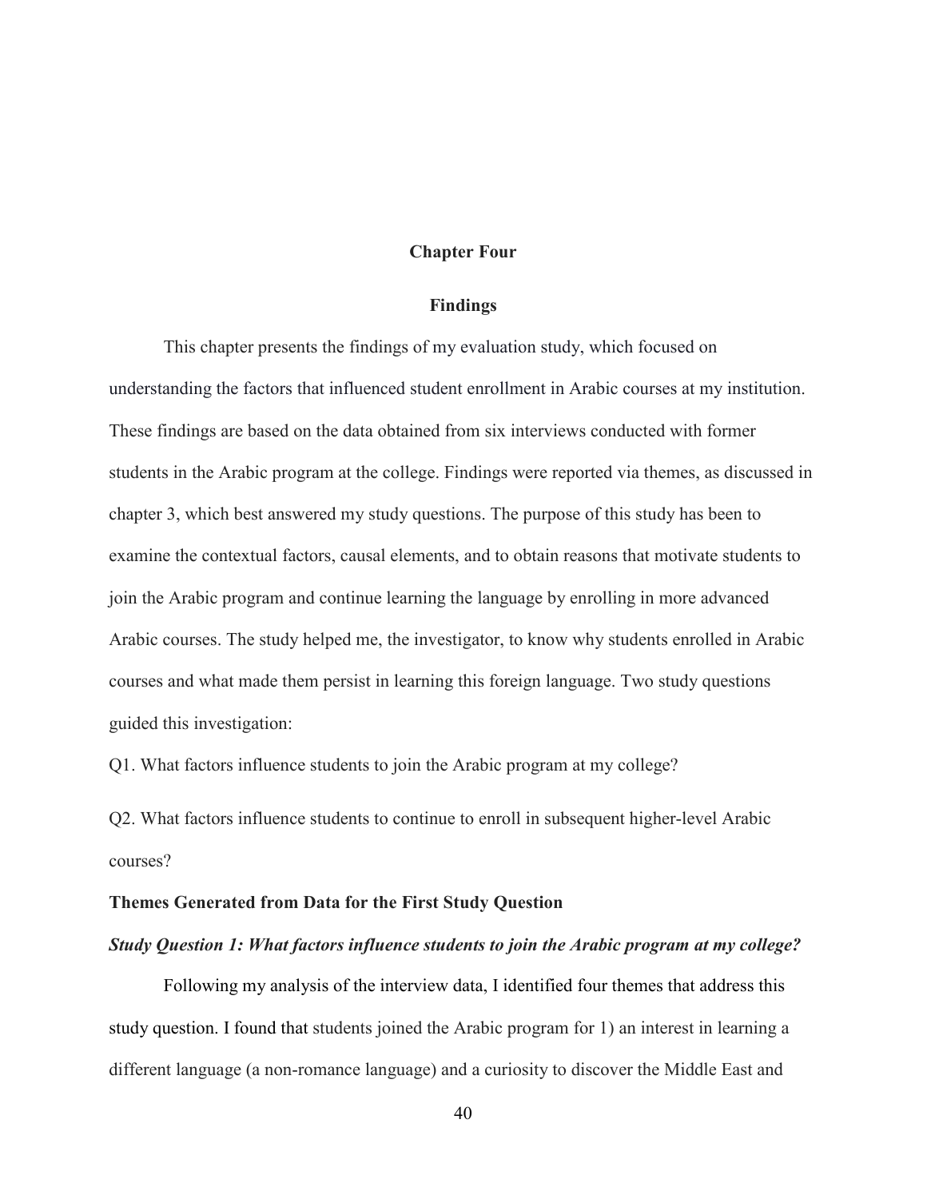# Chapter Four

## Findings

This chapter presents the findings of my evaluation study, which focused on understanding the factors that influenced student enrollment in Arabic courses at my institution. These findings are based on the data obtained from six interviews conducted with former students in the Arabic program at the college. Findings were reported via themes, as discussed in chapter 3, which best answered my study questions. The purpose of this study has been to examine the contextual factors, causal elements, and to obtain reasons that motivate students to join the Arabic program and continue learning the language by enrolling in more advanced Arabic courses. The study helped me, the investigator, to know why students enrolled in Arabic courses and what made them persist in learning this foreign language. Two study questions guided this investigation:

Q1. What factors influence students to join the Arabic program at my college?

Q2. What factors influence students to continue to enroll in subsequent higher-level Arabic courses?

### Themes Generated from Data for the First Study Question

#### *Study Question 1: What factors influence students to join the Arabic program at my college?*

Following my analysis of the interview data, I identified four themes that address this study question. I found that students joined the Arabic program for 1) an interest in learning a different language (a non-romance language) and a curiosity to discover the Middle East and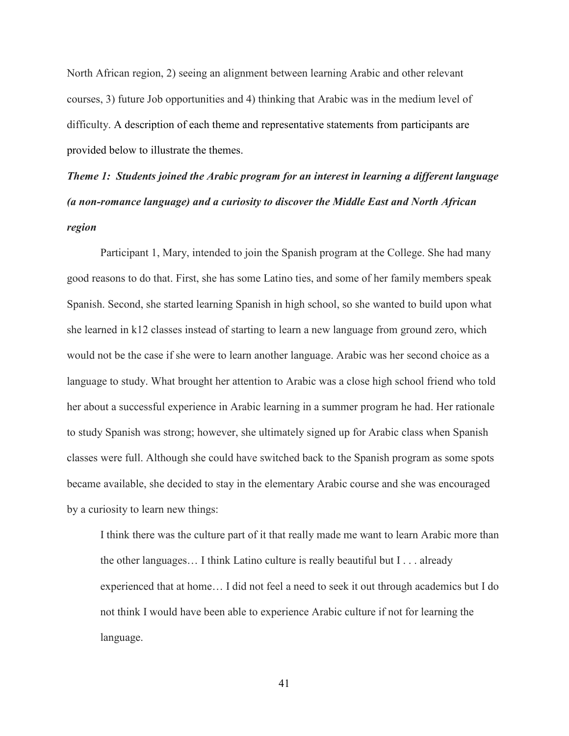North African region, 2) seeing an alignment between learning Arabic and other relevant courses, 3) future Job opportunities and 4) thinking that Arabic was in the medium level of difficulty. A description of each theme and representative statements from participants are provided below to illustrate the themes.

***Theme 1: Students joined the Arabic program for an interest in learning a different language (a non-romance language) and a curiosity to discover the Middle East and North African region***

Participant 1, Mary, intended to join the Spanish program at the College. She had many good reasons to do that. First, she has some Latino ties, and some of her family members speak Spanish. Second, she started learning Spanish in high school, so she wanted to build upon what she learned in k12 classes instead of starting to learn a new language from ground zero, which would not be the case if she were to learn another language. Arabic was her second choice as a language to study. What brought her attention to Arabic was a close high school friend who told her about a successful experience in Arabic learning in a summer program he had. Her rationale to study Spanish was strong; however, she ultimately signed up for Arabic class when Spanish classes were full. Although she could have switched back to the Spanish program as some spots became available, she decided to stay in the elementary Arabic course and she was encouraged by a curiosity to learn new things:

> I think there was the culture part of it that really made me want to learn Arabic more than the other languages… I think Latino culture is really beautiful but I . . . already experienced that at home… I did not feel a need to seek it out through academics but I do not think I would have been able to experience Arabic culture if not for learning the language.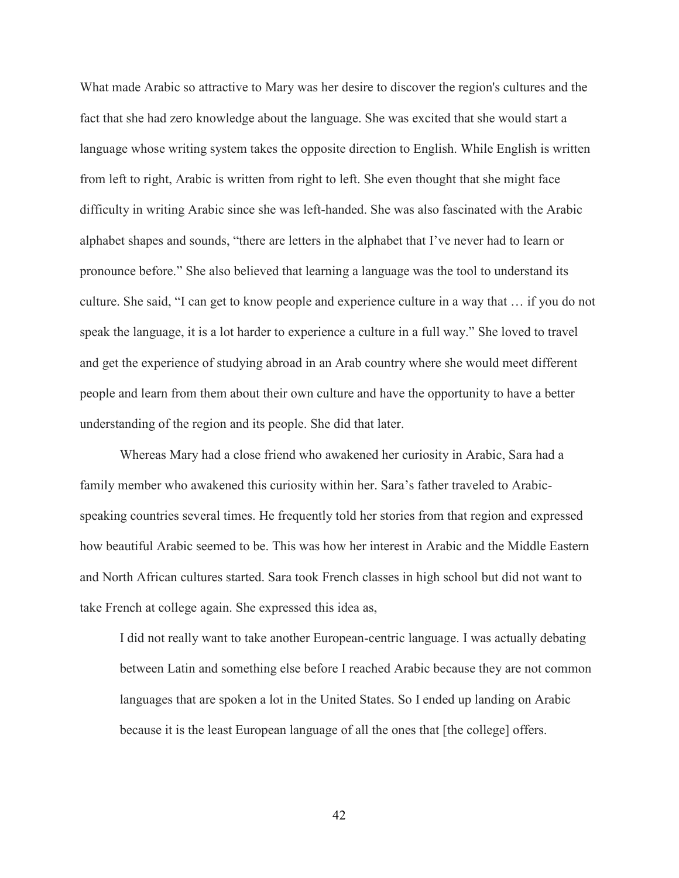What made Arabic so attractive to Mary was her desire to discover the region's cultures and the fact that she had zero knowledge about the language. She was excited that she would start a language whose writing system takes the opposite direction to English. While English is written from left to right, Arabic is written from right to left. She even thought that she might face difficulty in writing Arabic since she was left-handed. She was also fascinated with the Arabic alphabet shapes and sounds, "there are letters in the alphabet that I've never had to learn or pronounce before." She also believed that learning a language was the tool to understand its culture. She said, "I can get to know people and experience culture in a way that … if you do not speak the language, it is a lot harder to experience a culture in a full way." She loved to travel and get the experience of studying abroad in an Arab country where she would meet different people and learn from them about their own culture and have the opportunity to have a better understanding of the region and its people. She did that later.

Whereas Mary had a close friend who awakened her curiosity in Arabic, Sara had a family member who awakened this curiosity within her. Sara's father traveled to Arabic-speaking countries several times. He frequently told her stories from that region and expressed how beautiful Arabic seemed to be. This was how her interest in Arabic and the Middle Eastern and North African cultures started. Sara took French classes in high school but did not want to take French at college again. She expressed this idea as,

> I did not really want to take another European-centric language. I was actually debating between Latin and something else before I reached Arabic because they are not common languages that are spoken a lot in the United States. So I ended up landing on Arabic because it is the least European language of all the ones that [the college] offers.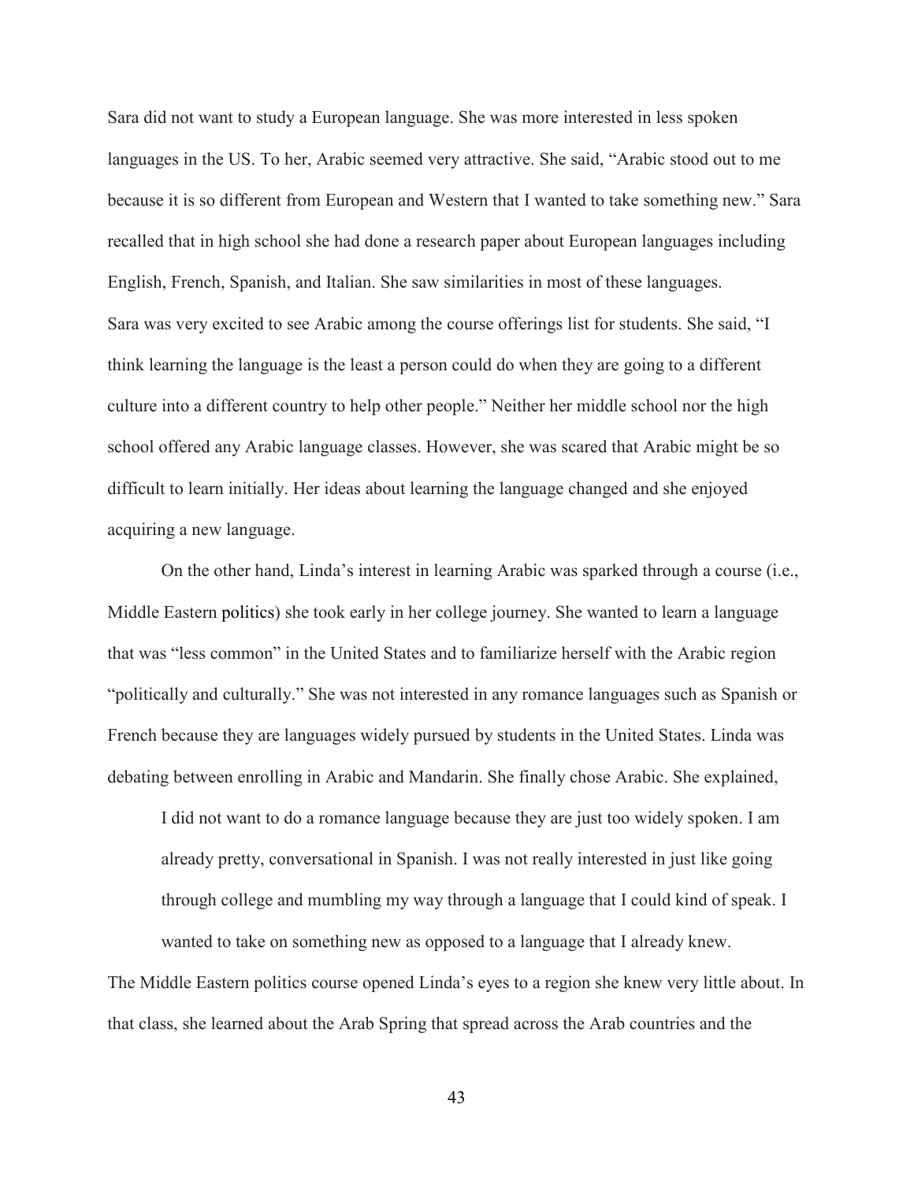Sara did not want to study a European language. She was more interested in less spoken languages in the US. To her, Arabic seemed very attractive. She said, "Arabic stood out to me because it is so different from European and Western that I wanted to take something new." Sara recalled that in high school she had done a research paper about European languages including English, French, Spanish, and Italian. She saw similarities in most of these languages.
Sara was very excited to see Arabic among the course offerings list for students. She said, "I think learning the language is the least a person could do when they are going to a different culture into a different country to help other people." Neither her middle school nor the high school offered any Arabic language classes. However, she was scared that Arabic might be so difficult to learn initially. Her ideas about learning the language changed and she enjoyed acquiring a new language.

On the other hand, Linda's interest in learning Arabic was sparked through a course (i.e., Middle Eastern politics) she took early in her college journey. She wanted to learn a language that was "less common" in the United States and to familiarize herself with the Arabic region "politically and culturally." She was not interested in any romance languages such as Spanish or French because they are languages widely pursued by students in the United States. Linda was debating between enrolling in Arabic and Mandarin. She finally chose Arabic. She explained,

> I did not want to do a romance language because they are just too widely spoken. I am already pretty, conversational in Spanish. I was not really interested in just like going through college and mumbling my way through a language that I could kind of speak. I wanted to take on something new as opposed to a language that I already knew.

The Middle Eastern politics course opened Linda's eyes to a region she knew very little about. In that class, she learned about the Arab Spring that spread across the Arab countries and the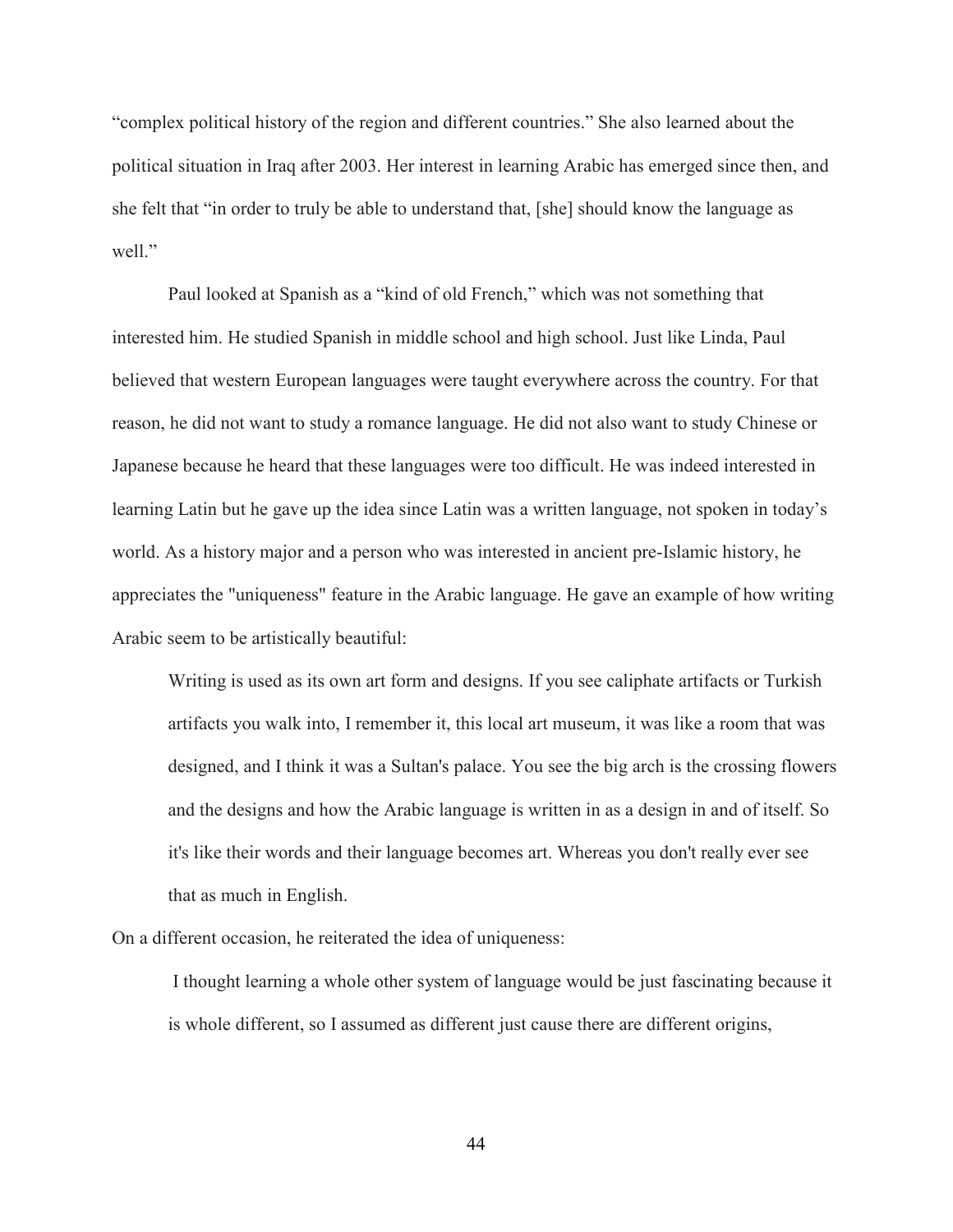"complex political history of the region and different countries." She also learned about the political situation in Iraq after 2003. Her interest in learning Arabic has emerged since then, and she felt that "in order to truly be able to understand that, [she] should know the language as well."

Paul looked at Spanish as a "kind of old French," which was not something that interested him. He studied Spanish in middle school and high school. Just like Linda, Paul believed that western European languages were taught everywhere across the country. For that reason, he did not want to study a romance language. He did not also want to study Chinese or Japanese because he heard that these languages were too difficult. He was indeed interested in learning Latin but he gave up the idea since Latin was a written language, not spoken in today's world. As a history major and a person who was interested in ancient pre-Islamic history, he appreciates the "uniqueness" feature in the Arabic language. He gave an example of how writing Arabic seem to be artistically beautiful:

> Writing is used as its own art form and designs. If you see caliphate artifacts or Turkish artifacts you walk into, I remember it, this local art museum, it was like a room that was designed, and I think it was a Sultan's palace. You see the big arch is the crossing flowers and the designs and how the Arabic language is written in as a design in and of itself. So it's like their words and their language becomes art. Whereas you don't really ever see that as much in English.

On a different occasion, he reiterated the idea of uniqueness:

> I thought learning a whole other system of language would be just fascinating because it is whole different, so I assumed as different just cause there are different origins,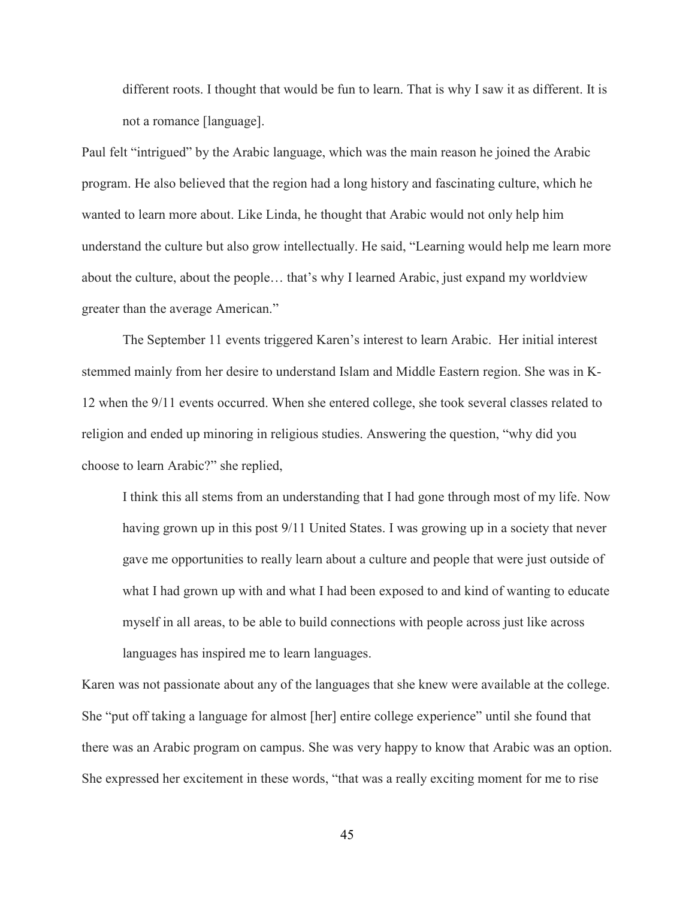> different roots. I thought that would be fun to learn. That is why I saw it as different. It is not a romance [language].

Paul felt "intrigued" by the Arabic language, which was the main reason he joined the Arabic program. He also believed that the region had a long history and fascinating culture, which he wanted to learn more about. Like Linda, he thought that Arabic would not only help him understand the culture but also grow intellectually. He said, "Learning would help me learn more about the culture, about the people… that's why I learned Arabic, just expand my worldview greater than the average American."

The September 11 events triggered Karen's interest to learn Arabic. Her initial interest stemmed mainly from her desire to understand Islam and Middle Eastern region. She was in K-12 when the 9/11 events occurred. When she entered college, she took several classes related to religion and ended up minoring in religious studies. Answering the question, "why did you choose to learn Arabic?" she replied,

> I think this all stems from an understanding that I had gone through most of my life. Now having grown up in this post 9/11 United States. I was growing up in a society that never gave me opportunities to really learn about a culture and people that were just outside of what I had grown up with and what I had been exposed to and kind of wanting to educate myself in all areas, to be able to build connections with people across just like across languages has inspired me to learn languages.

Karen was not passionate about any of the languages that she knew were available at the college. She "put off taking a language for almost [her] entire college experience" until she found that there was an Arabic program on campus. She was very happy to know that Arabic was an option. She expressed her excitement in these words, "that was a really exciting moment for me to rise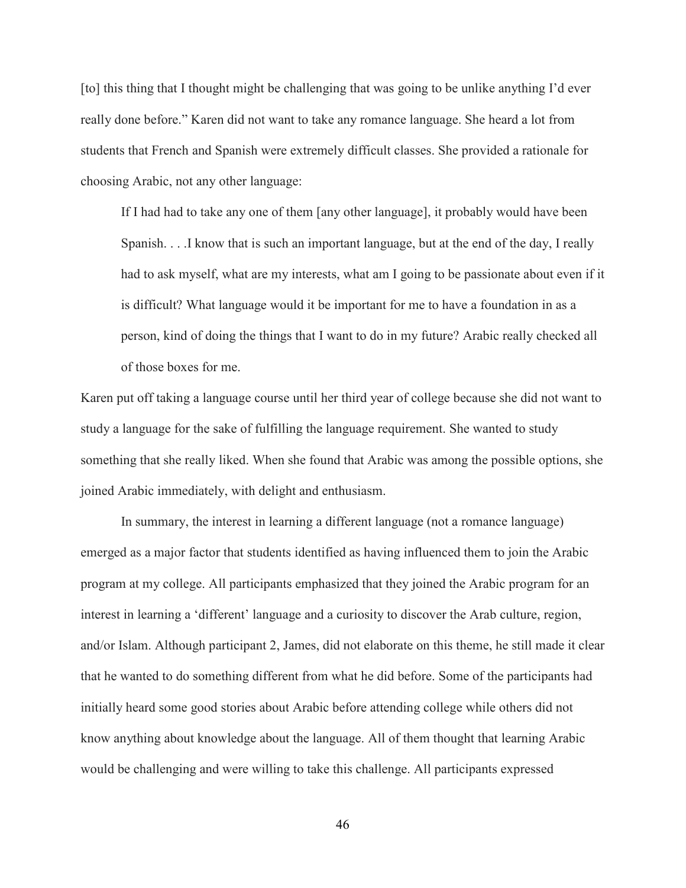[to] this thing that I thought might be challenging that was going to be unlike anything I'd ever really done before." Karen did not want to take any romance language. She heard a lot from students that French and Spanish were extremely difficult classes. She provided a rationale for choosing Arabic, not any other language:

> If I had had to take any one of them [any other language], it probably would have been Spanish. . . .I know that is such an important language, but at the end of the day, I really had to ask myself, what are my interests, what am I going to be passionate about even if it is difficult? What language would it be important for me to have a foundation in as a person, kind of doing the things that I want to do in my future? Arabic really checked all of those boxes for me.

Karen put off taking a language course until her third year of college because she did not want to study a language for the sake of fulfilling the language requirement. She wanted to study something that she really liked. When she found that Arabic was among the possible options, she joined Arabic immediately, with delight and enthusiasm.

In summary, the interest in learning a different language (not a romance language) emerged as a major factor that students identified as having influenced them to join the Arabic program at my college. All participants emphasized that they joined the Arabic program for an interest in learning a 'different' language and a curiosity to discover the Arab culture, region, and/or Islam. Although participant 2, James, did not elaborate on this theme, he still made it clear that he wanted to do something different from what he did before. Some of the participants had initially heard some good stories about Arabic before attending college while others did not know anything about knowledge about the language. All of them thought that learning Arabic would be challenging and were willing to take this challenge. All participants expressed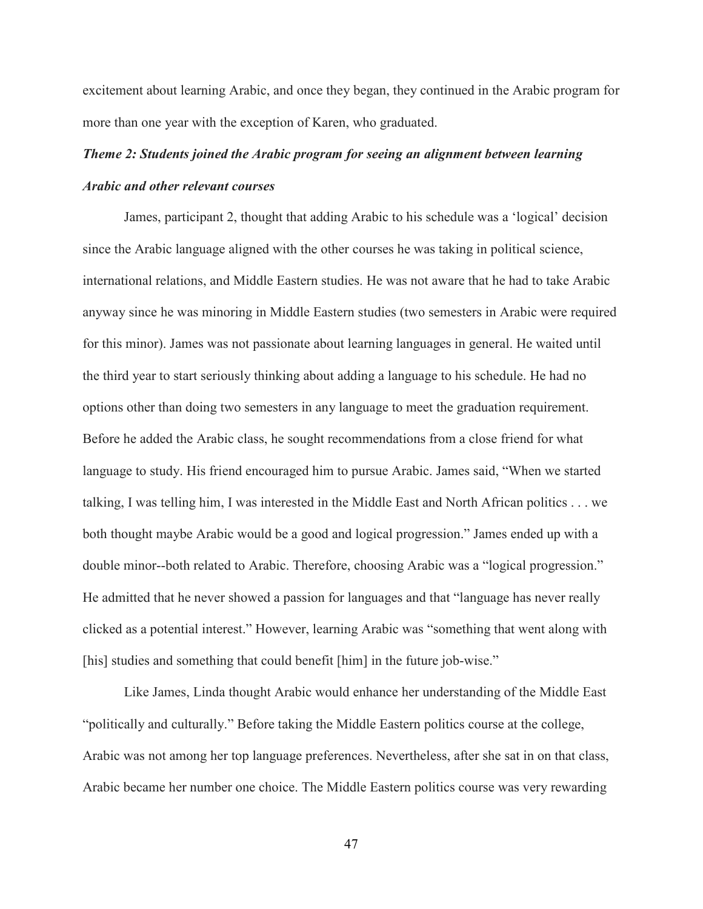excitement about learning Arabic, and once they began, they continued in the Arabic program for more than one year with the exception of Karen, who graduated.

### *Theme 2: Students joined the Arabic program for seeing an alignment between learning Arabic and other relevant courses*

James, participant 2, thought that adding Arabic to his schedule was a 'logical' decision since the Arabic language aligned with the other courses he was taking in political science, international relations, and Middle Eastern studies. He was not aware that he had to take Arabic anyway since he was minoring in Middle Eastern studies (two semesters in Arabic were required for this minor). James was not passionate about learning languages in general. He waited until the third year to start seriously thinking about adding a language to his schedule. He had no options other than doing two semesters in any language to meet the graduation requirement. Before he added the Arabic class, he sought recommendations from a close friend for what language to study. His friend encouraged him to pursue Arabic. James said, "When we started talking, I was telling him, I was interested in the Middle East and North African politics . . . we both thought maybe Arabic would be a good and logical progression." James ended up with a double minor--both related to Arabic. Therefore, choosing Arabic was a "logical progression." He admitted that he never showed a passion for languages and that "language has never really clicked as a potential interest." However, learning Arabic was "something that went along with [his] studies and something that could benefit [him] in the future job-wise."

Like James, Linda thought Arabic would enhance her understanding of the Middle East "politically and culturally." Before taking the Middle Eastern politics course at the college, Arabic was not among her top language preferences. Nevertheless, after she sat in on that class, Arabic became her number one choice. The Middle Eastern politics course was very rewarding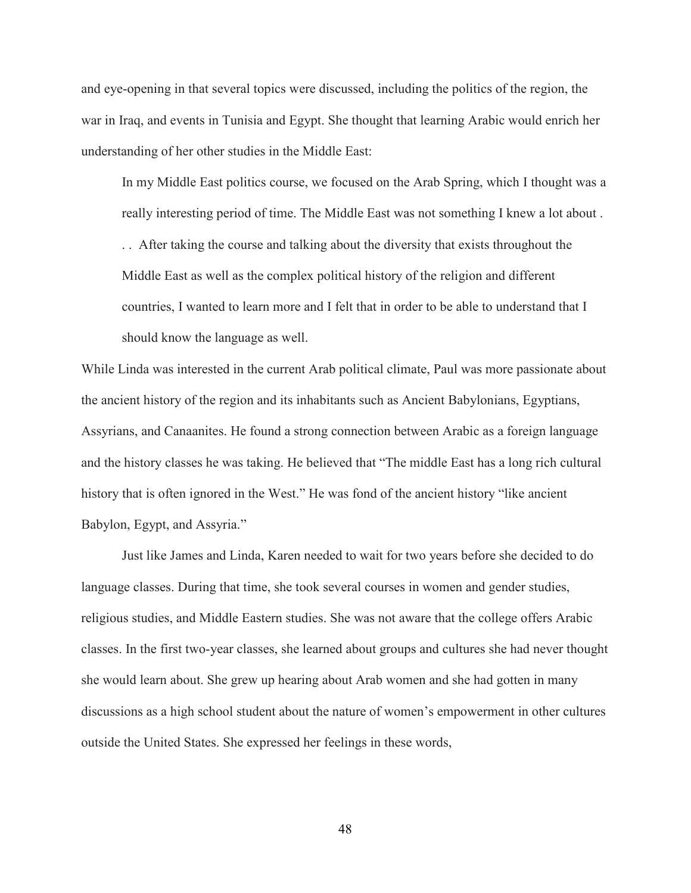and eye-opening in that several topics were discussed, including the politics of the region, the war in Iraq, and events in Tunisia and Egypt. She thought that learning Arabic would enrich her understanding of her other studies in the Middle East:

> In my Middle East politics course, we focused on the Arab Spring, which I thought was a really interesting period of time. The Middle East was not something I knew a lot about . . . After taking the course and talking about the diversity that exists throughout the Middle East as well as the complex political history of the religion and different countries, I wanted to learn more and I felt that in order to be able to understand that I should know the language as well.

While Linda was interested in the current Arab political climate, Paul was more passionate about the ancient history of the region and its inhabitants such as Ancient Babylonians, Egyptians, Assyrians, and Canaanites. He found a strong connection between Arabic as a foreign language and the history classes he was taking. He believed that "The middle East has a long rich cultural history that is often ignored in the West." He was fond of the ancient history "like ancient Babylon, Egypt, and Assyria."

Just like James and Linda, Karen needed to wait for two years before she decided to do language classes. During that time, she took several courses in women and gender studies, religious studies, and Middle Eastern studies. She was not aware that the college offers Arabic classes. In the first two-year classes, she learned about groups and cultures she had never thought she would learn about. She grew up hearing about Arab women and she had gotten in many discussions as a high school student about the nature of women's empowerment in other cultures outside the United States. She expressed her feelings in these words,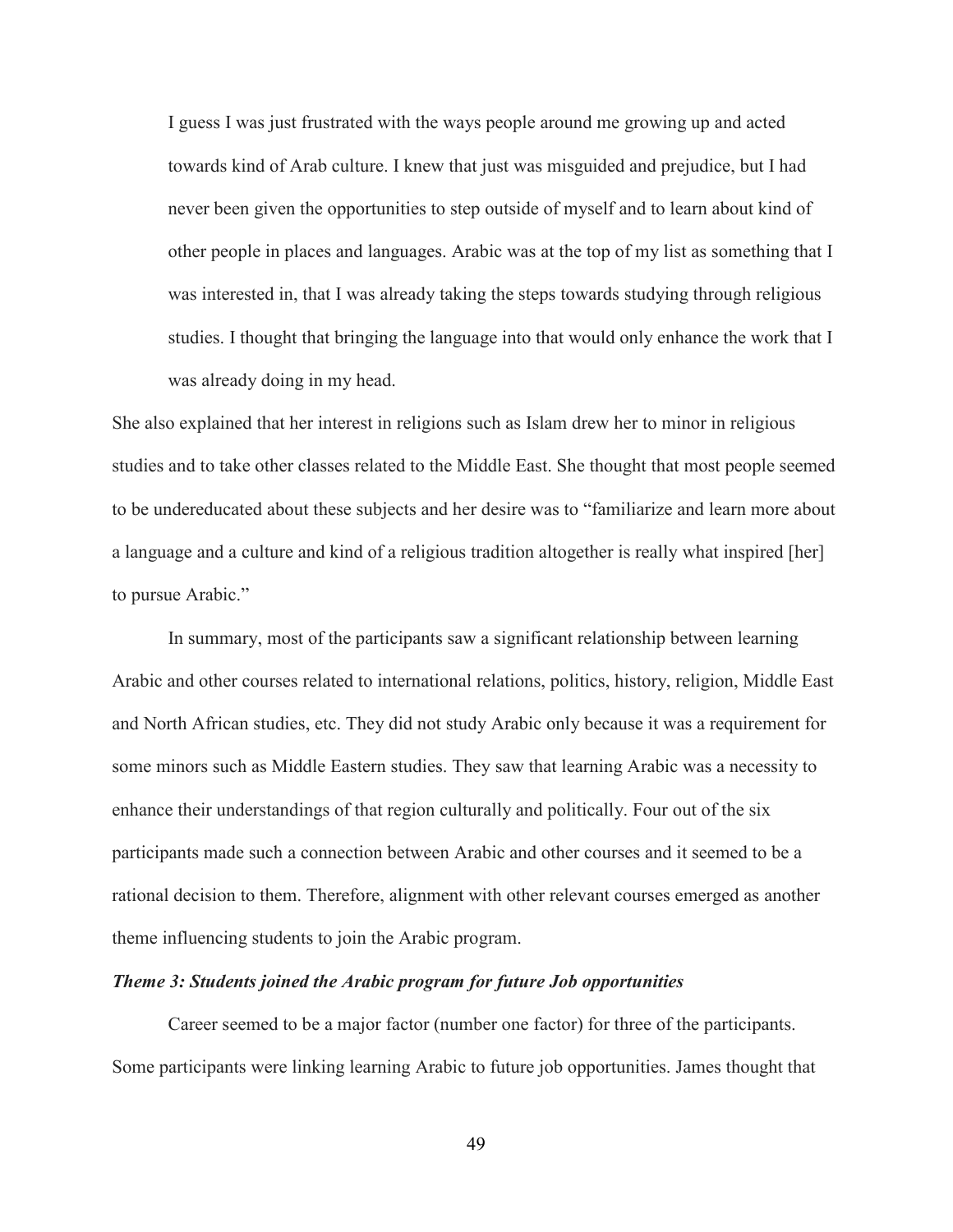> I guess I was just frustrated with the ways people around me growing up and acted towards kind of Arab culture. I knew that just was misguided and prejudice, but I had never been given the opportunities to step outside of myself and to learn about kind of other people in places and languages. Arabic was at the top of my list as something that I was interested in, that I was already taking the steps towards studying through religious studies. I thought that bringing the language into that would only enhance the work that I was already doing in my head.

She also explained that her interest in religions such as Islam drew her to minor in religious studies and to take other classes related to the Middle East. She thought that most people seemed to be undereducated about these subjects and her desire was to "familiarize and learn more about a language and a culture and kind of a religious tradition altogether is really what inspired [her] to pursue Arabic."

In summary, most of the participants saw a significant relationship between learning Arabic and other courses related to international relations, politics, history, religion, Middle East and North African studies, etc. They did not study Arabic only because it was a requirement for some minors such as Middle Eastern studies. They saw that learning Arabic was a necessity to enhance their understandings of that region culturally and politically. Four out of the six participants made such a connection between Arabic and other courses and it seemed to be a rational decision to them. Therefore, alignment with other relevant courses emerged as another theme influencing students to join the Arabic program.

***Theme 3: Students joined the Arabic program for future Job opportunities***

Career seemed to be a major factor (number one factor) for three of the participants. Some participants were linking learning Arabic to future job opportunities. James thought that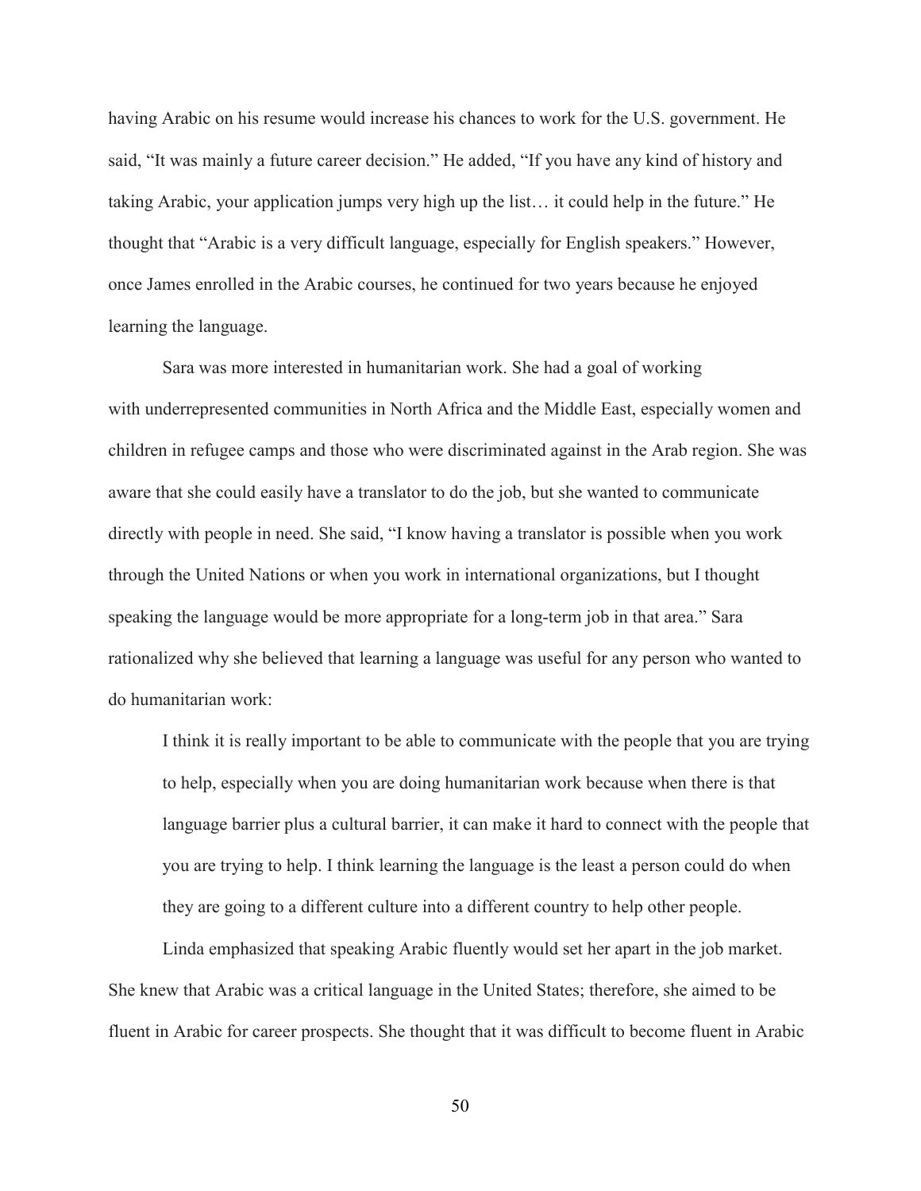having Arabic on his resume would increase his chances to work for the U.S. government. He said, "It was mainly a future career decision." He added, "If you have any kind of history and taking Arabic, your application jumps very high up the list… it could help in the future." He thought that "Arabic is a very difficult language, especially for English speakers." However, once James enrolled in the Arabic courses, he continued for two years because he enjoyed learning the language.

Sara was more interested in humanitarian work. She had a goal of working with underrepresented communities in North Africa and the Middle East, especially women and children in refugee camps and those who were discriminated against in the Arab region. She was aware that she could easily have a translator to do the job, but she wanted to communicate directly with people in need. She said, "I know having a translator is possible when you work through the United Nations or when you work in international organizations, but I thought speaking the language would be more appropriate for a long-term job in that area." Sara rationalized why she believed that learning a language was useful for any person who wanted to do humanitarian work:

> I think it is really important to be able to communicate with the people that you are trying to help, especially when you are doing humanitarian work because when there is that language barrier plus a cultural barrier, it can make it hard to connect with the people that you are trying to help. I think learning the language is the least a person could do when they are going to a different culture into a different country to help other people.

Linda emphasized that speaking Arabic fluently would set her apart in the job market. She knew that Arabic was a critical language in the United States; therefore, she aimed to be fluent in Arabic for career prospects. She thought that it was difficult to become fluent in Arabic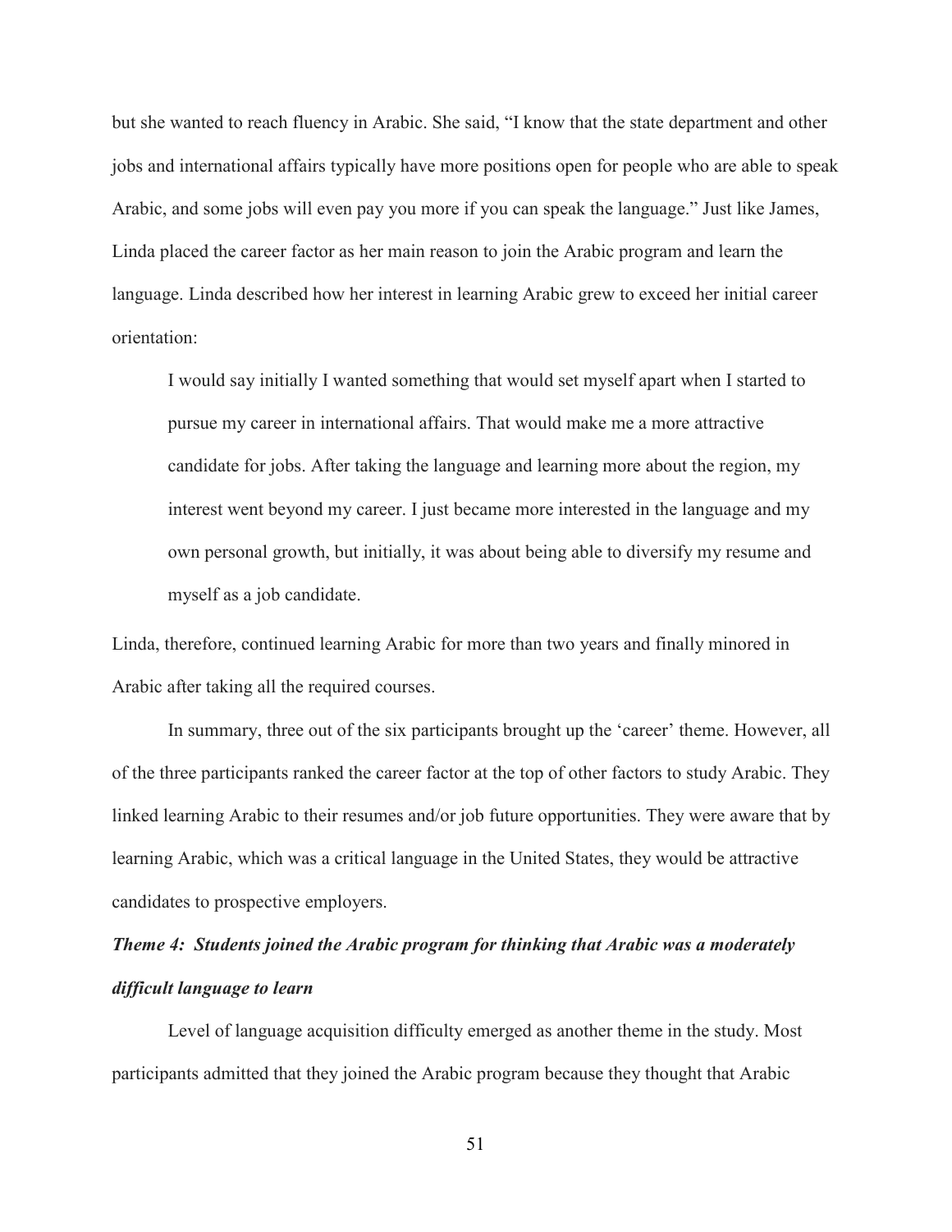but she wanted to reach fluency in Arabic. She said, "I know that the state department and other jobs and international affairs typically have more positions open for people who are able to speak Arabic, and some jobs will even pay you more if you can speak the language." Just like James, Linda placed the career factor as her main reason to join the Arabic program and learn the language. Linda described how her interest in learning Arabic grew to exceed her initial career orientation:

> I would say initially I wanted something that would set myself apart when I started to pursue my career in international affairs. That would make me a more attractive candidate for jobs. After taking the language and learning more about the region, my interest went beyond my career. I just became more interested in the language and my own personal growth, but initially, it was about being able to diversify my resume and myself as a job candidate.

Linda, therefore, continued learning Arabic for more than two years and finally minored in Arabic after taking all the required courses.

In summary, three out of the six participants brought up the 'career' theme. However, all of the three participants ranked the career factor at the top of other factors to study Arabic. They linked learning Arabic to their resumes and/or job future opportunities. They were aware that by learning Arabic, which was a critical language in the United States, they would be attractive candidates to prospective employers.

***Theme 4: Students joined the Arabic program for thinking that Arabic was a moderately difficult language to learn***

Level of language acquisition difficulty emerged as another theme in the study. Most participants admitted that they joined the Arabic program because they thought that Arabic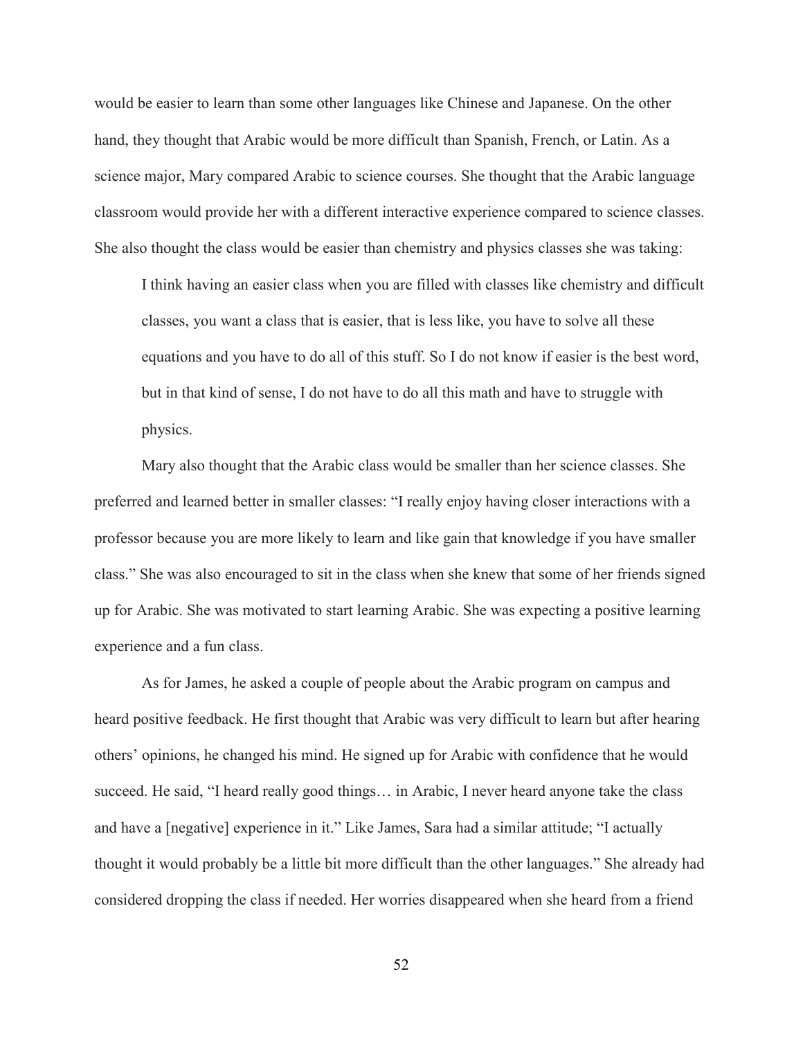would be easier to learn than some other languages like Chinese and Japanese. On the other hand, they thought that Arabic would be more difficult than Spanish, French, or Latin. As a science major, Mary compared Arabic to science courses. She thought that the Arabic language classroom would provide her with a different interactive experience compared to science classes. She also thought the class would be easier than chemistry and physics classes she was taking:

> I think having an easier class when you are filled with classes like chemistry and difficult classes, you want a class that is easier, that is less like, you have to solve all these equations and you have to do all of this stuff. So I do not know if easier is the best word, but in that kind of sense, I do not have to do all this math and have to struggle with physics.

Mary also thought that the Arabic class would be smaller than her science classes. She preferred and learned better in smaller classes: "I really enjoy having closer interactions with a professor because you are more likely to learn and like gain that knowledge if you have smaller class." She was also encouraged to sit in the class when she knew that some of her friends signed up for Arabic. She was motivated to start learning Arabic. She was expecting a positive learning experience and a fun class.

As for James, he asked a couple of people about the Arabic program on campus and heard positive feedback. He first thought that Arabic was very difficult to learn but after hearing others' opinions, he changed his mind. He signed up for Arabic with confidence that he would succeed. He said, "I heard really good things… in Arabic, I never heard anyone take the class and have a [negative] experience in it." Like James, Sara had a similar attitude; "I actually thought it would probably be a little bit more difficult than the other languages." She already had considered dropping the class if needed. Her worries disappeared when she heard from a friend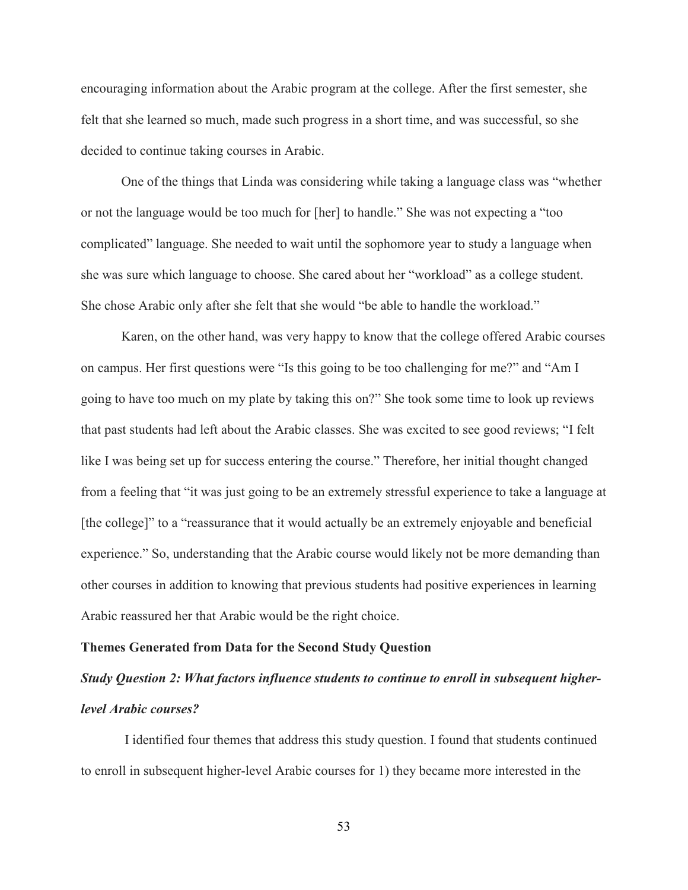encouraging information about the Arabic program at the college. After the first semester, she felt that she learned so much, made such progress in a short time, and was successful, so she decided to continue taking courses in Arabic.

One of the things that Linda was considering while taking a language class was "whether or not the language would be too much for [her] to handle." She was not expecting a "too complicated" language. She needed to wait until the sophomore year to study a language when she was sure which language to choose. She cared about her "workload" as a college student. She chose Arabic only after she felt that she would "be able to handle the workload."

Karen, on the other hand, was very happy to know that the college offered Arabic courses on campus. Her first questions were "Is this going to be too challenging for me?" and "Am I going to have too much on my plate by taking this on?" She took some time to look up reviews that past students had left about the Arabic classes. She was excited to see good reviews; "I felt like I was being set up for success entering the course." Therefore, her initial thought changed from a feeling that "it was just going to be an extremely stressful experience to take a language at [the college]" to a "reassurance that it would actually be an extremely enjoyable and beneficial experience." So, understanding that the Arabic course would likely not be more demanding than other courses in addition to knowing that previous students had positive experiences in learning Arabic reassured her that Arabic would be the right choice.

**Themes Generated from Data for the Second Study Question**

***Study Question 2: What factors influence students to continue to enroll in subsequent higher-level Arabic courses?***

I identified four themes that address this study question. I found that students continued to enroll in subsequent higher-level Arabic courses for 1) they became more interested in the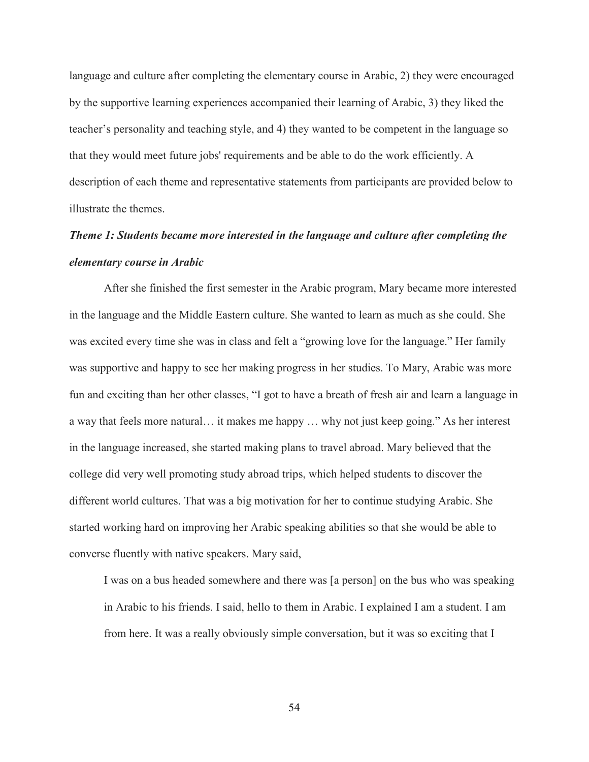language and culture after completing the elementary course in Arabic, 2) they were encouraged by the supportive learning experiences accompanied their learning of Arabic, 3) they liked the teacher's personality and teaching style, and 4) they wanted to be competent in the language so that they would meet future jobs' requirements and be able to do the work efficiently. A description of each theme and representative statements from participants are provided below to illustrate the themes.

***Theme 1: Students became more interested in the language and culture after completing the elementary course in Arabic***

After she finished the first semester in the Arabic program, Mary became more interested in the language and the Middle Eastern culture. She wanted to learn as much as she could. She was excited every time she was in class and felt a "growing love for the language." Her family was supportive and happy to see her making progress in her studies. To Mary, Arabic was more fun and exciting than her other classes, "I got to have a breath of fresh air and learn a language in a way that feels more natural… it makes me happy … why not just keep going." As her interest in the language increased, she started making plans to travel abroad. Mary believed that the college did very well promoting study abroad trips, which helped students to discover the different world cultures. That was a big motivation for her to continue studying Arabic. She started working hard on improving her Arabic speaking abilities so that she would be able to converse fluently with native speakers. Mary said,

> I was on a bus headed somewhere and there was [a person] on the bus who was speaking in Arabic to his friends. I said, hello to them in Arabic. I explained I am a student. I am from here. It was a really obviously simple conversation, but it was so exciting that I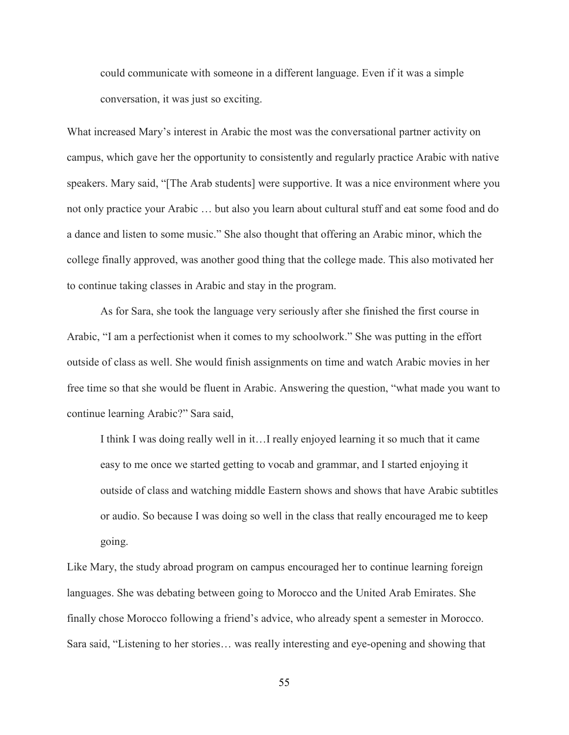> could communicate with someone in a different language. Even if it was a simple conversation, it was just so exciting.

What increased Mary's interest in Arabic the most was the conversational partner activity on campus, which gave her the opportunity to consistently and regularly practice Arabic with native speakers. Mary said, "[The Arab students] were supportive. It was a nice environment where you not only practice your Arabic … but also you learn about cultural stuff and eat some food and do a dance and listen to some music." She also thought that offering an Arabic minor, which the college finally approved, was another good thing that the college made. This also motivated her to continue taking classes in Arabic and stay in the program.

As for Sara, she took the language very seriously after she finished the first course in Arabic, "I am a perfectionist when it comes to my schoolwork." She was putting in the effort outside of class as well. She would finish assignments on time and watch Arabic movies in her free time so that she would be fluent in Arabic. Answering the question, "what made you want to continue learning Arabic?" Sara said,

> I think I was doing really well in it…I really enjoyed learning it so much that it came easy to me once we started getting to vocab and grammar, and I started enjoying it outside of class and watching middle Eastern shows and shows that have Arabic subtitles or audio. So because I was doing so well in the class that really encouraged me to keep going.

Like Mary, the study abroad program on campus encouraged her to continue learning foreign languages. She was debating between going to Morocco and the United Arab Emirates. She finally chose Morocco following a friend's advice, who already spent a semester in Morocco. Sara said, "Listening to her stories… was really interesting and eye-opening and showing that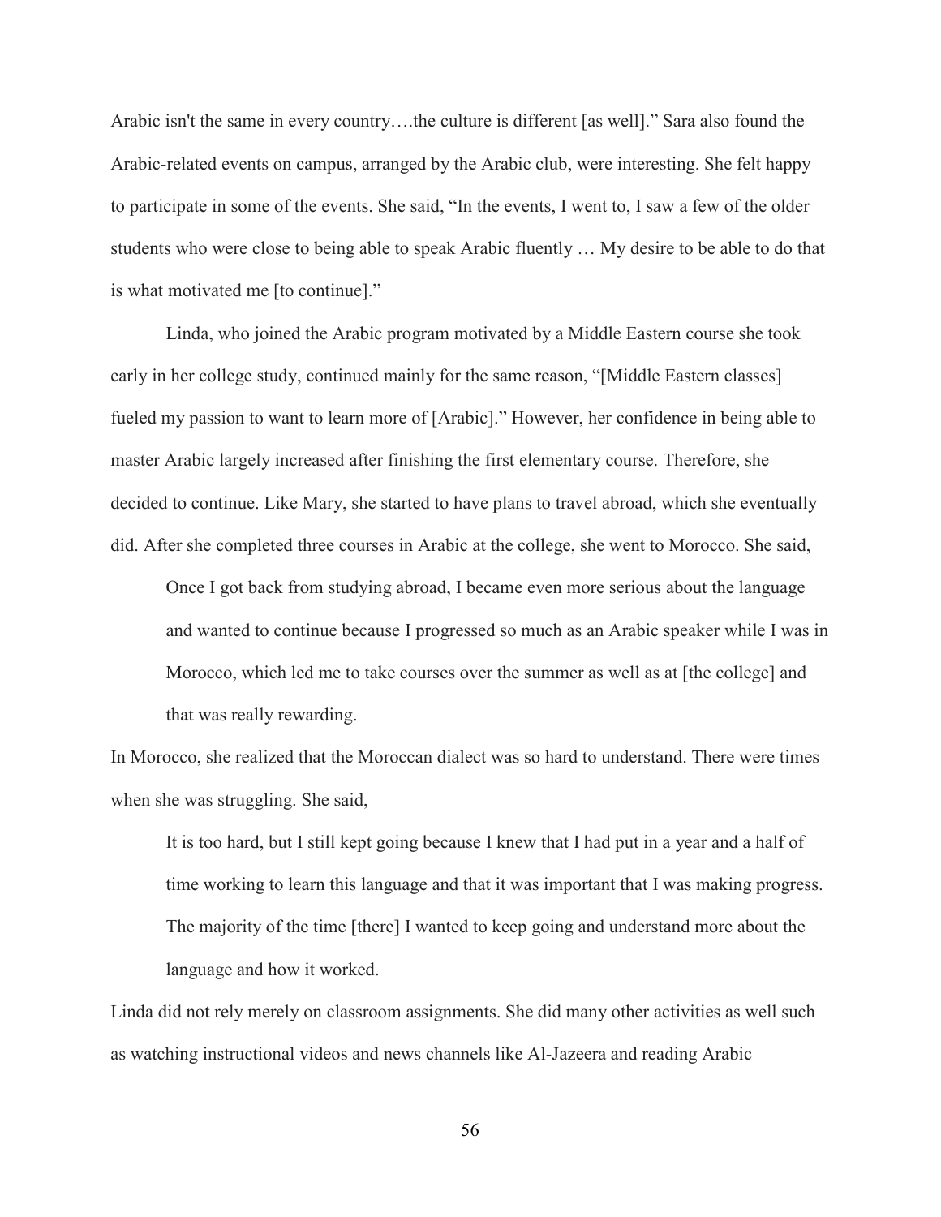Arabic isn't the same in every country….the culture is different [as well].” Sara also found the Arabic-related events on campus, arranged by the Arabic club, were interesting. She felt happy to participate in some of the events. She said, “In the events, I went to, I saw a few of the older students who were close to being able to speak Arabic fluently … My desire to be able to do that is what motivated me [to continue].”

Linda, who joined the Arabic program motivated by a Middle Eastern course she took early in her college study, continued mainly for the same reason, “[Middle Eastern classes] fueled my passion to want to learn more of [Arabic].” However, her confidence in being able to master Arabic largely increased after finishing the first elementary course. Therefore, she decided to continue. Like Mary, she started to have plans to travel abroad, which she eventually did. After she completed three courses in Arabic at the college, she went to Morocco. She said,

> Once I got back from studying abroad, I became even more serious about the language and wanted to continue because I progressed so much as an Arabic speaker while I was in Morocco, which led me to take courses over the summer as well as at [the college] and that was really rewarding.

In Morocco, she realized that the Moroccan dialect was so hard to understand. There were times when she was struggling. She said,

> It is too hard, but I still kept going because I knew that I had put in a year and a half of time working to learn this language and that it was important that I was making progress. The majority of the time [there] I wanted to keep going and understand more about the language and how it worked.

Linda did not rely merely on classroom assignments. She did many other activities as well such as watching instructional videos and news channels like Al-Jazeera and reading Arabic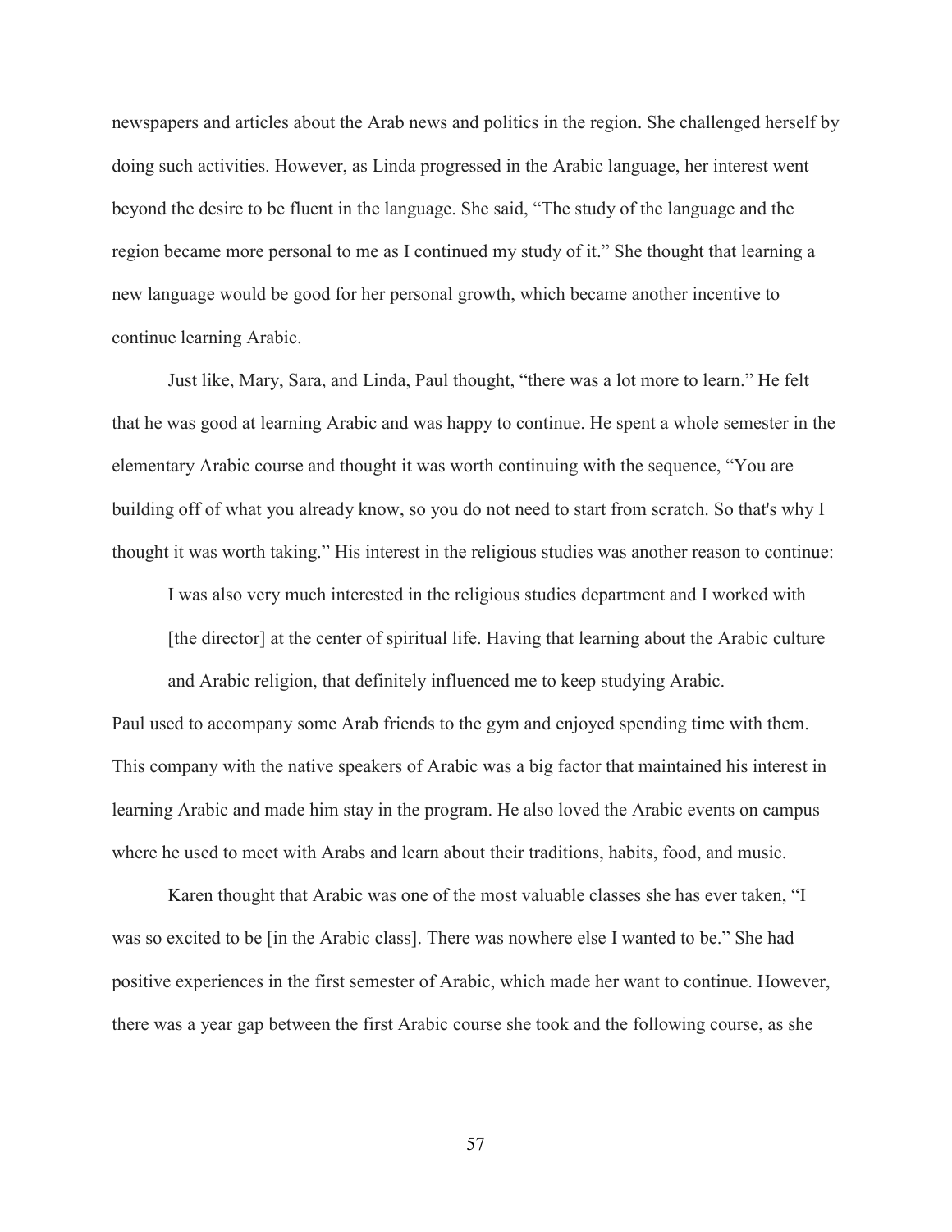newspapers and articles about the Arab news and politics in the region. She challenged herself by doing such activities. However, as Linda progressed in the Arabic language, her interest went beyond the desire to be fluent in the language. She said, “The study of the language and the region became more personal to me as I continued my study of it.” She thought that learning a new language would be good for her personal growth, which became another incentive to continue learning Arabic.

Just like, Mary, Sara, and Linda, Paul thought, “there was a lot more to learn.” He felt that he was good at learning Arabic and was happy to continue. He spent a whole semester in the elementary Arabic course and thought it was worth continuing with the sequence, “You are building off of what you already know, so you do not need to start from scratch. So that's why I thought it was worth taking.” His interest in the religious studies was another reason to continue:

> I was also very much interested in the religious studies department and I worked with [the director] at the center of spiritual life. Having that learning about the Arabic culture and Arabic religion, that definitely influenced me to keep studying Arabic.

Paul used to accompany some Arab friends to the gym and enjoyed spending time with them. This company with the native speakers of Arabic was a big factor that maintained his interest in learning Arabic and made him stay in the program. He also loved the Arabic events on campus where he used to meet with Arabs and learn about their traditions, habits, food, and music.

Karen thought that Arabic was one of the most valuable classes she has ever taken, “I was so excited to be [in the Arabic class]. There was nowhere else I wanted to be.” She had positive experiences in the first semester of Arabic, which made her want to continue. However, there was a year gap between the first Arabic course she took and the following course, as she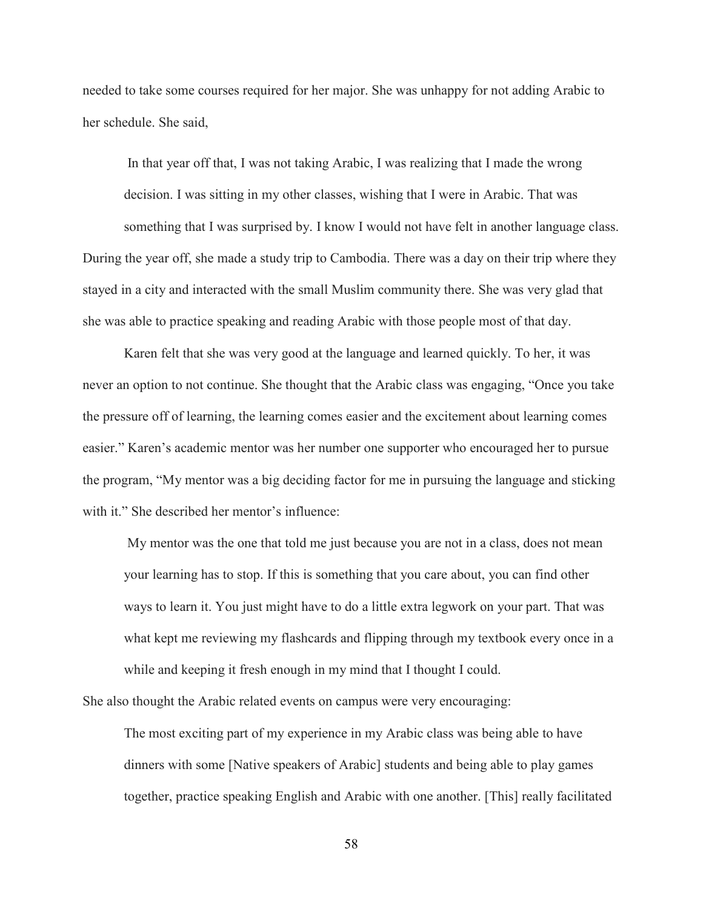needed to take some courses required for her major. She was unhappy for not adding Arabic to her schedule. She said,

> In that year off that, I was not taking Arabic, I was realizing that I made the wrong decision. I was sitting in my other classes, wishing that I were in Arabic. That was something that I was surprised by. I know I would not have felt in another language class.

During the year off, she made a study trip to Cambodia. There was a day on their trip where they stayed in a city and interacted with the small Muslim community there. She was very glad that she was able to practice speaking and reading Arabic with those people most of that day.

Karen felt that she was very good at the language and learned quickly. To her, it was never an option to not continue. She thought that the Arabic class was engaging, "Once you take the pressure off of learning, the learning comes easier and the excitement about learning comes easier." Karen's academic mentor was her number one supporter who encouraged her to pursue the program, "My mentor was a big deciding factor for me in pursuing the language and sticking with it." She described her mentor's influence:

> My mentor was the one that told me just because you are not in a class, does not mean your learning has to stop. If this is something that you care about, you can find other ways to learn it. You just might have to do a little extra legwork on your part. That was what kept me reviewing my flashcards and flipping through my textbook every once in a while and keeping it fresh enough in my mind that I thought I could.

She also thought the Arabic related events on campus were very encouraging:

> The most exciting part of my experience in my Arabic class was being able to have dinners with some [Native speakers of Arabic] students and being able to play games together, practice speaking English and Arabic with one another. [This] really facilitated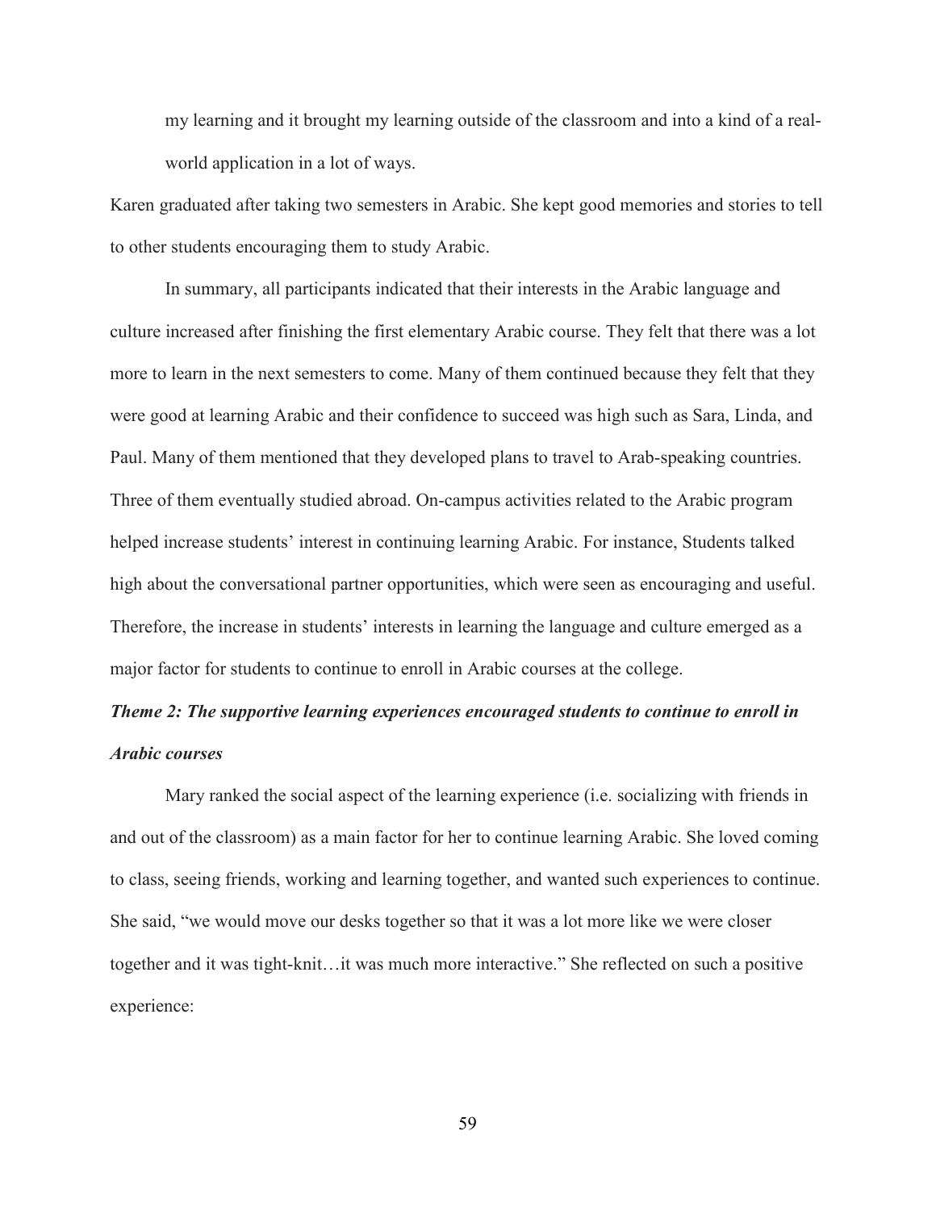> my learning and it brought my learning outside of the classroom and into a kind of a real-world application in a lot of ways.

Karen graduated after taking two semesters in Arabic. She kept good memories and stories to tell to other students encouraging them to study Arabic.

In summary, all participants indicated that their interests in the Arabic language and culture increased after finishing the first elementary Arabic course. They felt that there was a lot more to learn in the next semesters to come. Many of them continued because they felt that they were good at learning Arabic and their confidence to succeed was high such as Sara, Linda, and Paul. Many of them mentioned that they developed plans to travel to Arab-speaking countries. Three of them eventually studied abroad. On-campus activities related to the Arabic program helped increase students' interest in continuing learning Arabic. For instance, Students talked high about the conversational partner opportunities, which were seen as encouraging and useful. Therefore, the increase in students' interests in learning the language and culture emerged as a major factor for students to continue to enroll in Arabic courses at the college.

***Theme 2: The supportive learning experiences encouraged students to continue to enroll in Arabic courses***

Mary ranked the social aspect of the learning experience (i.e. socializing with friends in and out of the classroom) as a main factor for her to continue learning Arabic. She loved coming to class, seeing friends, working and learning together, and wanted such experiences to continue. She said, "we would move our desks together so that it was a lot more like we were closer together and it was tight-knit…it was much more interactive." She reflected on such a positive experience: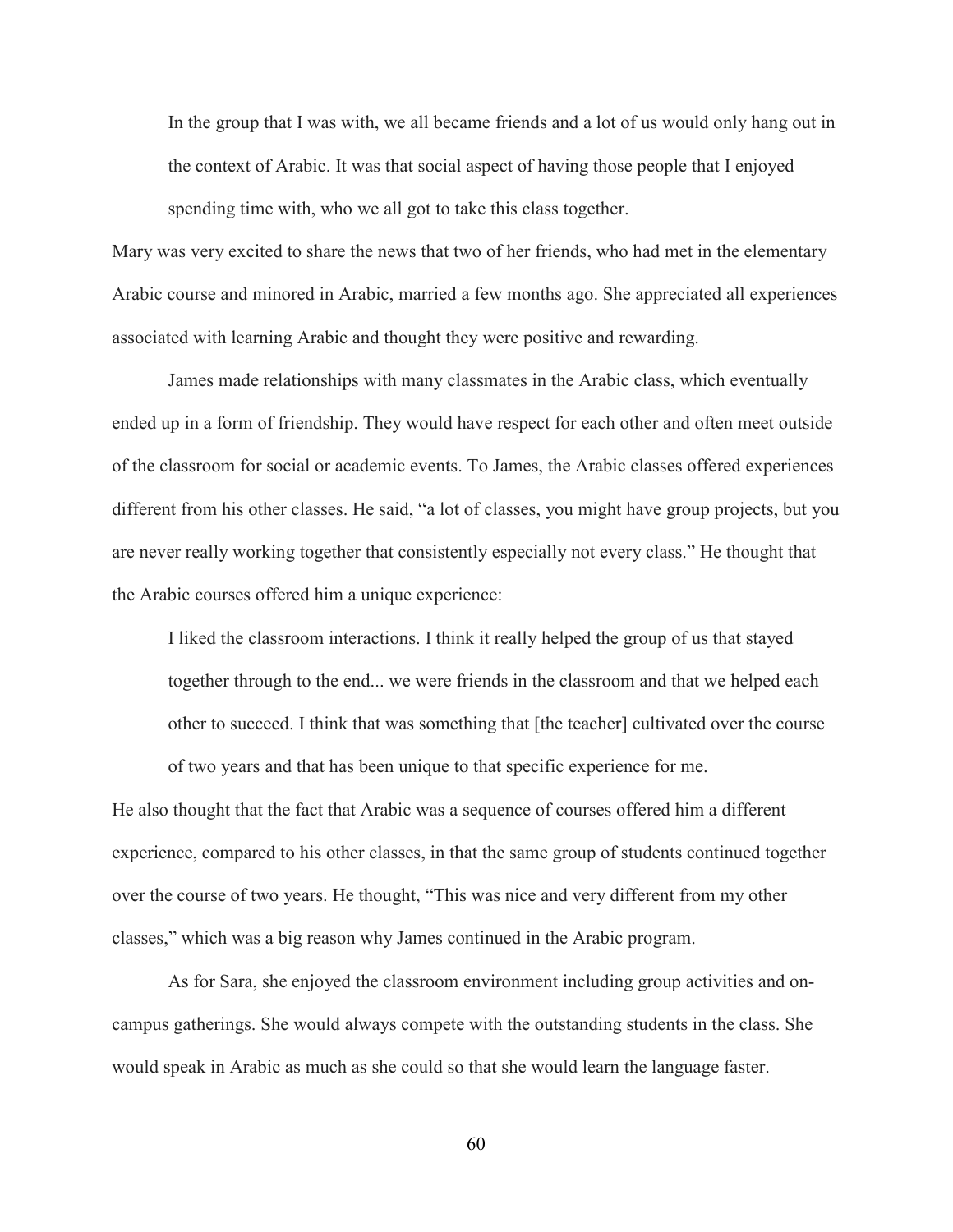> In the group that I was with, we all became friends and a lot of us would only hang out in the context of Arabic. It was that social aspect of having those people that I enjoyed spending time with, who we all got to take this class together.

Mary was very excited to share the news that two of her friends, who had met in the elementary Arabic course and minored in Arabic, married a few months ago. She appreciated all experiences associated with learning Arabic and thought they were positive and rewarding.

James made relationships with many classmates in the Arabic class, which eventually ended up in a form of friendship. They would have respect for each other and often meet outside of the classroom for social or academic events. To James, the Arabic classes offered experiences different from his other classes. He said, "a lot of classes, you might have group projects, but you are never really working together that consistently especially not every class." He thought that the Arabic courses offered him a unique experience:

> I liked the classroom interactions. I think it really helped the group of us that stayed together through to the end... we were friends in the classroom and that we helped each other to succeed. I think that was something that [the teacher] cultivated over the course of two years and that has been unique to that specific experience for me.

He also thought that the fact that Arabic was a sequence of courses offered him a different experience, compared to his other classes, in that the same group of students continued together over the course of two years. He thought, "This was nice and very different from my other classes," which was a big reason why James continued in the Arabic program.

As for Sara, she enjoyed the classroom environment including group activities and on-campus gatherings. She would always compete with the outstanding students in the class. She would speak in Arabic as much as she could so that she would learn the language faster.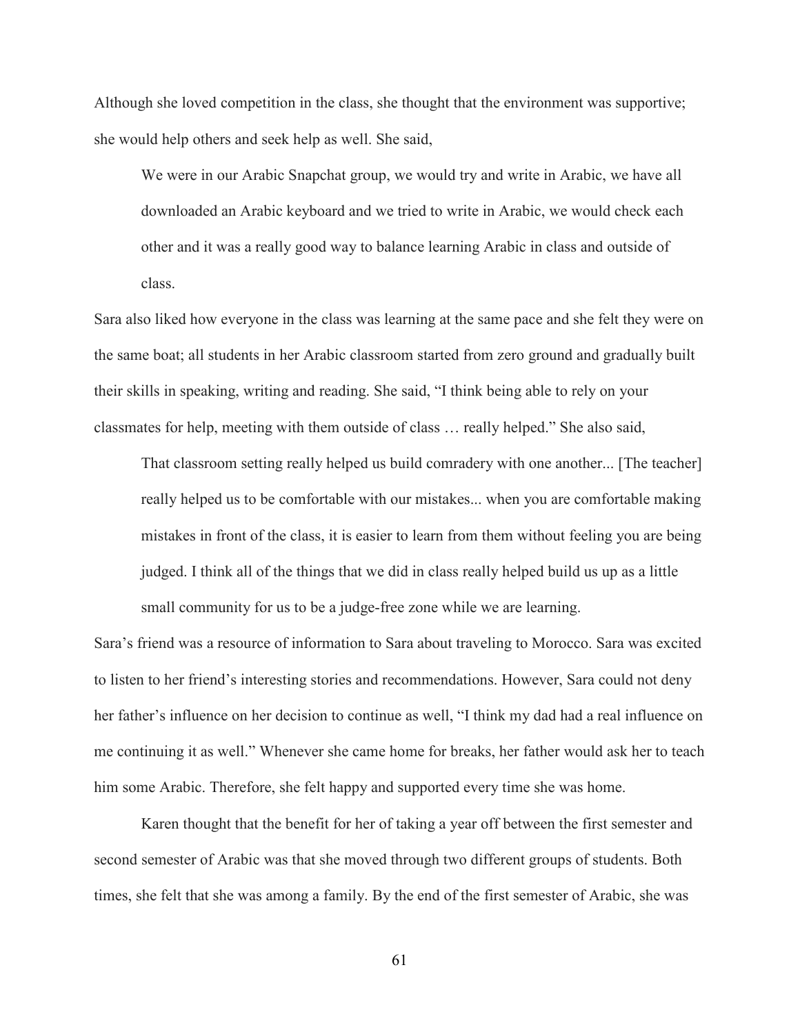Although she loved competition in the class, she thought that the environment was supportive; she would help others and seek help as well. She said,

> We were in our Arabic Snapchat group, we would try and write in Arabic, we have all downloaded an Arabic keyboard and we tried to write in Arabic, we would check each other and it was a really good way to balance learning Arabic in class and outside of class.

Sara also liked how everyone in the class was learning at the same pace and she felt they were on the same boat; all students in her Arabic classroom started from zero ground and gradually built their skills in speaking, writing and reading. She said, "I think being able to rely on your classmates for help, meeting with them outside of class … really helped." She also said,

> That classroom setting really helped us build comradery with one another... [The teacher] really helped us to be comfortable with our mistakes... when you are comfortable making mistakes in front of the class, it is easier to learn from them without feeling you are being judged. I think all of the things that we did in class really helped build us up as a little small community for us to be a judge-free zone while we are learning.

Sara's friend was a resource of information to Sara about traveling to Morocco. Sara was excited to listen to her friend's interesting stories and recommendations. However, Sara could not deny her father's influence on her decision to continue as well, "I think my dad had a real influence on me continuing it as well." Whenever she came home for breaks, her father would ask her to teach him some Arabic. Therefore, she felt happy and supported every time she was home.

Karen thought that the benefit for her of taking a year off between the first semester and second semester of Arabic was that she moved through two different groups of students. Both times, she felt that she was among a family. By the end of the first semester of Arabic, she was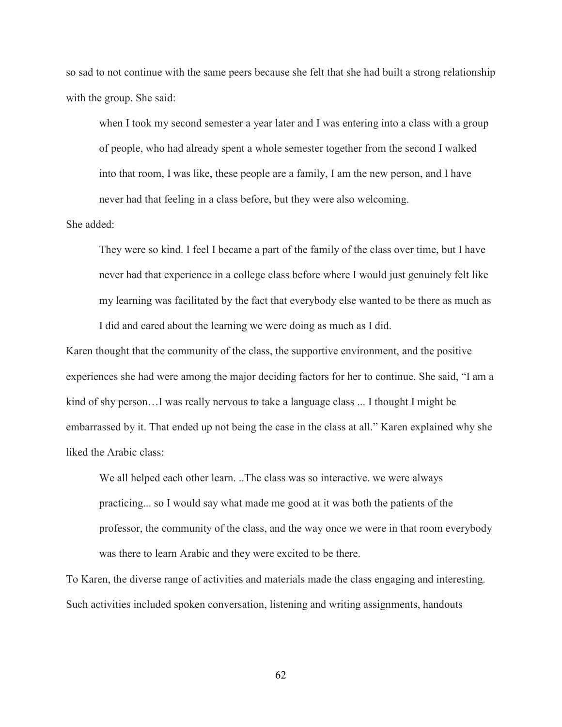so sad to not continue with the same peers because she felt that she had built a strong relationship with the group. She said:

> when I took my second semester a year later and I was entering into a class with a group of people, who had already spent a whole semester together from the second I walked into that room, I was like, these people are a family, I am the new person, and I have never had that feeling in a class before, but they were also welcoming.

She added:

> They were so kind. I feel I became a part of the family of the class over time, but I have never had that experience in a college class before where I would just genuinely felt like my learning was facilitated by the fact that everybody else wanted to be there as much as I did and cared about the learning we were doing as much as I did.

Karen thought that the community of the class, the supportive environment, and the positive experiences she had were among the major deciding factors for her to continue. She said, "I am a kind of shy person…I was really nervous to take a language class ... I thought I might be embarrassed by it. That ended up not being the case in the class at all." Karen explained why she liked the Arabic class:

> We all helped each other learn. ..The class was so interactive. we were always practicing... so I would say what made me good at it was both the patients of the professor, the community of the class, and the way once we were in that room everybody was there to learn Arabic and they were excited to be there.

To Karen, the diverse range of activities and materials made the class engaging and interesting. Such activities included spoken conversation, listening and writing assignments, handouts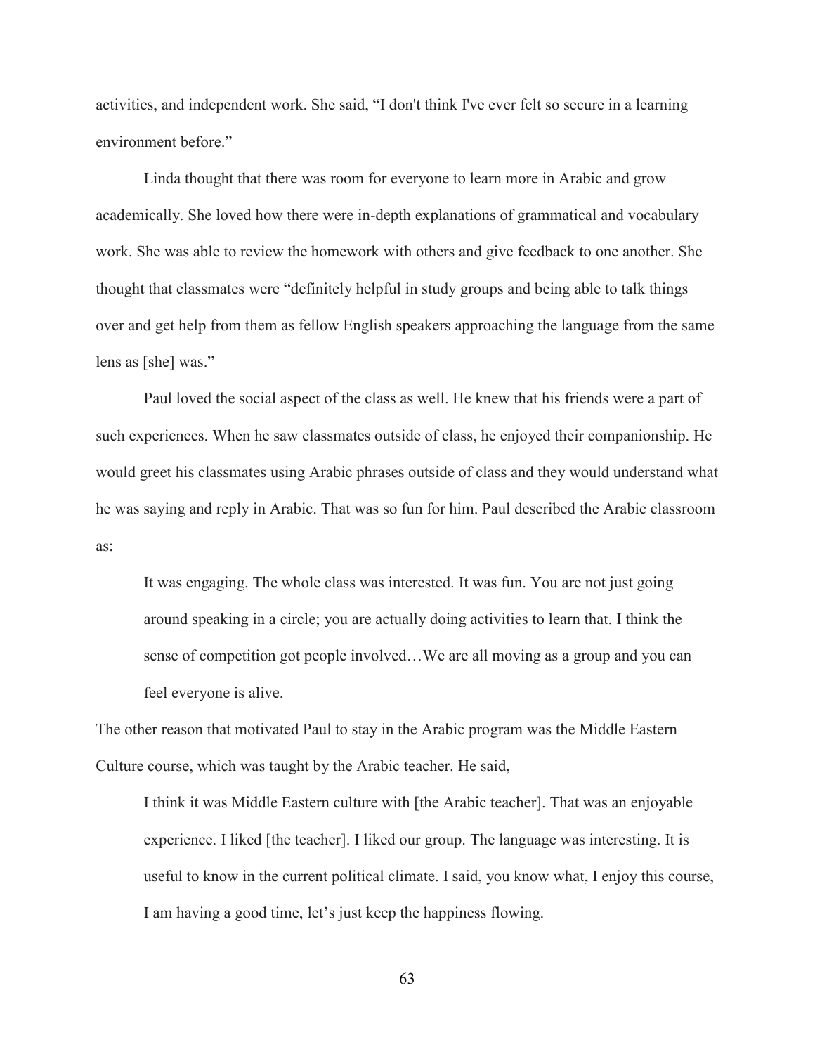activities, and independent work. She said, "I don't think I've ever felt so secure in a learning environment before."

Linda thought that there was room for everyone to learn more in Arabic and grow academically. She loved how there were in-depth explanations of grammatical and vocabulary work. She was able to review the homework with others and give feedback to one another. She thought that classmates were "definitely helpful in study groups and being able to talk things over and get help from them as fellow English speakers approaching the language from the same lens as [she] was."

Paul loved the social aspect of the class as well. He knew that his friends were a part of such experiences. When he saw classmates outside of class, he enjoyed their companionship. He would greet his classmates using Arabic phrases outside of class and they would understand what he was saying and reply in Arabic. That was so fun for him. Paul described the Arabic classroom as:

> It was engaging. The whole class was interested. It was fun. You are not just going around speaking in a circle; you are actually doing activities to learn that. I think the sense of competition got people involved…We are all moving as a group and you can feel everyone is alive.

The other reason that motivated Paul to stay in the Arabic program was the Middle Eastern Culture course, which was taught by the Arabic teacher. He said,

> I think it was Middle Eastern culture with [the Arabic teacher]. That was an enjoyable experience. I liked [the teacher]. I liked our group. The language was interesting. It is useful to know in the current political climate. I said, you know what, I enjoy this course, I am having a good time, let's just keep the happiness flowing.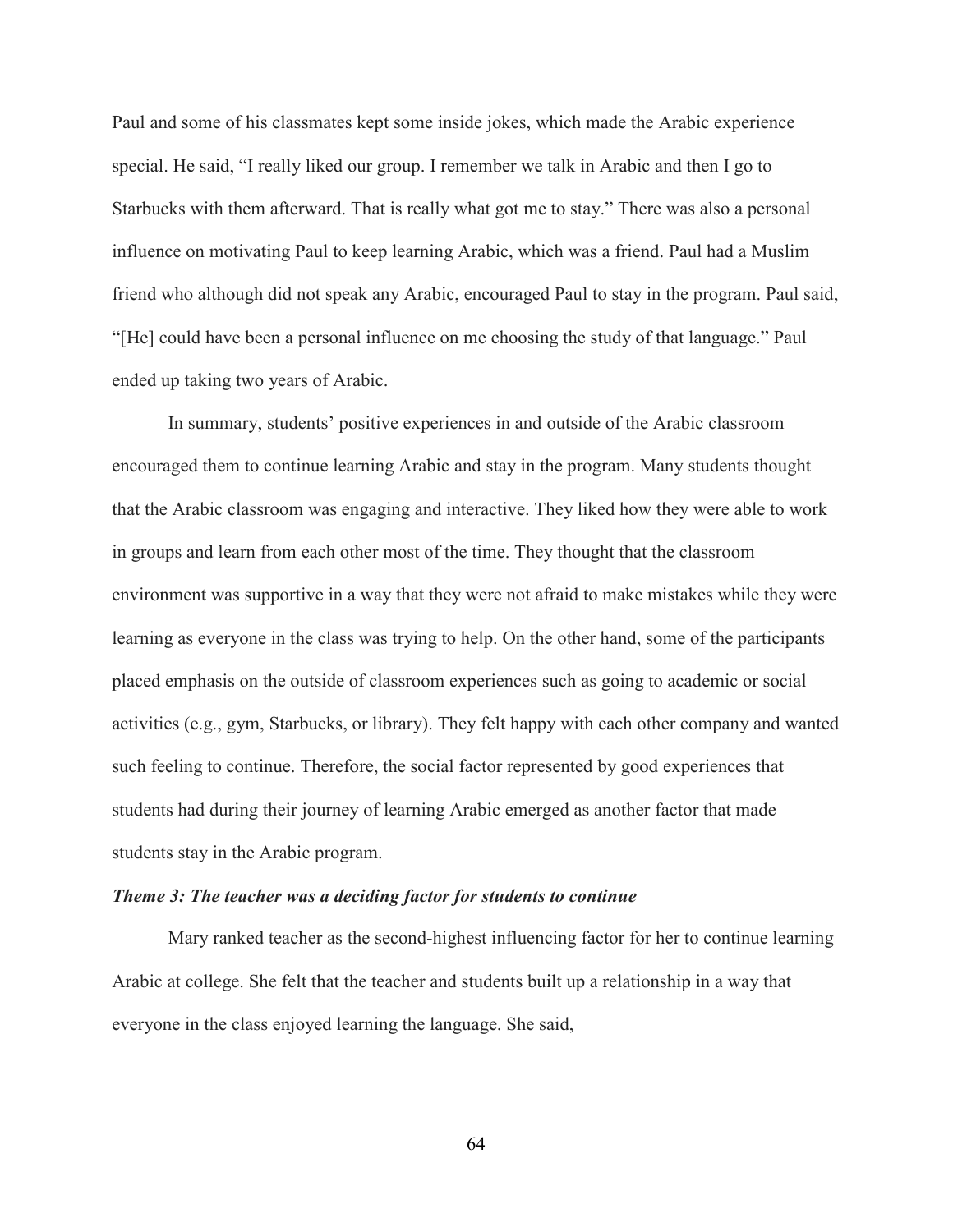Paul and some of his classmates kept some inside jokes, which made the Arabic experience special. He said, "I really liked our group. I remember we talk in Arabic and then I go to Starbucks with them afterward. That is really what got me to stay." There was also a personal influence on motivating Paul to keep learning Arabic, which was a friend. Paul had a Muslim friend who although did not speak any Arabic, encouraged Paul to stay in the program. Paul said, "[He] could have been a personal influence on me choosing the study of that language." Paul ended up taking two years of Arabic.

In summary, students' positive experiences in and outside of the Arabic classroom encouraged them to continue learning Arabic and stay in the program. Many students thought that the Arabic classroom was engaging and interactive. They liked how they were able to work in groups and learn from each other most of the time. They thought that the classroom environment was supportive in a way that they were not afraid to make mistakes while they were learning as everyone in the class was trying to help. On the other hand, some of the participants placed emphasis on the outside of classroom experiences such as going to academic or social activities (e.g., gym, Starbucks, or library). They felt happy with each other company and wanted such feeling to continue. Therefore, the social factor represented by good experiences that students had during their journey of learning Arabic emerged as another factor that made students stay in the Arabic program.

***Theme 3: The teacher was a deciding factor for students to continue***

Mary ranked teacher as the second-highest influencing factor for her to continue learning Arabic at college. She felt that the teacher and students built up a relationship in a way that everyone in the class enjoyed learning the language. She said,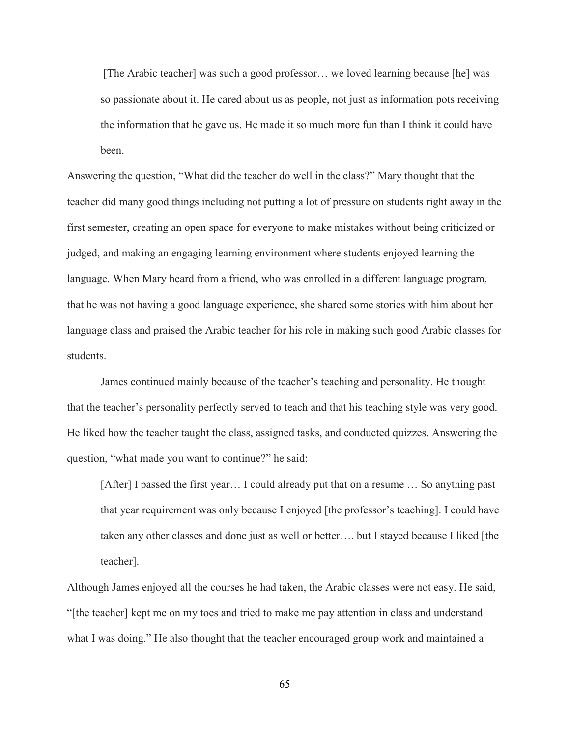> [The Arabic teacher] was such a good professor… we loved learning because [he] was so passionate about it. He cared about us as people, not just as information pots receiving the information that he gave us. He made it so much more fun than I think it could have been.

Answering the question, "What did the teacher do well in the class?" Mary thought that the teacher did many good things including not putting a lot of pressure on students right away in the first semester, creating an open space for everyone to make mistakes without being criticized or judged, and making an engaging learning environment where students enjoyed learning the language. When Mary heard from a friend, who was enrolled in a different language program, that he was not having a good language experience, she shared some stories with him about her language class and praised the Arabic teacher for his role in making such good Arabic classes for students.

James continued mainly because of the teacher's teaching and personality. He thought that the teacher's personality perfectly served to teach and that his teaching style was very good. He liked how the teacher taught the class, assigned tasks, and conducted quizzes. Answering the question, "what made you want to continue?" he said:

> [After] I passed the first year… I could already put that on a resume … So anything past that year requirement was only because I enjoyed [the professor's teaching]. I could have taken any other classes and done just as well or better…. but I stayed because I liked [the teacher].

Although James enjoyed all the courses he had taken, the Arabic classes were not easy. He said, "[the teacher] kept me on my toes and tried to make me pay attention in class and understand what I was doing." He also thought that the teacher encouraged group work and maintained a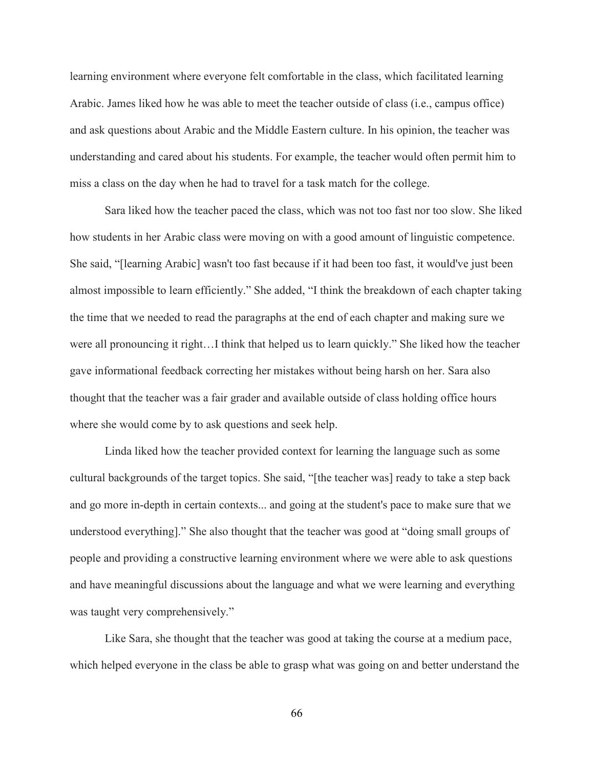learning environment where everyone felt comfortable in the class, which facilitated learning Arabic. James liked how he was able to meet the teacher outside of class (i.e., campus office) and ask questions about Arabic and the Middle Eastern culture. In his opinion, the teacher was understanding and cared about his students. For example, the teacher would often permit him to miss a class on the day when he had to travel for a task match for the college.

Sara liked how the teacher paced the class, which was not too fast nor too slow. She liked how students in her Arabic class were moving on with a good amount of linguistic competence. She said, "[learning Arabic] wasn't too fast because if it had been too fast, it would've just been almost impossible to learn efficiently." She added, "I think the breakdown of each chapter taking the time that we needed to read the paragraphs at the end of each chapter and making sure we were all pronouncing it right…I think that helped us to learn quickly." She liked how the teacher gave informational feedback correcting her mistakes without being harsh on her. Sara also thought that the teacher was a fair grader and available outside of class holding office hours where she would come by to ask questions and seek help.

Linda liked how the teacher provided context for learning the language such as some cultural backgrounds of the target topics. She said, "[the teacher was] ready to take a step back and go more in-depth in certain contexts... and going at the student's pace to make sure that we understood everything]." She also thought that the teacher was good at "doing small groups of people and providing a constructive learning environment where we were able to ask questions and have meaningful discussions about the language and what we were learning and everything was taught very comprehensively."

Like Sara, she thought that the teacher was good at taking the course at a medium pace, which helped everyone in the class be able to grasp what was going on and better understand the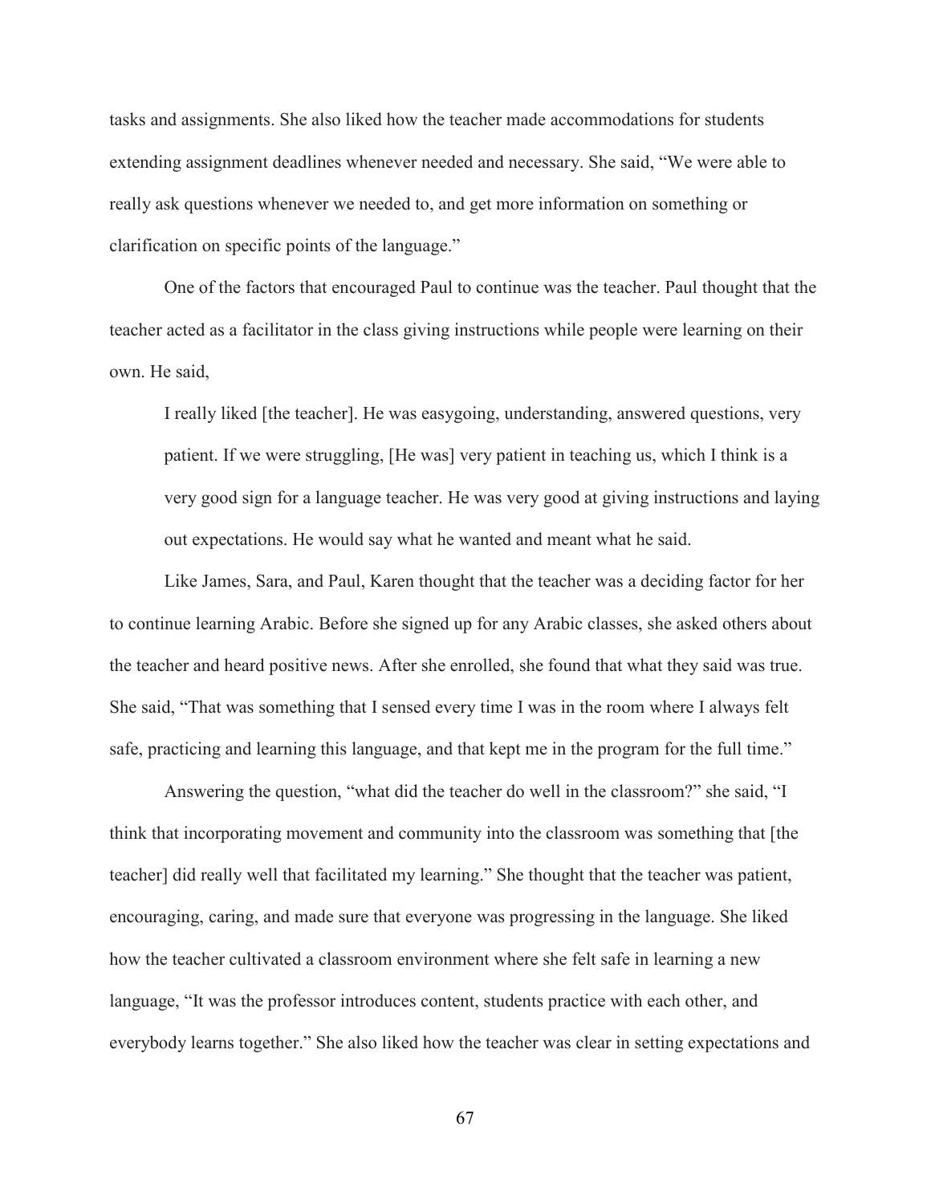tasks and assignments. She also liked how the teacher made accommodations for students extending assignment deadlines whenever needed and necessary. She said, "We were able to really ask questions whenever we needed to, and get more information on something or clarification on specific points of the language."

One of the factors that encouraged Paul to continue was the teacher. Paul thought that the teacher acted as a facilitator in the class giving instructions while people were learning on their own. He said,

> I really liked [the teacher]. He was easygoing, understanding, answered questions, very patient. If we were struggling, [He was] very patient in teaching us, which I think is a very good sign for a language teacher. He was very good at giving instructions and laying out expectations. He would say what he wanted and meant what he said.

Like James, Sara, and Paul, Karen thought that the teacher was a deciding factor for her to continue learning Arabic. Before she signed up for any Arabic classes, she asked others about the teacher and heard positive news. After she enrolled, she found that what they said was true. She said, "That was something that I sensed every time I was in the room where I always felt safe, practicing and learning this language, and that kept me in the program for the full time."

Answering the question, "what did the teacher do well in the classroom?" she said, "I think that incorporating movement and community into the classroom was something that [the teacher] did really well that facilitated my learning." She thought that the teacher was patient, encouraging, caring, and made sure that everyone was progressing in the language. She liked how the teacher cultivated a classroom environment where she felt safe in learning a new language, "It was the professor introduces content, students practice with each other, and everybody learns together." She also liked how the teacher was clear in setting expectations and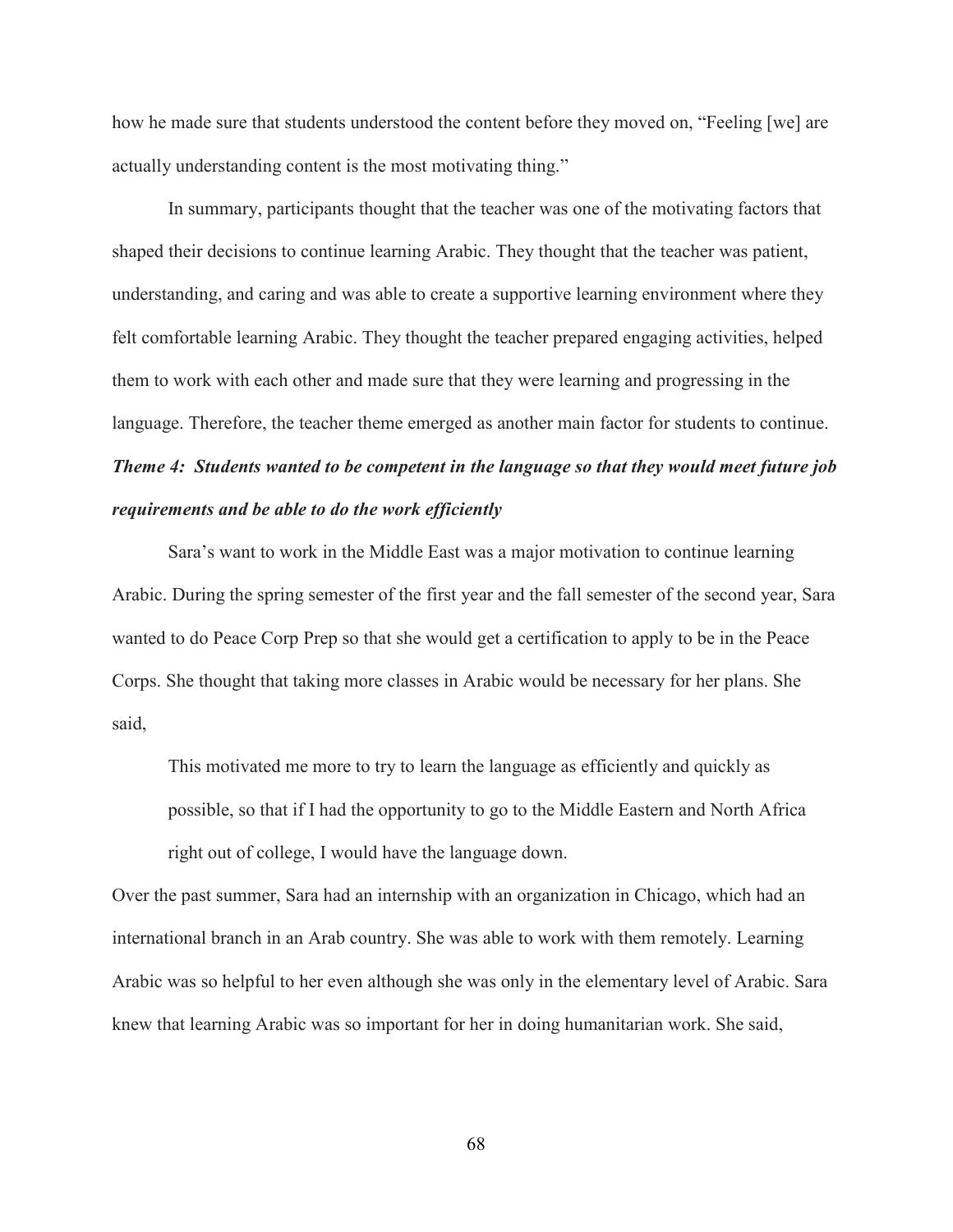how he made sure that students understood the content before they moved on, "Feeling [we] are actually understanding content is the most motivating thing."

In summary, participants thought that the teacher was one of the motivating factors that shaped their decisions to continue learning Arabic. They thought that the teacher was patient, understanding, and caring and was able to create a supportive learning environment where they felt comfortable learning Arabic. They thought the teacher prepared engaging activities, helped them to work with each other and made sure that they were learning and progressing in the language. Therefore, the teacher theme emerged as another main factor for students to continue.

***Theme 4: Students wanted to be competent in the language so that they would meet future job requirements and be able to do the work efficiently***

Sara's want to work in the Middle East was a major motivation to continue learning Arabic. During the spring semester of the first year and the fall semester of the second year, Sara wanted to do Peace Corp Prep so that she would get a certification to apply to be in the Peace Corps. She thought that taking more classes in Arabic would be necessary for her plans. She said,

> This motivated me more to try to learn the language as efficiently and quickly as possible, so that if I had the opportunity to go to the Middle Eastern and North Africa right out of college, I would have the language down.

Over the past summer, Sara had an internship with an organization in Chicago, which had an international branch in an Arab country. She was able to work with them remotely. Learning Arabic was so helpful to her even although she was only in the elementary level of Arabic. Sara knew that learning Arabic was so important for her in doing humanitarian work. She said,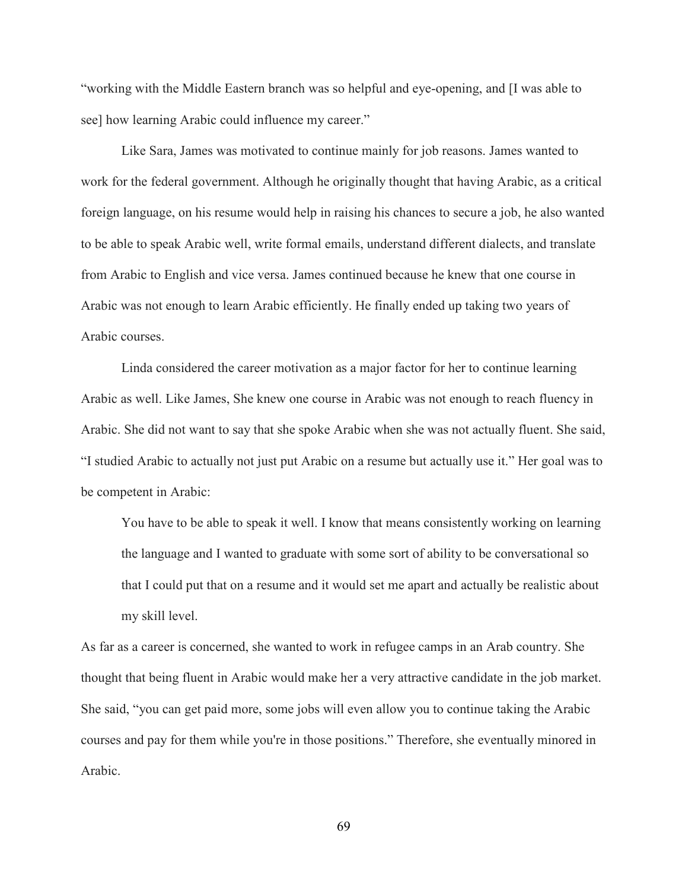"working with the Middle Eastern branch was so helpful and eye-opening, and [I was able to see] how learning Arabic could influence my career."

Like Sara, James was motivated to continue mainly for job reasons. James wanted to work for the federal government. Although he originally thought that having Arabic, as a critical foreign language, on his resume would help in raising his chances to secure a job, he also wanted to be able to speak Arabic well, write formal emails, understand different dialects, and translate from Arabic to English and vice versa. James continued because he knew that one course in Arabic was not enough to learn Arabic efficiently. He finally ended up taking two years of Arabic courses.

Linda considered the career motivation as a major factor for her to continue learning Arabic as well. Like James, She knew one course in Arabic was not enough to reach fluency in Arabic. She did not want to say that she spoke Arabic when she was not actually fluent. She said, "I studied Arabic to actually not just put Arabic on a resume but actually use it." Her goal was to be competent in Arabic:

> You have to be able to speak it well. I know that means consistently working on learning the language and I wanted to graduate with some sort of ability to be conversational so that I could put that on a resume and it would set me apart and actually be realistic about my skill level.

As far as a career is concerned, she wanted to work in refugee camps in an Arab country. She thought that being fluent in Arabic would make her a very attractive candidate in the job market. She said, "you can get paid more, some jobs will even allow you to continue taking the Arabic courses and pay for them while you're in those positions." Therefore, she eventually minored in Arabic.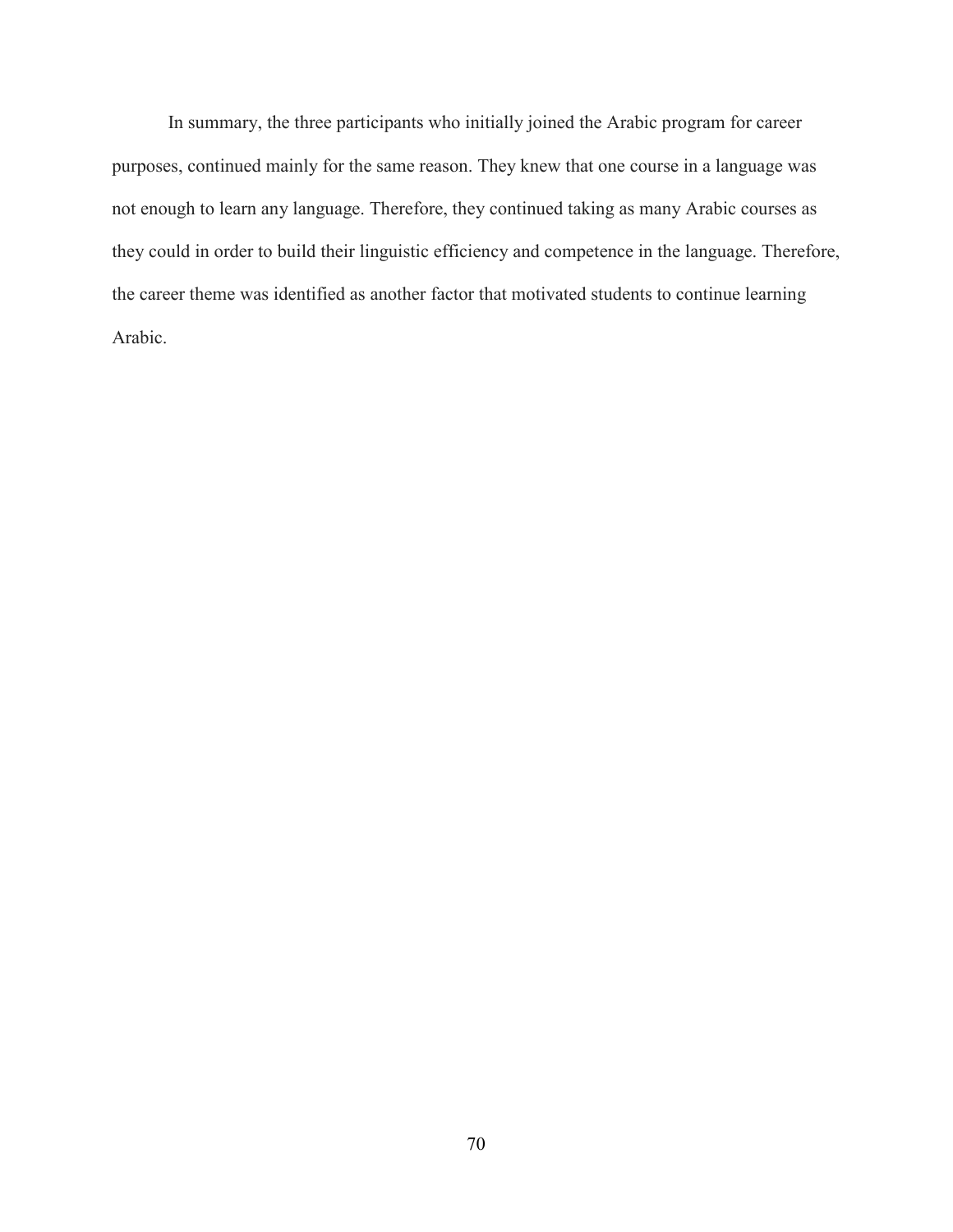In summary, the three participants who initially joined the Arabic program for career purposes, continued mainly for the same reason. They knew that one course in a language was not enough to learn any language. Therefore, they continued taking as many Arabic courses as they could in order to build their linguistic efficiency and competence in the language. Therefore, the career theme was identified as another factor that motivated students to continue learning Arabic.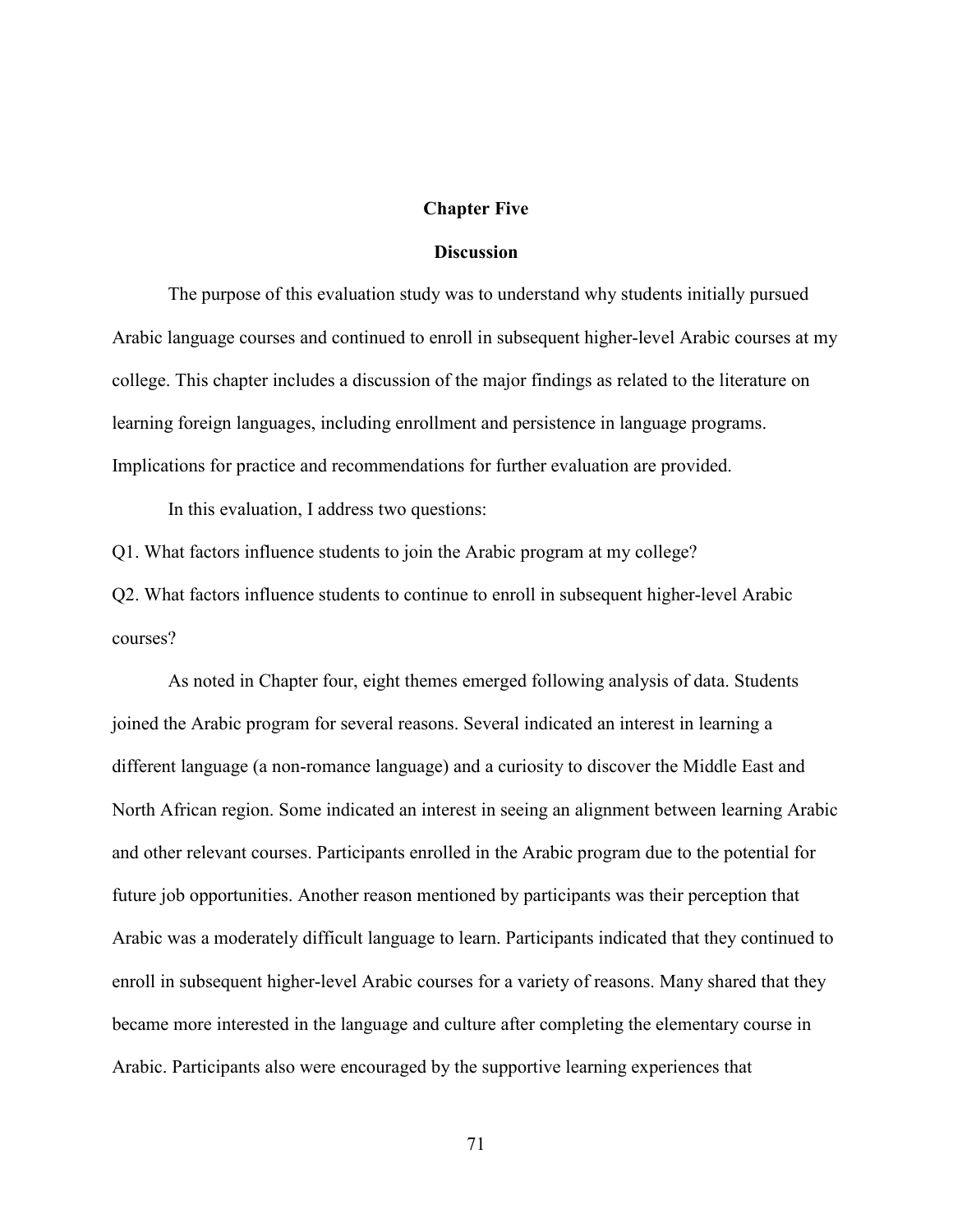# Chapter Five

## Discussion

The purpose of this evaluation study was to understand why students initially pursued Arabic language courses and continued to enroll in subsequent higher-level Arabic courses at my college. This chapter includes a discussion of the major findings as related to the literature on learning foreign languages, including enrollment and persistence in language programs. Implications for practice and recommendations for further evaluation are provided.

In this evaluation, I address two questions:

Q1. What factors influence students to join the Arabic program at my college?

Q2. What factors influence students to continue to enroll in subsequent higher-level Arabic courses?

As noted in Chapter four, eight themes emerged following analysis of data. Students joined the Arabic program for several reasons. Several indicated an interest in learning a different language (a non-romance language) and a curiosity to discover the Middle East and North African region. Some indicated an interest in seeing an alignment between learning Arabic and other relevant courses. Participants enrolled in the Arabic program due to the potential for future job opportunities. Another reason mentioned by participants was their perception that Arabic was a moderately difficult language to learn. Participants indicated that they continued to enroll in subsequent higher-level Arabic courses for a variety of reasons. Many shared that they became more interested in the language and culture after completing the elementary course in Arabic. Participants also were encouraged by the supportive learning experiences that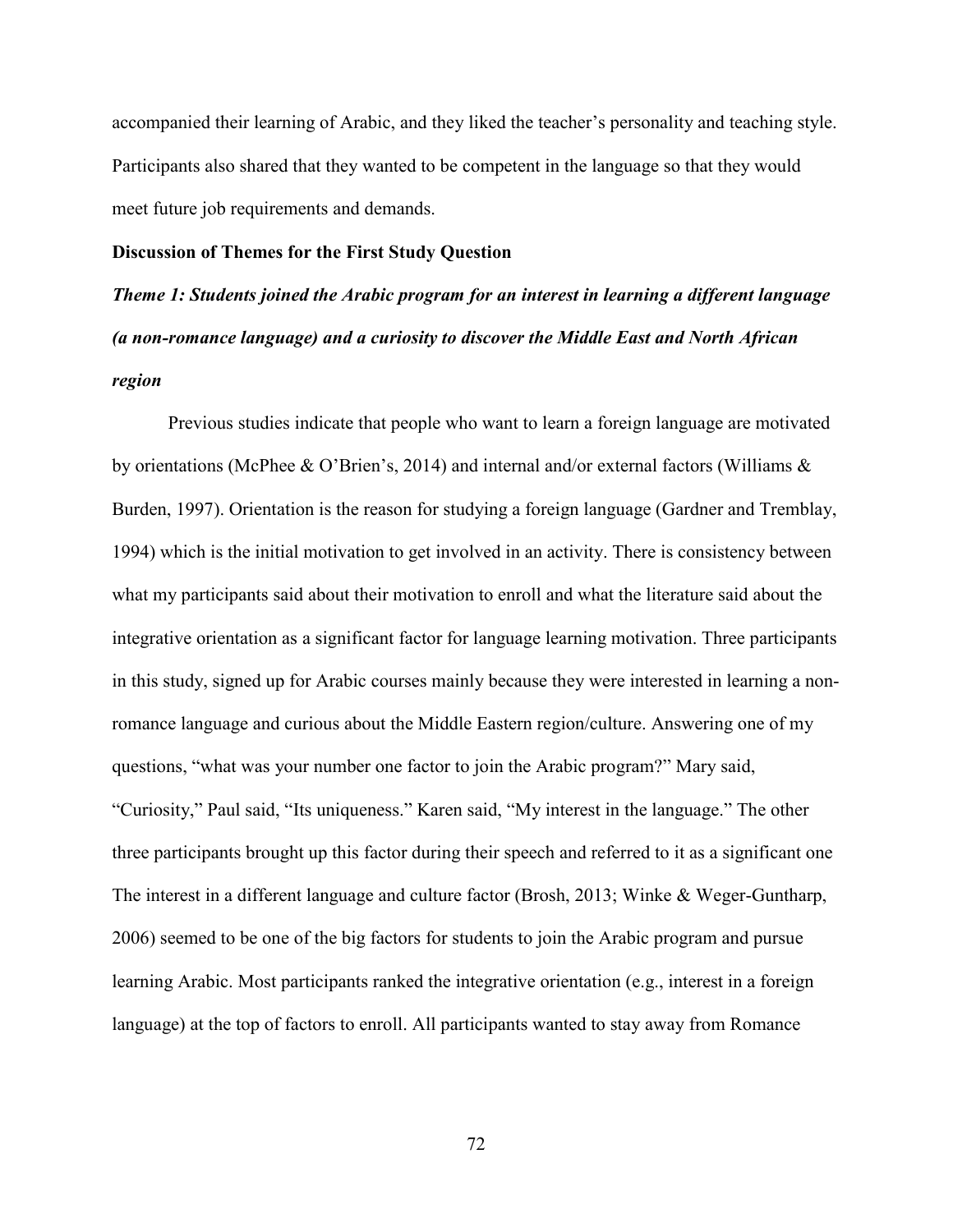accompanied their learning of Arabic, and they liked the teacher's personality and teaching style. Participants also shared that they wanted to be competent in the language so that they would meet future job requirements and demands.

**Discussion of Themes for the First Study Question**

***Theme 1: Students joined the Arabic program for an interest in learning a different language (a non-romance language) and a curiosity to discover the Middle East and North African region***

Previous studies indicate that people who want to learn a foreign language are motivated by orientations (McPhee & O'Brien's, 2014) and internal and/or external factors (Williams & Burden, 1997). Orientation is the reason for studying a foreign language (Gardner and Tremblay, 1994) which is the initial motivation to get involved in an activity. There is consistency between what my participants said about their motivation to enroll and what the literature said about the integrative orientation as a significant factor for language learning motivation. Three participants in this study, signed up for Arabic courses mainly because they were interested in learning a non-romance language and curious about the Middle Eastern region/culture. Answering one of my questions, "what was your number one factor to join the Arabic program?" Mary said, "Curiosity," Paul said, "Its uniqueness." Karen said, "My interest in the language." The other three participants brought up this factor during their speech and referred to it as a significant one The interest in a different language and culture factor (Brosh, 2013; Winke & Weger-Guntharp, 2006) seemed to be one of the big factors for students to join the Arabic program and pursue learning Arabic. Most participants ranked the integrative orientation (e.g., interest in a foreign language) at the top of factors to enroll. All participants wanted to stay away from Romance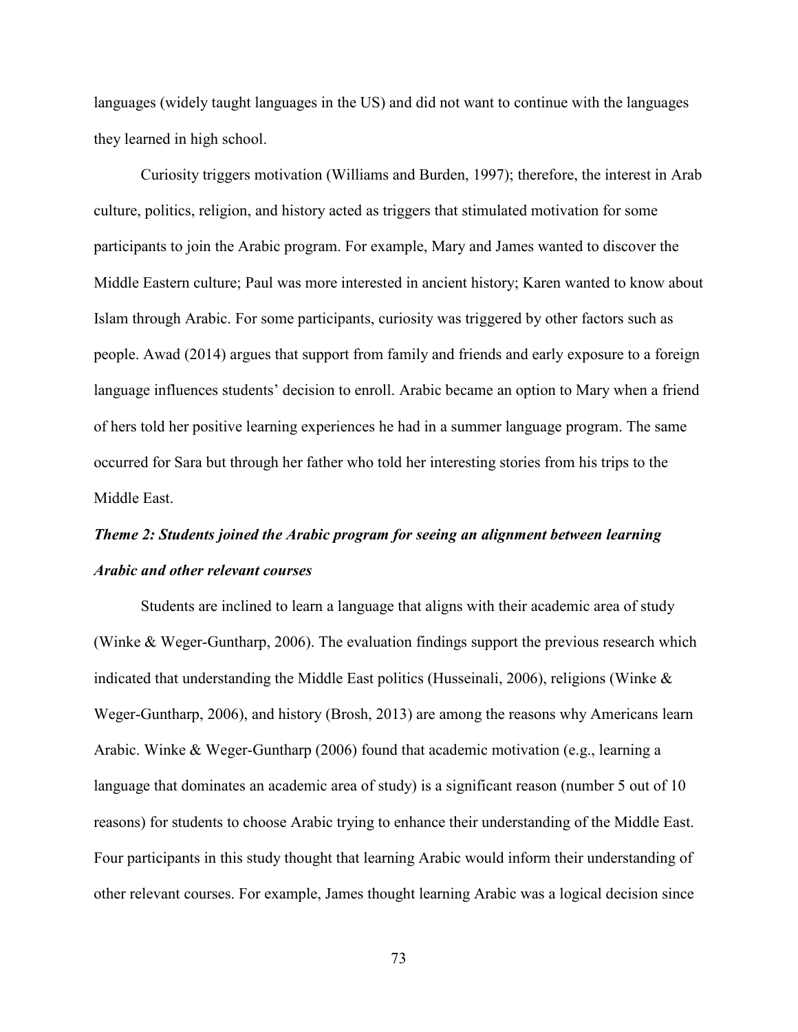languages (widely taught languages in the US) and did not want to continue with the languages they learned in high school.

Curiosity triggers motivation (Williams and Burden, 1997); therefore, the interest in Arab culture, politics, religion, and history acted as triggers that stimulated motivation for some participants to join the Arabic program. For example, Mary and James wanted to discover the Middle Eastern culture; Paul was more interested in ancient history; Karen wanted to know about Islam through Arabic. For some participants, curiosity was triggered by other factors such as people. Awad (2014) argues that support from family and friends and early exposure to a foreign language influences students' decision to enroll. Arabic became an option to Mary when a friend of hers told her positive learning experiences he had in a summer language program. The same occurred for Sara but through her father who told her interesting stories from his trips to the Middle East.

***Theme 2: Students joined the Arabic program for seeing an alignment between learning Arabic and other relevant courses***

Students are inclined to learn a language that aligns with their academic area of study (Winke & Weger-Guntharp, 2006). The evaluation findings support the previous research which indicated that understanding the Middle East politics (Husseinali, 2006), religions (Winke & Weger-Guntharp, 2006), and history (Brosh, 2013) are among the reasons why Americans learn Arabic. Winke & Weger-Guntharp (2006) found that academic motivation (e.g., learning a language that dominates an academic area of study) is a significant reason (number 5 out of 10 reasons) for students to choose Arabic trying to enhance their understanding of the Middle East. Four participants in this study thought that learning Arabic would inform their understanding of other relevant courses. For example, James thought learning Arabic was a logical decision since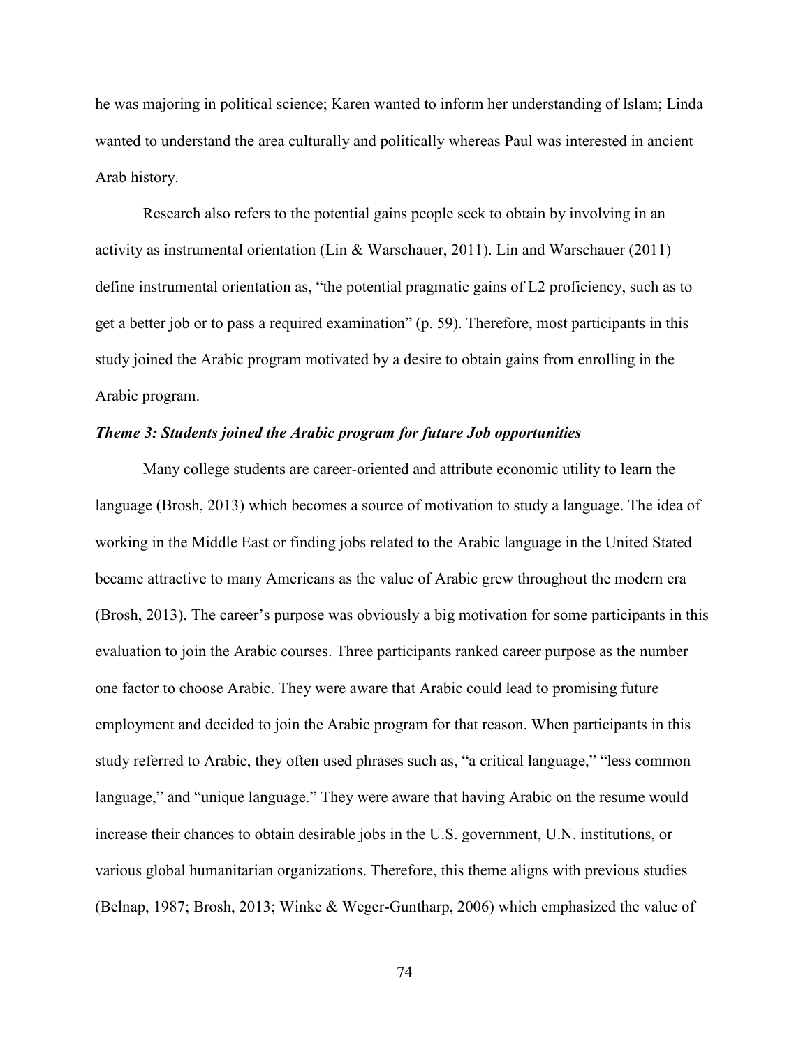he was majoring in political science; Karen wanted to inform her understanding of Islam; Linda wanted to understand the area culturally and politically whereas Paul was interested in ancient Arab history.

Research also refers to the potential gains people seek to obtain by involving in an activity as instrumental orientation (Lin & Warschauer, 2011). Lin and Warschauer (2011) define instrumental orientation as, "the potential pragmatic gains of L2 proficiency, such as to get a better job or to pass a required examination" (p. 59). Therefore, most participants in this study joined the Arabic program motivated by a desire to obtain gains from enrolling in the Arabic program.

***Theme 3: Students joined the Arabic program for future Job opportunities***

Many college students are career-oriented and attribute economic utility to learn the language (Brosh, 2013) which becomes a source of motivation to study a language. The idea of working in the Middle East or finding jobs related to the Arabic language in the United Stated became attractive to many Americans as the value of Arabic grew throughout the modern era (Brosh, 2013). The career's purpose was obviously a big motivation for some participants in this evaluation to join the Arabic courses. Three participants ranked career purpose as the number one factor to choose Arabic. They were aware that Arabic could lead to promising future employment and decided to join the Arabic program for that reason. When participants in this study referred to Arabic, they often used phrases such as, "a critical language," "less common language," and "unique language." They were aware that having Arabic on the resume would increase their chances to obtain desirable jobs in the U.S. government, U.N. institutions, or various global humanitarian organizations. Therefore, this theme aligns with previous studies (Belnap, 1987; Brosh, 2013; Winke & Weger-Guntharp, 2006) which emphasized the value of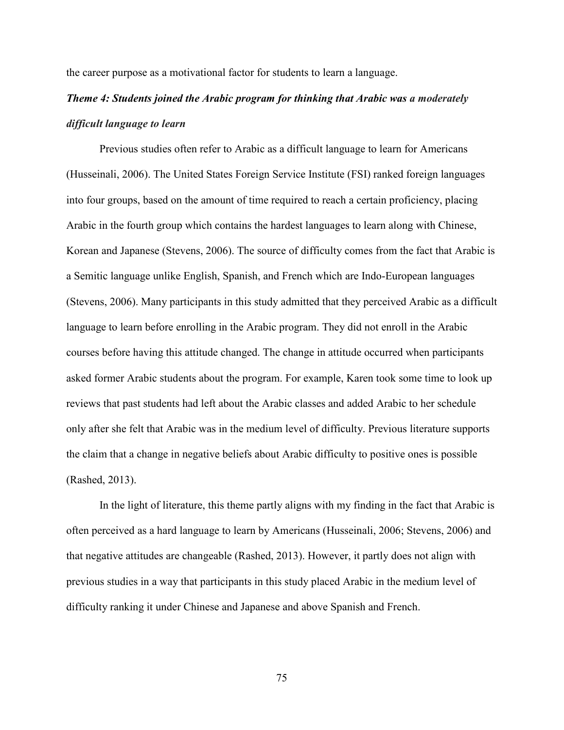the career purpose as a motivational factor for students to learn a language.

***Theme 4: Students joined the Arabic program for thinking that Arabic was a moderately difficult language to learn***

Previous studies often refer to Arabic as a difficult language to learn for Americans (Husseinali, 2006). The United States Foreign Service Institute (FSI) ranked foreign languages into four groups, based on the amount of time required to reach a certain proficiency, placing Arabic in the fourth group which contains the hardest languages to learn along with Chinese, Korean and Japanese (Stevens, 2006). The source of difficulty comes from the fact that Arabic is a Semitic language unlike English, Spanish, and French which are Indo-European languages (Stevens, 2006). Many participants in this study admitted that they perceived Arabic as a difficult language to learn before enrolling in the Arabic program. They did not enroll in the Arabic courses before having this attitude changed. The change in attitude occurred when participants asked former Arabic students about the program. For example, Karen took some time to look up reviews that past students had left about the Arabic classes and added Arabic to her schedule only after she felt that Arabic was in the medium level of difficulty. Previous literature supports the claim that a change in negative beliefs about Arabic difficulty to positive ones is possible (Rashed, 2013).

In the light of literature, this theme partly aligns with my finding in the fact that Arabic is often perceived as a hard language to learn by Americans (Husseinali, 2006; Stevens, 2006) and that negative attitudes are changeable (Rashed, 2013). However, it partly does not align with previous studies in a way that participants in this study placed Arabic in the medium level of difficulty ranking it under Chinese and Japanese and above Spanish and French.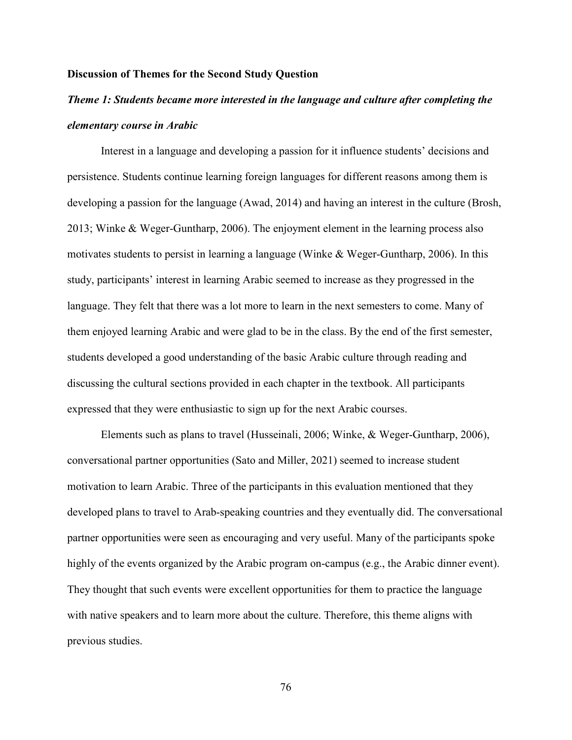**Discussion of Themes for the Second Study Question**

***Theme 1: Students became more interested in the language and culture after completing the elementary course in Arabic***

Interest in a language and developing a passion for it influence students' decisions and persistence. Students continue learning foreign languages for different reasons among them is developing a passion for the language (Awad, 2014) and having an interest in the culture (Brosh, 2013; Winke & Weger-Guntharp, 2006). The enjoyment element in the learning process also motivates students to persist in learning a language (Winke & Weger-Guntharp, 2006). In this study, participants' interest in learning Arabic seemed to increase as they progressed in the language. They felt that there was a lot more to learn in the next semesters to come. Many of them enjoyed learning Arabic and were glad to be in the class. By the end of the first semester, students developed a good understanding of the basic Arabic culture through reading and discussing the cultural sections provided in each chapter in the textbook. All participants expressed that they were enthusiastic to sign up for the next Arabic courses.

Elements such as plans to travel (Husseinali, 2006; Winke, & Weger-Guntharp, 2006), conversational partner opportunities (Sato and Miller, 2021) seemed to increase student motivation to learn Arabic. Three of the participants in this evaluation mentioned that they developed plans to travel to Arab-speaking countries and they eventually did. The conversational partner opportunities were seen as encouraging and very useful. Many of the participants spoke highly of the events organized by the Arabic program on-campus (e.g., the Arabic dinner event). They thought that such events were excellent opportunities for them to practice the language with native speakers and to learn more about the culture. Therefore, this theme aligns with previous studies.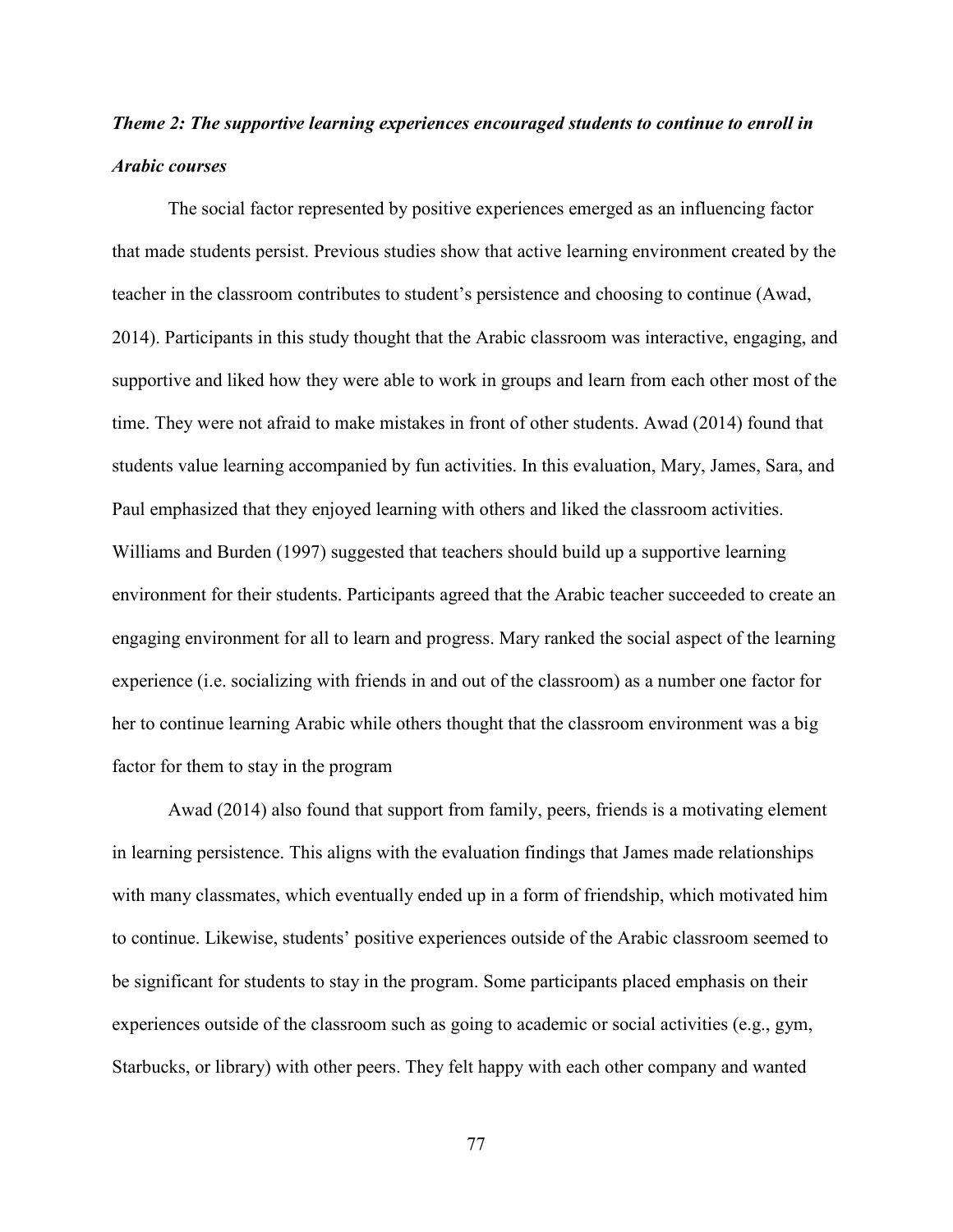***Theme 2: The supportive learning experiences encouraged students to continue to enroll in Arabic courses***

The social factor represented by positive experiences emerged as an influencing factor that made students persist. Previous studies show that active learning environment created by the teacher in the classroom contributes to student's persistence and choosing to continue (Awad, 2014). Participants in this study thought that the Arabic classroom was interactive, engaging, and supportive and liked how they were able to work in groups and learn from each other most of the time. They were not afraid to make mistakes in front of other students. Awad (2014) found that students value learning accompanied by fun activities. In this evaluation, Mary, James, Sara, and Paul emphasized that they enjoyed learning with others and liked the classroom activities. Williams and Burden (1997) suggested that teachers should build up a supportive learning environment for their students. Participants agreed that the Arabic teacher succeeded to create an engaging environment for all to learn and progress. Mary ranked the social aspect of the learning experience (i.e. socializing with friends in and out of the classroom) as a number one factor for her to continue learning Arabic while others thought that the classroom environment was a big factor for them to stay in the program

Awad (2014) also found that support from family, peers, friends is a motivating element in learning persistence. This aligns with the evaluation findings that James made relationships with many classmates, which eventually ended up in a form of friendship, which motivated him to continue. Likewise, students' positive experiences outside of the Arabic classroom seemed to be significant for students to stay in the program. Some participants placed emphasis on their experiences outside of the classroom such as going to academic or social activities (e.g., gym, Starbucks, or library) with other peers. They felt happy with each other company and wanted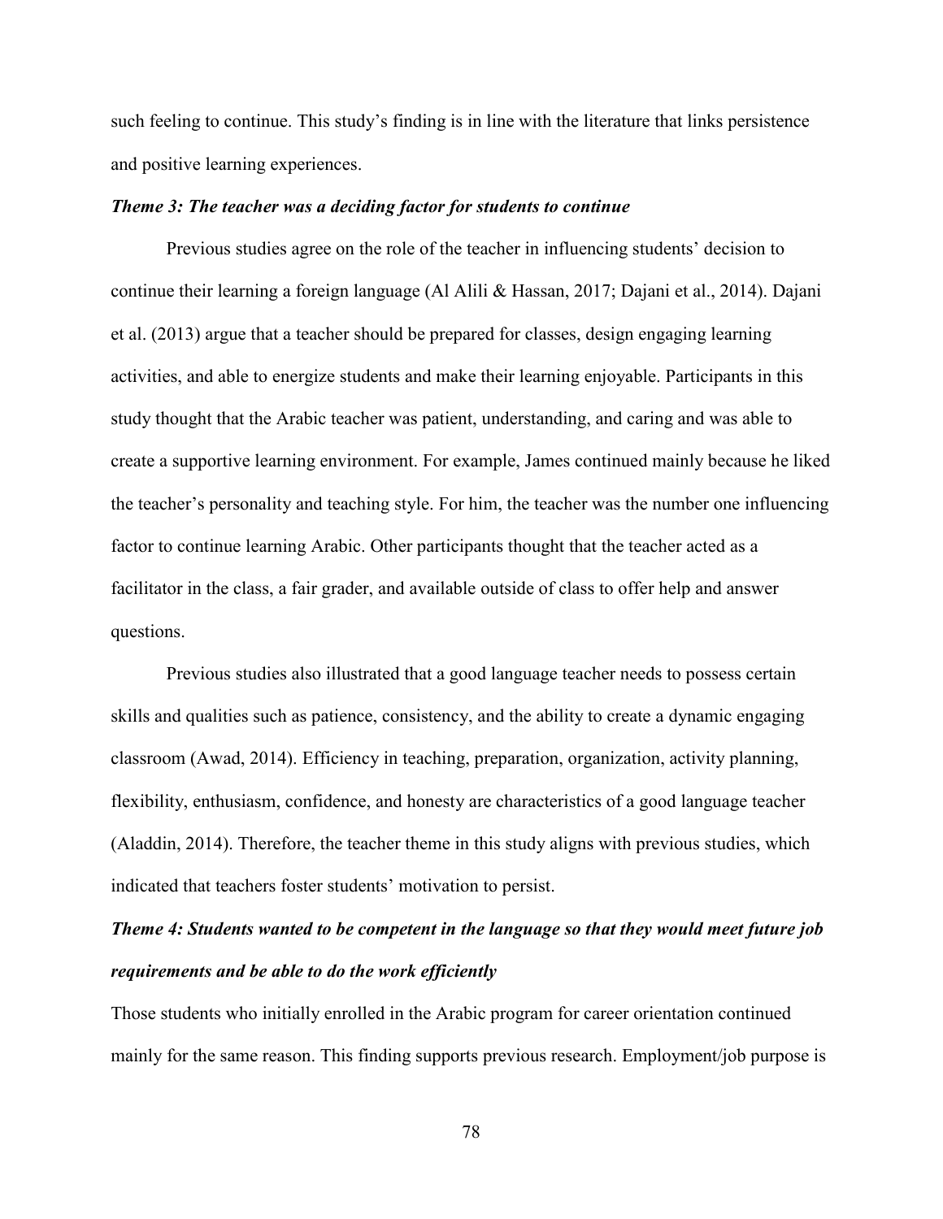such feeling to continue. This study's finding is in line with the literature that links persistence and positive learning experiences.

### *Theme 3: The teacher was a deciding factor for students to continue*

Previous studies agree on the role of the teacher in influencing students' decision to continue their learning a foreign language (Al Alili & Hassan, 2017; Dajani et al., 2014). Dajani et al. (2013) argue that a teacher should be prepared for classes, design engaging learning activities, and able to energize students and make their learning enjoyable. Participants in this study thought that the Arabic teacher was patient, understanding, and caring and was able to create a supportive learning environment. For example, James continued mainly because he liked the teacher's personality and teaching style. For him, the teacher was the number one influencing factor to continue learning Arabic. Other participants thought that the teacher acted as a facilitator in the class, a fair grader, and available outside of class to offer help and answer questions.

Previous studies also illustrated that a good language teacher needs to possess certain skills and qualities such as patience, consistency, and the ability to create a dynamic engaging classroom (Awad, 2014). Efficiency in teaching, preparation, organization, activity planning, flexibility, enthusiasm, confidence, and honesty are characteristics of a good language teacher (Aladdin, 2014). Therefore, the teacher theme in this study aligns with previous studies, which indicated that teachers foster students' motivation to persist.

### *Theme 4: Students wanted to be competent in the language so that they would meet future job requirements and be able to do the work efficiently*

Those students who initially enrolled in the Arabic program for career orientation continued mainly for the same reason. This finding supports previous research. Employment/job purpose is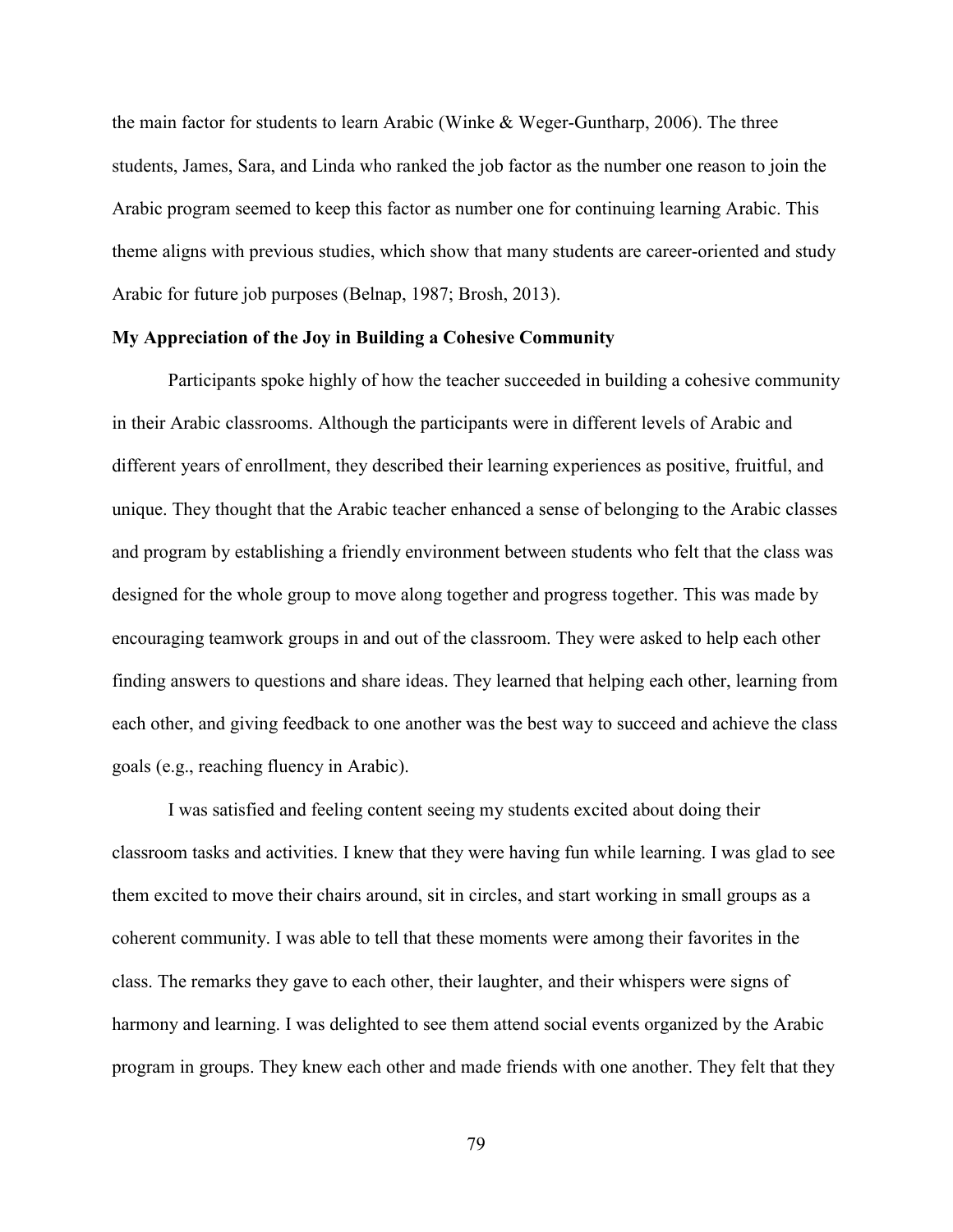the main factor for students to learn Arabic (Winke & Weger-Guntharp, 2006). The three students, James, Sara, and Linda who ranked the job factor as the number one reason to join the Arabic program seemed to keep this factor as number one for continuing learning Arabic. This theme aligns with previous studies, which show that many students are career-oriented and study Arabic for future job purposes (Belnap, 1987; Brosh, 2013).

### My Appreciation of the Joy in Building a Cohesive Community

Participants spoke highly of how the teacher succeeded in building a cohesive community in their Arabic classrooms. Although the participants were in different levels of Arabic and different years of enrollment, they described their learning experiences as positive, fruitful, and unique. They thought that the Arabic teacher enhanced a sense of belonging to the Arabic classes and program by establishing a friendly environment between students who felt that the class was designed for the whole group to move along together and progress together. This was made by encouraging teamwork groups in and out of the classroom. They were asked to help each other finding answers to questions and share ideas. They learned that helping each other, learning from each other, and giving feedback to one another was the best way to succeed and achieve the class goals (e.g., reaching fluency in Arabic).

I was satisfied and feeling content seeing my students excited about doing their classroom tasks and activities. I knew that they were having fun while learning. I was glad to see them excited to move their chairs around, sit in circles, and start working in small groups as a coherent community. I was able to tell that these moments were among their favorites in the class. The remarks they gave to each other, their laughter, and their whispers were signs of harmony and learning. I was delighted to see them attend social events organized by the Arabic program in groups. They knew each other and made friends with one another. They felt that they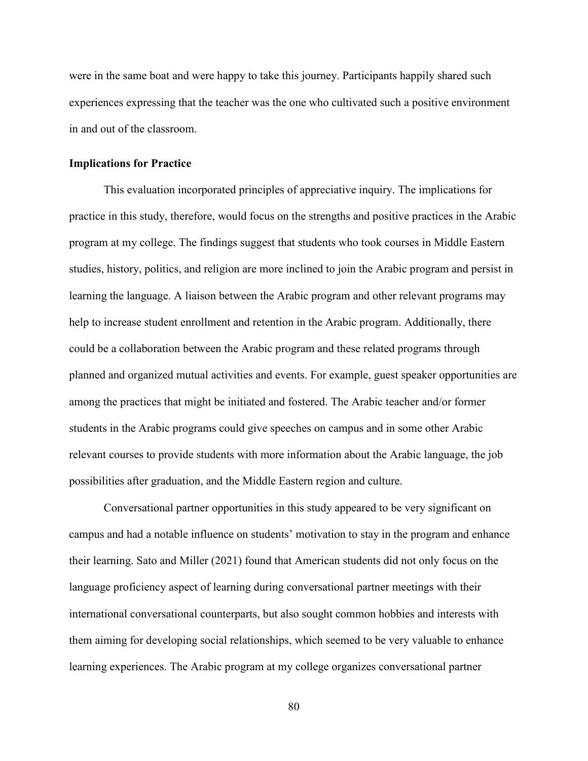were in the same boat and were happy to take this journey. Participants happily shared such experiences expressing that the teacher was the one who cultivated such a positive environment in and out of the classroom.

## Implications for Practice

This evaluation incorporated principles of appreciative inquiry. The implications for practice in this study, therefore, would focus on the strengths and positive practices in the Arabic program at my college. The findings suggest that students who took courses in Middle Eastern studies, history, politics, and religion are more inclined to join the Arabic program and persist in learning the language. A liaison between the Arabic program and other relevant programs may help to increase student enrollment and retention in the Arabic program. Additionally, there could be a collaboration between the Arabic program and these related programs through planned and organized mutual activities and events. For example, guest speaker opportunities are among the practices that might be initiated and fostered. The Arabic teacher and/or former students in the Arabic programs could give speeches on campus and in some other Arabic relevant courses to provide students with more information about the Arabic language, the job possibilities after graduation, and the Middle Eastern region and culture.

Conversational partner opportunities in this study appeared to be very significant on campus and had a notable influence on students' motivation to stay in the program and enhance their learning. Sato and Miller (2021) found that American students did not only focus on the language proficiency aspect of learning during conversational partner meetings with their international conversational counterparts, but also sought common hobbies and interests with them aiming for developing social relationships, which seemed to be very valuable to enhance learning experiences. The Arabic program at my college organizes conversational partner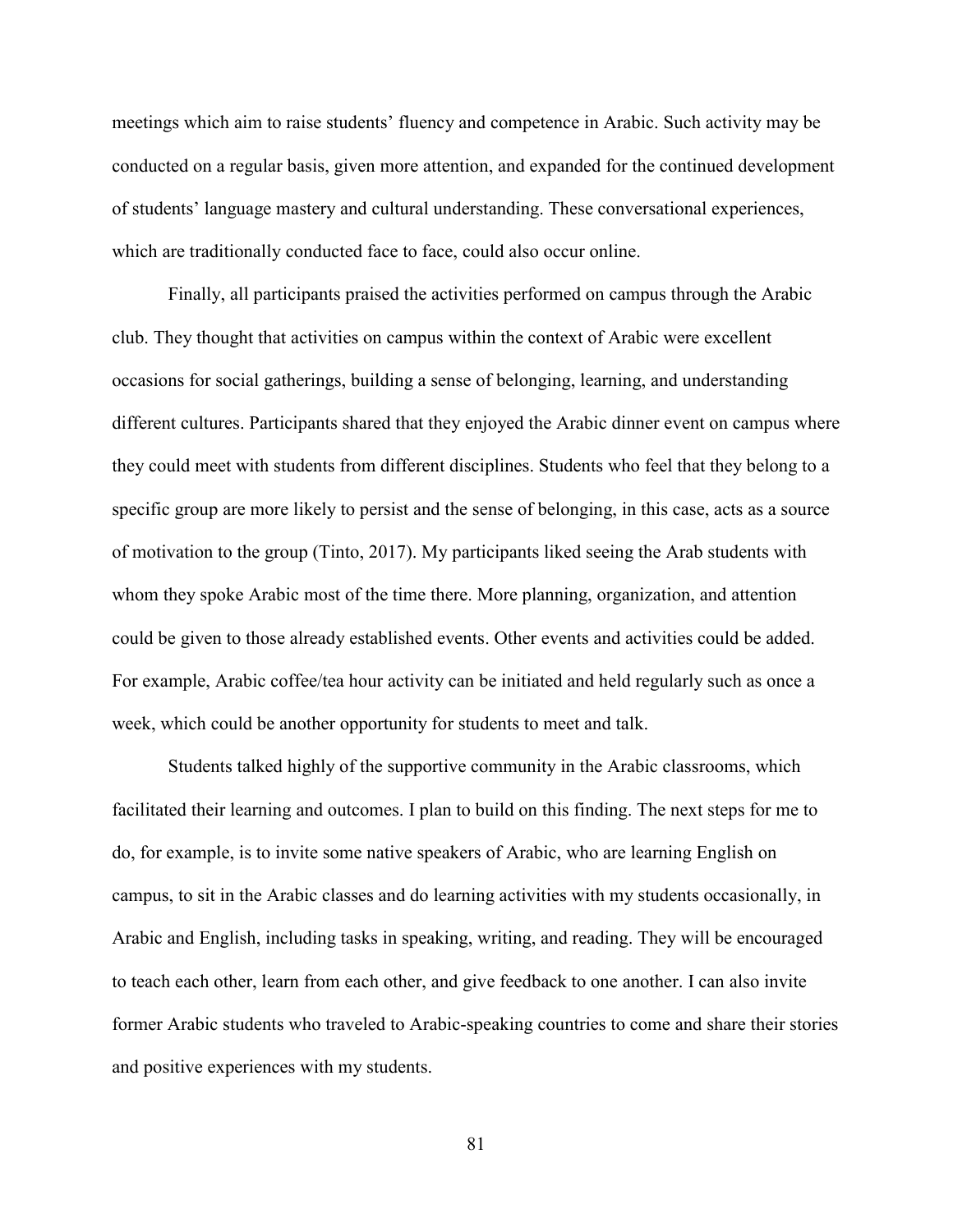meetings which aim to raise students' fluency and competence in Arabic. Such activity may be conducted on a regular basis, given more attention, and expanded for the continued development of students' language mastery and cultural understanding. These conversational experiences, which are traditionally conducted face to face, could also occur online.

Finally, all participants praised the activities performed on campus through the Arabic club. They thought that activities on campus within the context of Arabic were excellent occasions for social gatherings, building a sense of belonging, learning, and understanding different cultures. Participants shared that they enjoyed the Arabic dinner event on campus where they could meet with students from different disciplines. Students who feel that they belong to a specific group are more likely to persist and the sense of belonging, in this case, acts as a source of motivation to the group (Tinto, 2017). My participants liked seeing the Arab students with whom they spoke Arabic most of the time there. More planning, organization, and attention could be given to those already established events. Other events and activities could be added. For example, Arabic coffee/tea hour activity can be initiated and held regularly such as once a week, which could be another opportunity for students to meet and talk.

Students talked highly of the supportive community in the Arabic classrooms, which facilitated their learning and outcomes. I plan to build on this finding. The next steps for me to do, for example, is to invite some native speakers of Arabic, who are learning English on campus, to sit in the Arabic classes and do learning activities with my students occasionally, in Arabic and English, including tasks in speaking, writing, and reading. They will be encouraged to teach each other, learn from each other, and give feedback to one another. I can also invite former Arabic students who traveled to Arabic-speaking countries to come and share their stories and positive experiences with my students.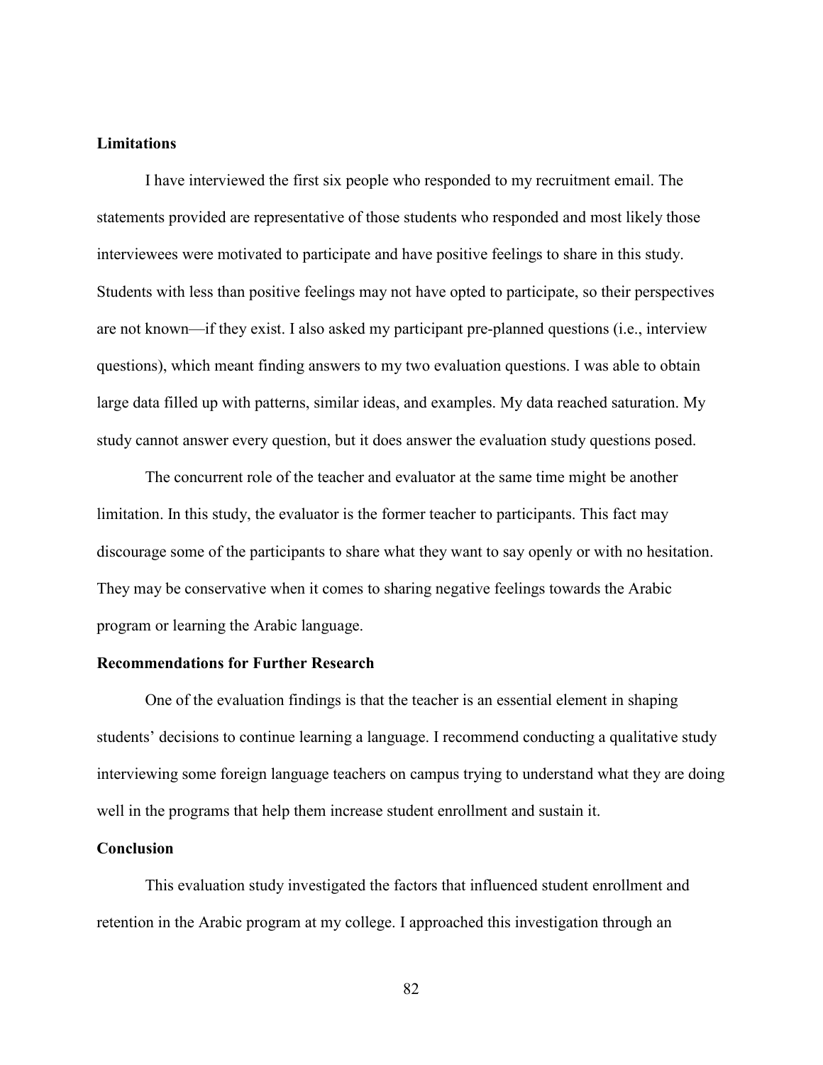## Limitations

I have interviewed the first six people who responded to my recruitment email. The statements provided are representative of those students who responded and most likely those interviewees were motivated to participate and have positive feelings to share in this study. Students with less than positive feelings may not have opted to participate, so their perspectives are not known—if they exist. I also asked my participant pre-planned questions (i.e., interview questions), which meant finding answers to my two evaluation questions. I was able to obtain large data filled up with patterns, similar ideas, and examples. My data reached saturation. My study cannot answer every question, but it does answer the evaluation study questions posed.

The concurrent role of the teacher and evaluator at the same time might be another limitation. In this study, the evaluator is the former teacher to participants. This fact may discourage some of the participants to share what they want to say openly or with no hesitation. They may be conservative when it comes to sharing negative feelings towards the Arabic program or learning the Arabic language.

## Recommendations for Further Research

One of the evaluation findings is that the teacher is an essential element in shaping students' decisions to continue learning a language. I recommend conducting a qualitative study interviewing some foreign language teachers on campus trying to understand what they are doing well in the programs that help them increase student enrollment and sustain it.

## Conclusion

This evaluation study investigated the factors that influenced student enrollment and retention in the Arabic program at my college. I approached this investigation through an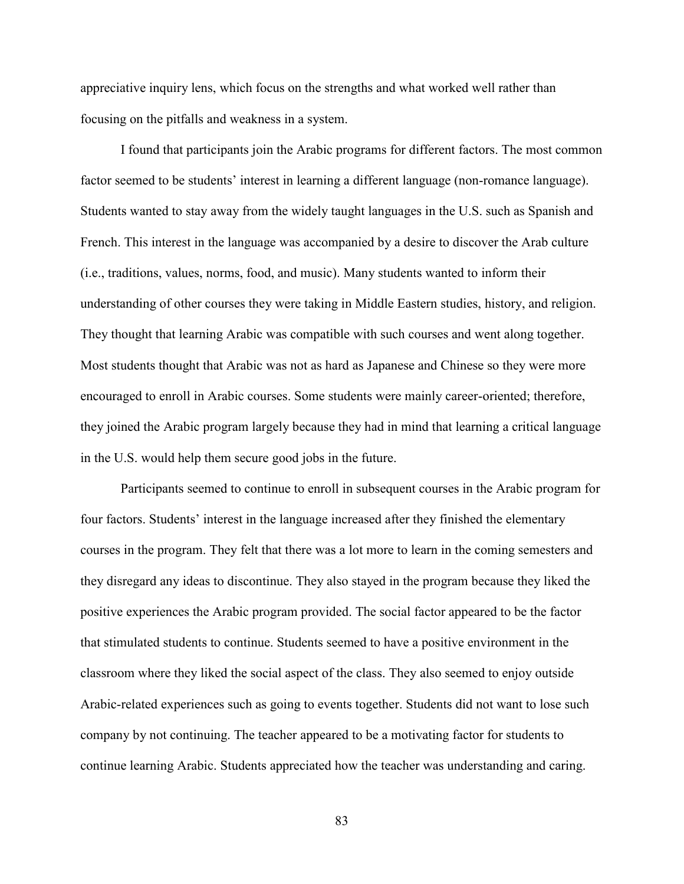appreciative inquiry lens, which focus on the strengths and what worked well rather than focusing on the pitfalls and weakness in a system.

I found that participants join the Arabic programs for different factors. The most common factor seemed to be students' interest in learning a different language (non-romance language). Students wanted to stay away from the widely taught languages in the U.S. such as Spanish and French. This interest in the language was accompanied by a desire to discover the Arab culture (i.e., traditions, values, norms, food, and music). Many students wanted to inform their understanding of other courses they were taking in Middle Eastern studies, history, and religion. They thought that learning Arabic was compatible with such courses and went along together. Most students thought that Arabic was not as hard as Japanese and Chinese so they were more encouraged to enroll in Arabic courses. Some students were mainly career-oriented; therefore, they joined the Arabic program largely because they had in mind that learning a critical language in the U.S. would help them secure good jobs in the future.

Participants seemed to continue to enroll in subsequent courses in the Arabic program for four factors. Students' interest in the language increased after they finished the elementary courses in the program. They felt that there was a lot more to learn in the coming semesters and they disregard any ideas to discontinue. They also stayed in the program because they liked the positive experiences the Arabic program provided. The social factor appeared to be the factor that stimulated students to continue. Students seemed to have a positive environment in the classroom where they liked the social aspect of the class. They also seemed to enjoy outside Arabic-related experiences such as going to events together. Students did not want to lose such company by not continuing. The teacher appeared to be a motivating factor for students to continue learning Arabic. Students appreciated how the teacher was understanding and caring.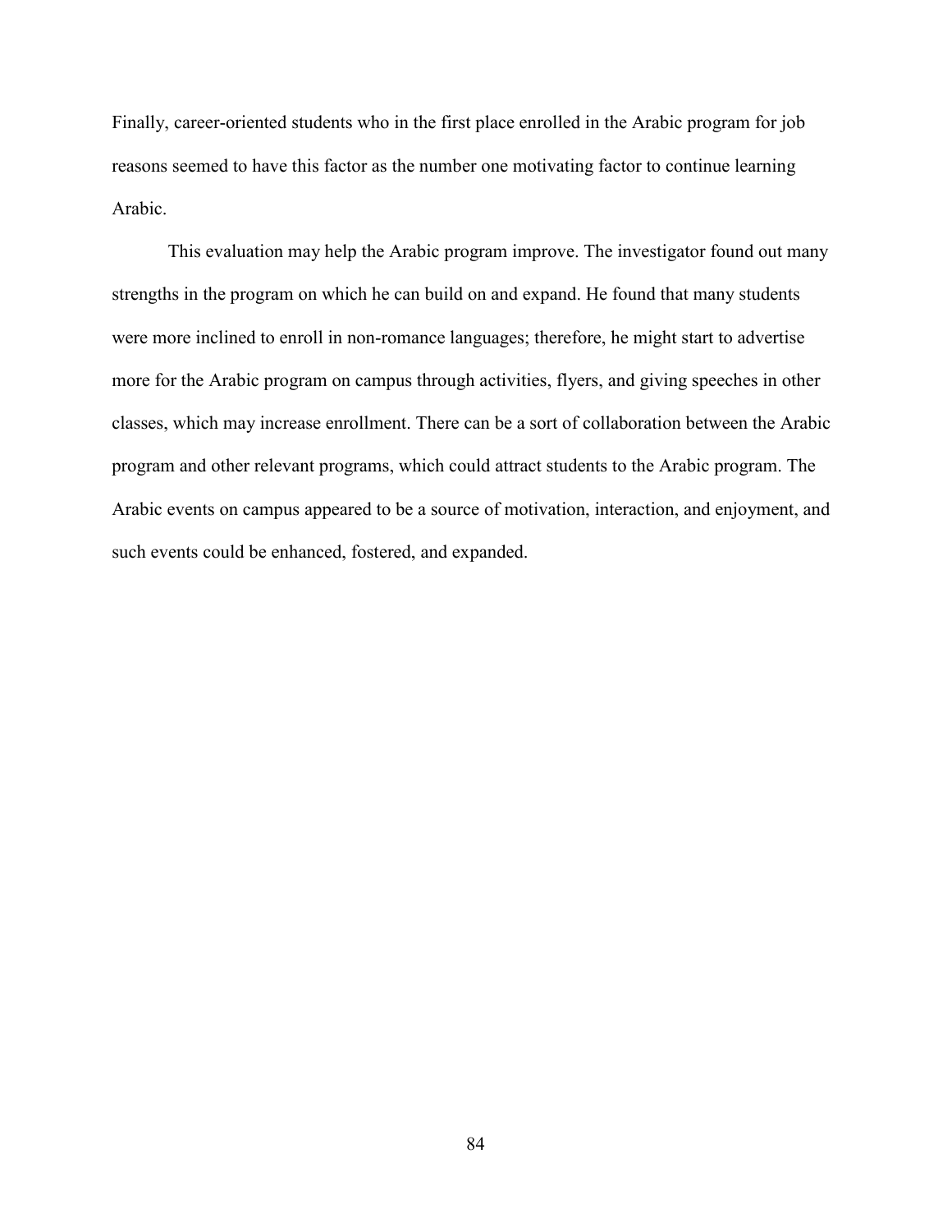Finally, career-oriented students who in the first place enrolled in the Arabic program for job reasons seemed to have this factor as the number one motivating factor to continue learning Arabic.

This evaluation may help the Arabic program improve. The investigator found out many strengths in the program on which he can build on and expand. He found that many students were more inclined to enroll in non-romance languages; therefore, he might start to advertise more for the Arabic program on campus through activities, flyers, and giving speeches in other classes, which may increase enrollment. There can be a sort of collaboration between the Arabic program and other relevant programs, which could attract students to the Arabic program. The Arabic events on campus appeared to be a source of motivation, interaction, and enjoyment, and such events could be enhanced, fostered, and expanded.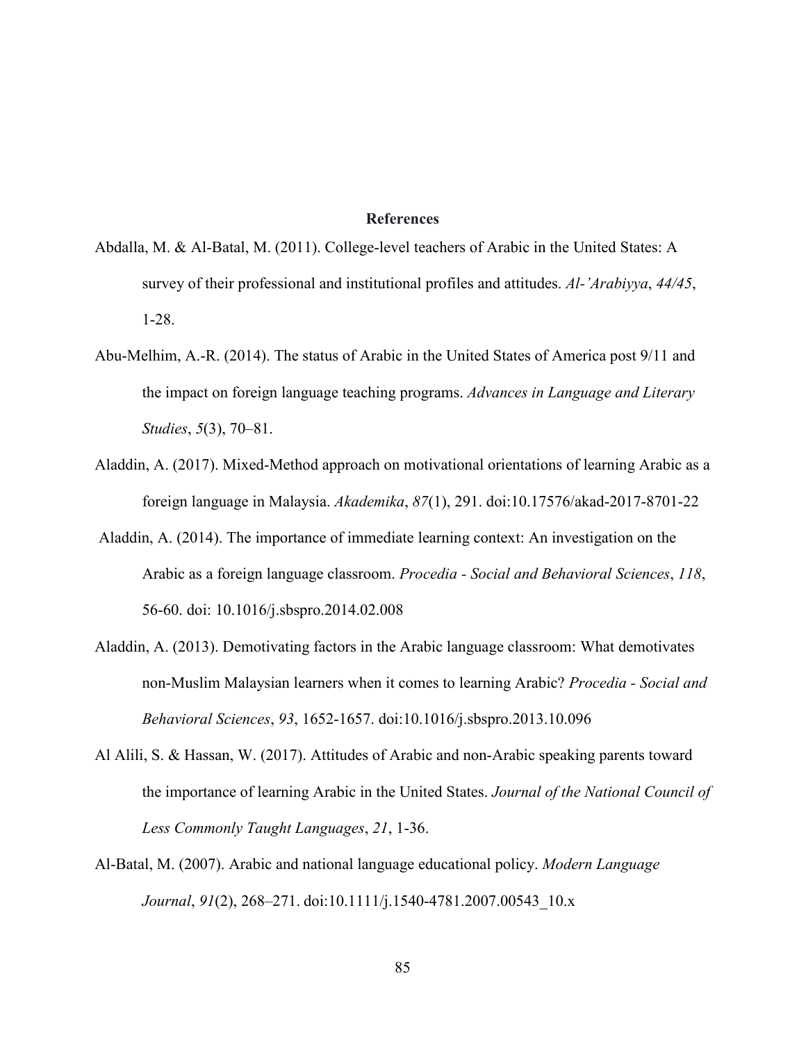# References

Abdalla, M. & Al-Batal, M. (2011). College-level teachers of Arabic in the United States: A survey of their professional and institutional profiles and attitudes. *Al-'Arabiyya*, *44/45*, 1-28.

Abu-Melhim, A.-R. (2014). The status of Arabic in the United States of America post 9/11 and the impact on foreign language teaching programs. *Advances in Language and Literary Studies*, *5*(3), 70–81.

Aladdin, A. (2017). Mixed-Method approach on motivational orientations of learning Arabic as a foreign language in Malaysia. *Akademika*, *87*(1), 291. doi:10.17576/akad-2017-8701-22

Aladdin, A. (2014). The importance of immediate learning context: An investigation on the Arabic as a foreign language classroom. *Procedia - Social and Behavioral Sciences*, *118*, 56-60. doi: 10.1016/j.sbspro.2014.02.008

Aladdin, A. (2013). Demotivating factors in the Arabic language classroom: What demotivates non-Muslim Malaysian learners when it comes to learning Arabic? *Procedia - Social and Behavioral Sciences*, *93*, 1652-1657. doi:10.1016/j.sbspro.2013.10.096

Al Alili, S. & Hassan, W. (2017). Attitudes of Arabic and non-Arabic speaking parents toward the importance of learning Arabic in the United States. *Journal of the National Council of Less Commonly Taught Languages*, *21*, 1-36.

Al-Batal, M. (2007). Arabic and national language educational policy. *Modern Language Journal*, *91*(2), 268–271. doi:10.1111/j.1540-4781.2007.00543_10.x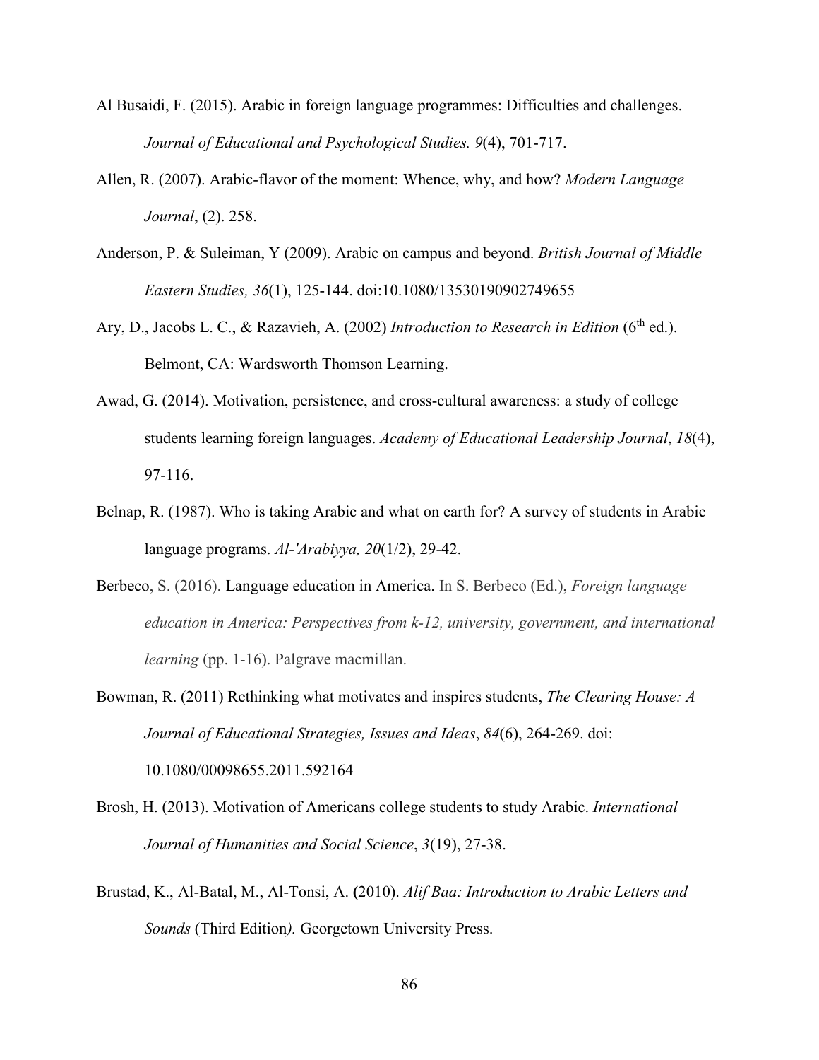Al Busaidi, F. (2015). Arabic in foreign language programmes: Difficulties and challenges. *Journal of Educational and Psychological Studies. 9*(4), 701-717.

Allen, R. (2007). Arabic-flavor of the moment: Whence, why, and how? *Modern Language Journal*, (2). 258.

Anderson, P. & Suleiman, Y (2009). Arabic on campus and beyond. *British Journal of Middle Eastern Studies, 36*(1), 125-144. doi:10.1080/13530190902749655

Ary, D., Jacobs L. C., & Razavieh, A. (2002) *Introduction to Research in Edition* (6th ed.). Belmont, CA: Wardsworth Thomson Learning.

Awad, G. (2014). Motivation, persistence, and cross-cultural awareness: a study of college students learning foreign languages. *Academy of Educational Leadership Journal*, *18*(4), 97-116.

Belnap, R. (1987). Who is taking Arabic and what on earth for? A survey of students in Arabic language programs. *Al-'Arabiyya, 20*(1/2), 29-42.

Berbeco, S. (2016). Language education in America. In S. Berbeco (Ed.), *Foreign language education in America: Perspectives from k-12, university, government, and international learning* (pp. 1-16). Palgrave macmillan.

Bowman, R. (2011) Rethinking what motivates and inspires students, *The Clearing House: A Journal of Educational Strategies, Issues and Ideas*, *84*(6), 264-269. doi: 10.1080/00098655.2011.592164

Brosh, H. (2013). Motivation of Americans college students to study Arabic. *International Journal of Humanities and Social Science*, *3*(19), 27-38.

Brustad, K., Al-Batal, M., Al-Tonsi, A. **(**2010). *Alif Baa: Introduction to Arabic Letters and Sounds* (Third Edition*).* Georgetown University Press.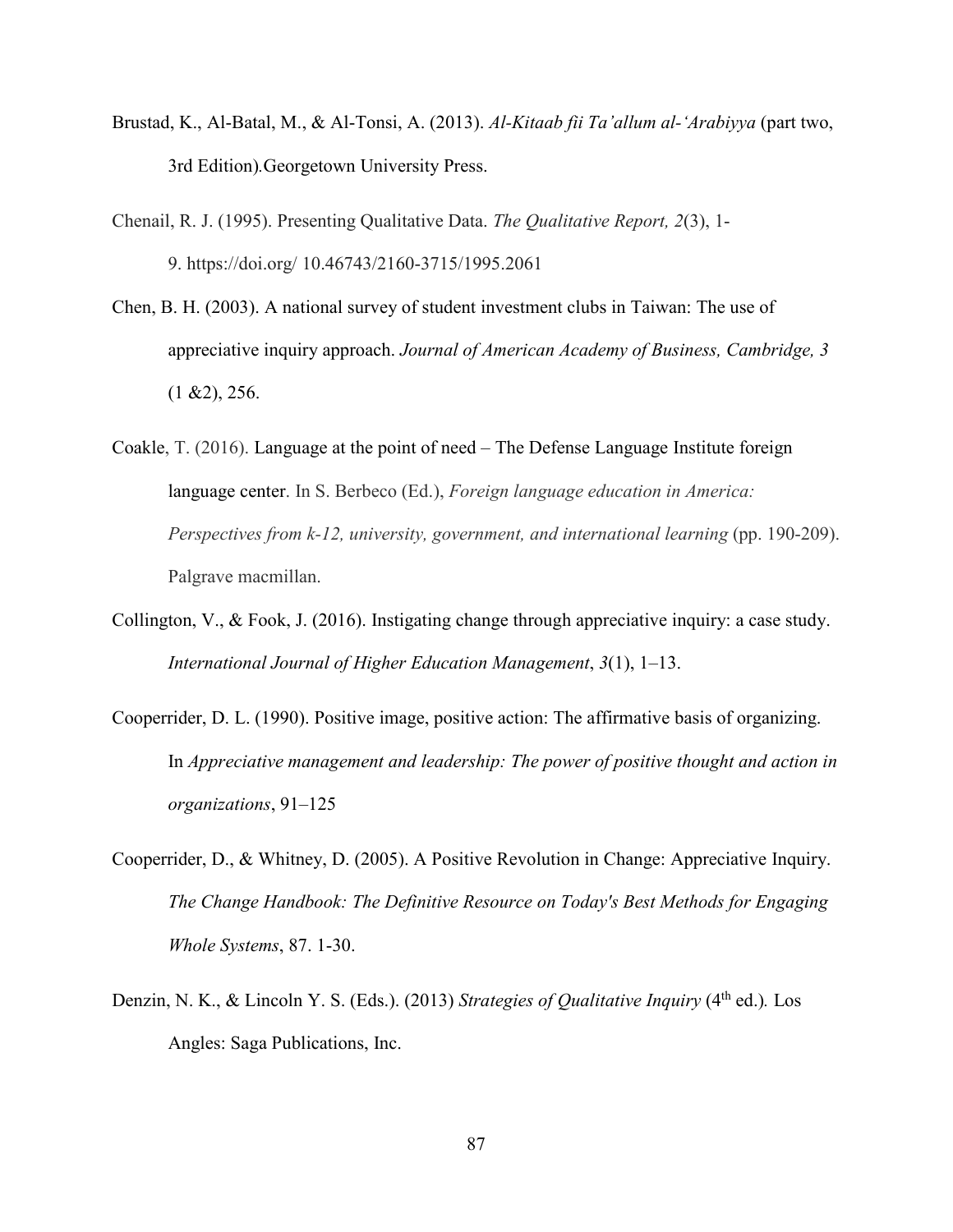Brustad, K., Al-Batal, M., & Al-Tonsi, A. (2013). *Al-Kitaab fii Ta'allum al-'Arabiyya* (part two, 3rd Edition)*.*Georgetown University Press.

Chenail, R. J. (1995). Presenting Qualitative Data. *The Qualitative Report, 2*(3), 1-9. https://doi.org/ 10.46743/2160-3715/1995.2061

Chen, B. H. (2003). A national survey of student investment clubs in Taiwan: The use of appreciative inquiry approach. *Journal of American Academy of Business, Cambridge, 3* (1 &2), 256.

Coakle, T. (2016). Language at the point of need – The Defense Language Institute foreign language center. In S. Berbeco (Ed.), *Foreign language education in America: Perspectives from k-12, university, government, and international learning* (pp. 190-209). Palgrave macmillan.

Collington, V., & Fook, J. (2016). Instigating change through appreciative inquiry: a case study. *International Journal of Higher Education Management*, *3*(1), 1–13.

Cooperrider, D. L. (1990). Positive image, positive action: The affirmative basis of organizing. In *Appreciative management and leadership: The power of positive thought and action in organizations*, 91–125

Cooperrider, D., & Whitney, D. (2005). A Positive Revolution in Change: Appreciative Inquiry. *The Change Handbook: The Definitive Resource on Today's Best Methods for Engaging Whole Systems*, 87. 1-30.

Denzin, N. K., & Lincoln Y. S. (Eds.). (2013) *Strategies of Qualitative Inquiry* (4th ed.)*.* Los Angles: Saga Publications, Inc.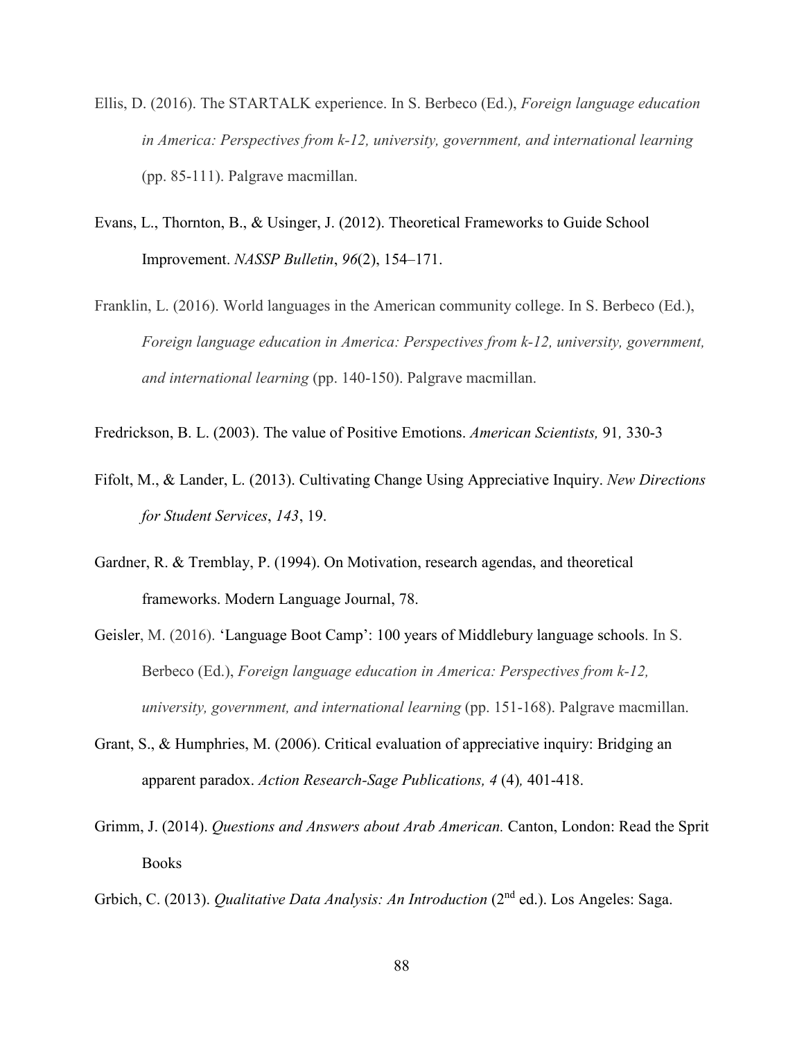Ellis, D. (2016). The STARTALK experience. In S. Berbeco (Ed.), *Foreign language education in America: Perspectives from k-12, university, government, and international learning* (pp. 85-111). Palgrave macmillan.

Evans, L., Thornton, B., & Usinger, J. (2012). Theoretical Frameworks to Guide School Improvement. *NASSP Bulletin*, *96*(2), 154–171.

Franklin, L. (2016). World languages in the American community college. In S. Berbeco (Ed.), *Foreign language education in America: Perspectives from k-12, university, government, and international learning* (pp. 140-150). Palgrave macmillan.

Fredrickson, B. L. (2003). The value of Positive Emotions. *American Scientists,* 91*,* 330-3

Fifolt, M., & Lander, L. (2013). Cultivating Change Using Appreciative Inquiry. *New Directions for Student Services*, *143*, 19.

Gardner, R. & Tremblay, P. (1994). On Motivation, research agendas, and theoretical frameworks. Modern Language Journal, 78.

Geisler, M. (2016). 'Language Boot Camp': 100 years of Middlebury language schools. In S. Berbeco (Ed.), *Foreign language education in America: Perspectives from k-12, university, government, and international learning* (pp. 151-168). Palgrave macmillan.

Grant, S., & Humphries, M. (2006). Critical evaluation of appreciative inquiry: Bridging an apparent paradox. *Action Research-Sage Publications, 4* (4)*,* 401-418.

Grimm, J. (2014). *Questions and Answers about Arab American.* Canton, London: Read the Sprit Books

Grbich, C. (2013). *Qualitative Data Analysis: An Introduction* (2nd ed.). Los Angeles: Saga.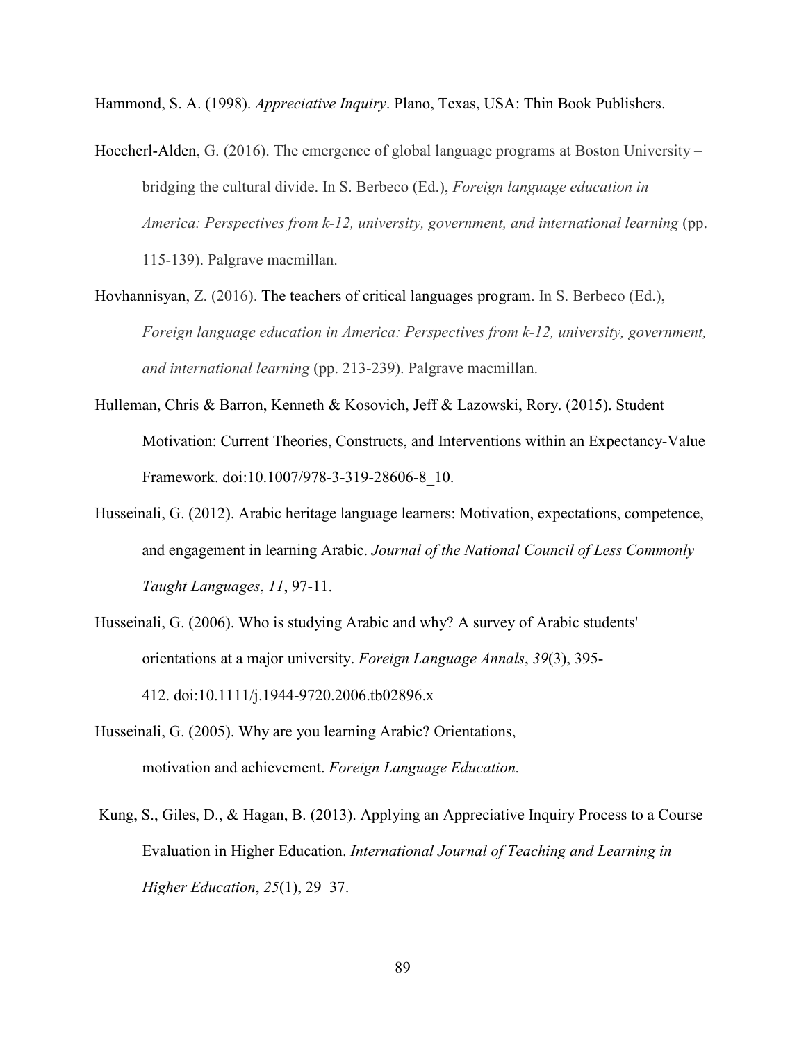Hammond, S. A. (1998). *Appreciative Inquiry*. Plano, Texas, USA: Thin Book Publishers.

Hoecherl-Alden, G. (2016). The emergence of global language programs at Boston University – bridging the cultural divide. In S. Berbeco (Ed.), *Foreign language education in America: Perspectives from k-12, university, government, and international learning* (pp. 115-139). Palgrave macmillan.

Hovhannisyan, Z. (2016). The teachers of critical languages program. In S. Berbeco (Ed.), *Foreign language education in America: Perspectives from k-12, university, government, and international learning* (pp. 213-239). Palgrave macmillan.

Hulleman, Chris & Barron, Kenneth & Kosovich, Jeff & Lazowski, Rory. (2015). Student Motivation: Current Theories, Constructs, and Interventions within an Expectancy-Value Framework. doi:10.1007/978-3-319-28606-8_10.

Husseinali, G. (2012). Arabic heritage language learners: Motivation, expectations, competence, and engagement in learning Arabic. *Journal of the National Council of Less Commonly Taught Languages*, *11*, 97-11.

Husseinali, G. (2006). Who is studying Arabic and why? A survey of Arabic students' orientations at a major university. *Foreign Language Annals*, *39*(3), 395-412. doi:10.1111/j.1944-9720.2006.tb02896.x

Husseinali, G. (2005). Why are you learning Arabic? Orientations, motivation and achievement. *Foreign Language Education.*

Kung, S., Giles, D., & Hagan, B. (2013). Applying an Appreciative Inquiry Process to a Course Evaluation in Higher Education. *International Journal of Teaching and Learning in Higher Education*, *25*(1), 29–37.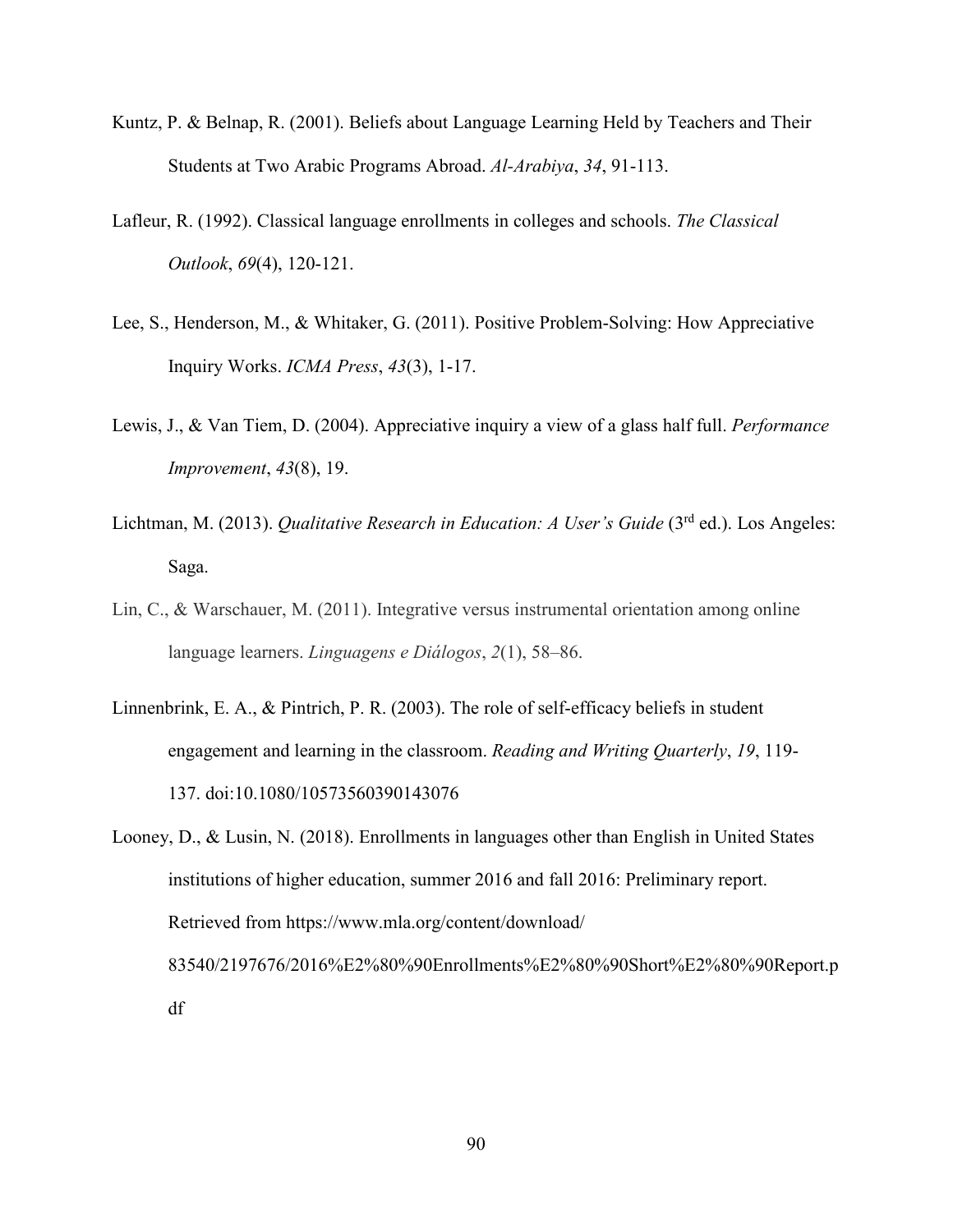Kuntz, P. & Belnap, R. (2001). Beliefs about Language Learning Held by Teachers and Their Students at Two Arabic Programs Abroad. *Al-Arabiya*, *34*, 91-113.

Lafleur, R. (1992). Classical language enrollments in colleges and schools. *The Classical Outlook*, *69*(4), 120-121.

Lee, S., Henderson, M., & Whitaker, G. (2011). Positive Problem-Solving: How Appreciative Inquiry Works. *ICMA Press*, *43*(3), 1-17.

Lewis, J., & Van Tiem, D. (2004). Appreciative inquiry a view of a glass half full. *Performance Improvement*, *43*(8), 19.

Lichtman, M. (2013). *Qualitative Research in Education: A User's Guide* (3rd ed.). Los Angeles: Saga.

Lin, C., & Warschauer, M. (2011). Integrative versus instrumental orientation among online language learners. *Linguagens e Diálogos*, *2*(1), 58–86.

Linnenbrink, E. A., & Pintrich, P. R. (2003). The role of self-efficacy beliefs in student engagement and learning in the classroom. *Reading and Writing Quarterly*, *19*, 119-137. doi:10.1080/10573560390143076

Looney, D., & Lusin, N. (2018). Enrollments in languages other than English in United States institutions of higher education, summer 2016 and fall 2016: Preliminary report. Retrieved from https://www.mla.org/content/download/83540/2197676/2016%E2%80%90Enrollments%E2%80%90Short%E2%80%90Report.pdf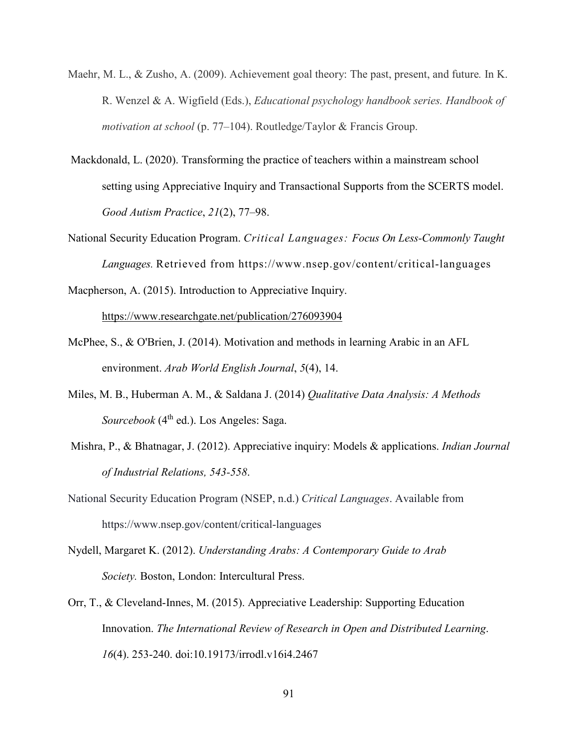Maehr, M. L., & Zusho, A. (2009). Achievement goal theory: The past, present, and future. In K. R. Wenzel & A. Wigfield (Eds.), *Educational psychology handbook series. Handbook of motivation at school* (p. 77–104). Routledge/Taylor & Francis Group.

Mackdonald, L. (2020). Transforming the practice of teachers within a mainstream school setting using Appreciative Inquiry and Transactional Supports from the SCERTS model. *Good Autism Practice*, *21*(2), 77–98.

National Security Education Program. *Critical Languages: Focus On Less-Commonly Taught Languages.* Retrieved from https://www.nsep.gov/content/critical-languages

Macpherson, A. (2015). Introduction to Appreciative Inquiry. https://www.researchgate.net/publication/276093904

McPhee, S., & O'Brien, J. (2014). Motivation and methods in learning Arabic in an AFL environment. *Arab World English Journal*, *5*(4), 14.

Miles, M. B., Huberman A. M., & Saldana J. (2014) *Qualitative Data Analysis: A Methods Sourcebook* (4th ed.). Los Angeles: Saga.

Mishra, P., & Bhatnagar, J. (2012). Appreciative inquiry: Models & applications. *Indian Journal of Industrial Relations, 543-558*.

National Security Education Program (NSEP, n.d.) *Critical Languages*. Available from https://www.nsep.gov/content/critical-languages

Nydell, Margaret K. (2012). *Understanding Arabs: A Contemporary Guide to Arab Society.* Boston, London: Intercultural Press.

Orr, T., & Cleveland-Innes, M. (2015). Appreciative Leadership: Supporting Education Innovation. *The International Review of Research in Open and Distributed Learning*. *16*(4). 253-240. doi:10.19173/irrodl.v16i4.2467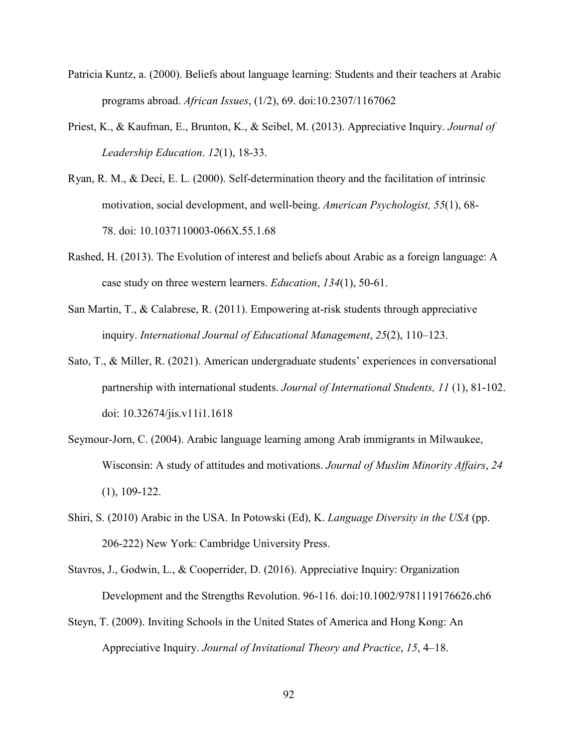Patricia Kuntz, a. (2000). Beliefs about language learning: Students and their teachers at Arabic programs abroad. *African Issues*, (1/2), 69. doi:10.2307/1167062

Priest, K., & Kaufman, E., Brunton, K., & Seibel, M. (2013). Appreciative Inquiry. *Journal of Leadership Education*. *12*(1), 18-33.

Ryan, R. M., & Deci, E. L. (2000). Self-determination theory and the facilitation of intrinsic motivation, social development, and well-being. *American Psychologist, 55*(1), 68-78. doi: 10.1037110003-066X.55.1.68

Rashed, H. (2013). The Evolution of interest and beliefs about Arabic as a foreign language: A case study on three western learners. *Education*, *134*(1), 50-61.

San Martin, T., & Calabrese, R. (2011). Empowering at-risk students through appreciative inquiry. *International Journal of Educational Management*, *25*(2), 110–123.

Sato, T., & Miller, R. (2021). American undergraduate students' experiences in conversational partnership with international students. *Journal of International Students, 11* (1), 81-102. doi: 10.32674/jis.v11i1.1618

Seymour-Jorn, C. (2004). Arabic language learning among Arab immigrants in Milwaukee, Wisconsin: A study of attitudes and motivations. *Journal of Muslim Minority Affairs*, *24* (1), 109-122.

Shiri, S. (2010) Arabic in the USA. In Potowski (Ed), K. *Language Diversity in the USA* (pp. 206-222) New York: Cambridge University Press.

Stavros, J., Godwin, L., & Cooperrider, D. (2016). Appreciative Inquiry: Organization Development and the Strengths Revolution. 96-116. doi:10.1002/9781119176626.ch6

Steyn, T. (2009). Inviting Schools in the United States of America and Hong Kong: An Appreciative Inquiry. *Journal of Invitational Theory and Practice*, *15*, 4–18.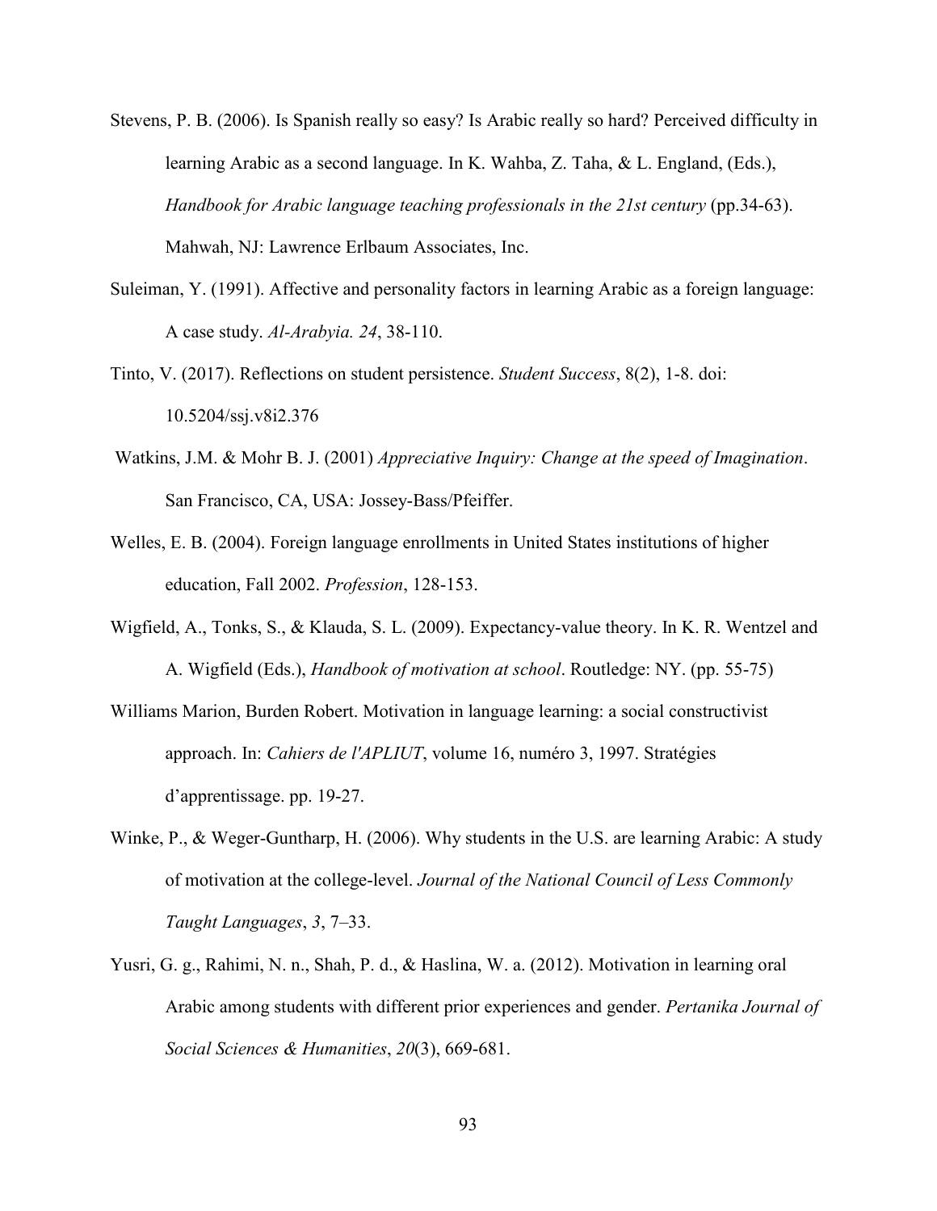Stevens, P. B. (2006). Is Spanish really so easy? Is Arabic really so hard? Perceived difficulty in learning Arabic as a second language. In K. Wahba, Z. Taha, & L. England, (Eds.), *Handbook for Arabic language teaching professionals in the 21st century* (pp.34-63). Mahwah, NJ: Lawrence Erlbaum Associates, Inc.

Suleiman, Y. (1991). Affective and personality factors in learning Arabic as a foreign language: A case study. *Al-Arabyia. 24*, 38-110.

Tinto, V. (2017). Reflections on student persistence. *Student Success*, 8(2), 1-8. doi: 10.5204/ssj.v8i2.376

Watkins, J.M. & Mohr B. J. (2001) *Appreciative Inquiry: Change at the speed of Imagination*. San Francisco, CA, USA: Jossey-Bass/Pfeiffer.

Welles, E. B. (2004). Foreign language enrollments in United States institutions of higher education, Fall 2002. *Profession*, 128-153.

Wigfield, A., Tonks, S., & Klauda, S. L. (2009). Expectancy-value theory. In K. R. Wentzel and A. Wigfield (Eds.), *Handbook of motivation at school*. Routledge: NY. (pp. 55-75)

Williams Marion, Burden Robert. Motivation in language learning: a social constructivist approach. In: *Cahiers de l'APLIUT*, volume 16, numéro 3, 1997. Stratégies d'apprentissage. pp. 19-27.

Winke, P., & Weger-Guntharp, H. (2006). Why students in the U.S. are learning Arabic: A study of motivation at the college-level. *Journal of the National Council of Less Commonly Taught Languages*, *3*, 7–33.

Yusri, G. g., Rahimi, N. n., Shah, P. d., & Haslina, W. a. (2012). Motivation in learning oral Arabic among students with different prior experiences and gender. *Pertanika Journal of Social Sciences & Humanities*, *20*(3), 669-681.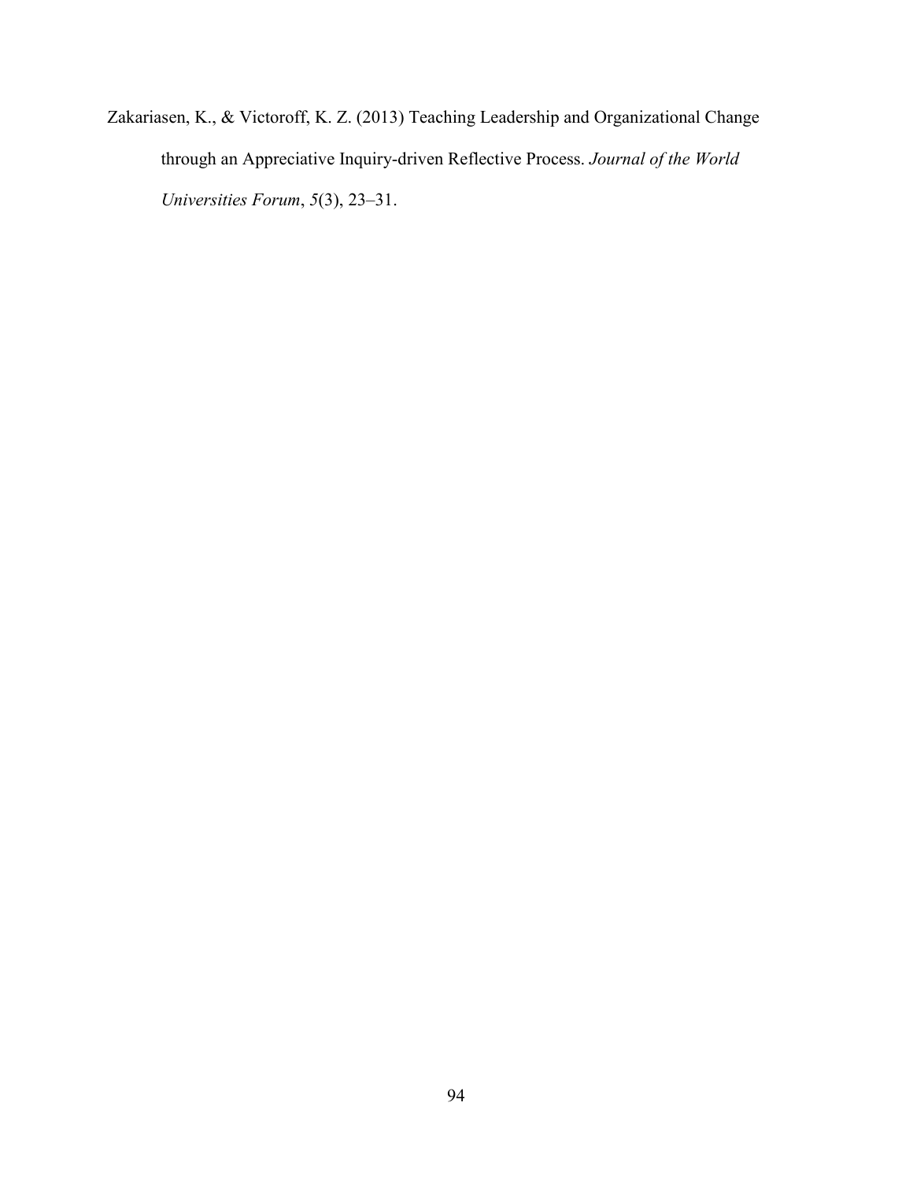Zakariasen, K., & Victoroff, K. Z. (2013) Teaching Leadership and Organizational Change through an Appreciative Inquiry-driven Reflective Process. *Journal of the World Universities Forum*, *5*(3), 23–31.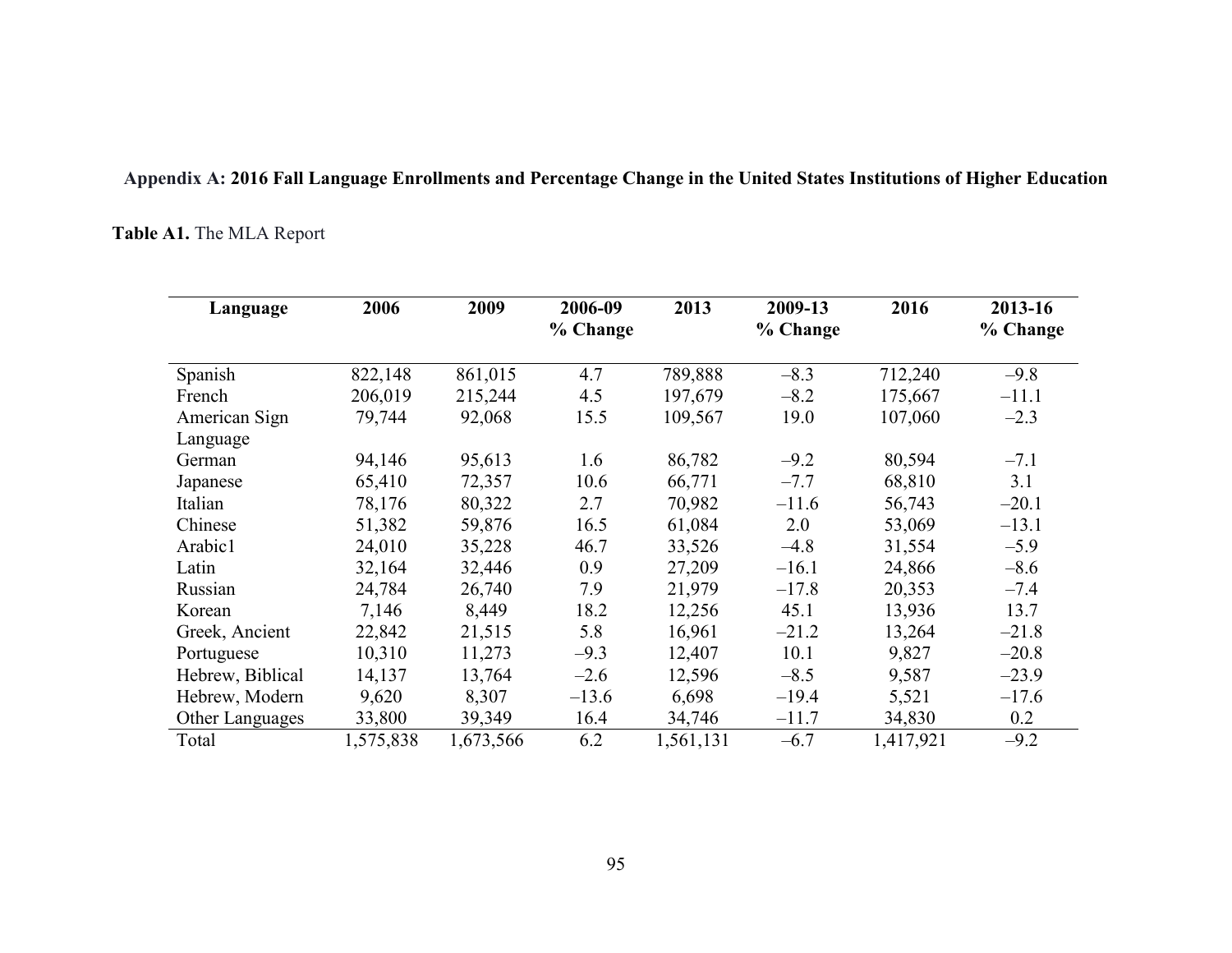## Appendix A: 2016 Fall Language Enrollments and Percentage Change in the United States Institutions of Higher Education

**Table A1.** The MLA Report

| Language | 2006 | 2009 | 2006-09 % Change | 2013 | 2009-13 % Change | 2016 | 2013-16 % Change |
|---|---|---|---|---|---|---|---|
| Spanish | 822,148 | 861,015 | 4.7 | 789,888 | –8.3 | 712,240 | –9.8 |
| French | 206,019 | 215,244 | 4.5 | 197,679 | –8.2 | 175,667 | –11.1 |
| American Sign Language | 79,744 | 92,068 | 15.5 | 109,567 | 19.0 | 107,060 | –2.3 |
| German | 94,146 | 95,613 | 1.6 | 86,782 | –9.2 | 80,594 | –7.1 |
| Japanese | 65,410 | 72,357 | 10.6 | 66,771 | –7.7 | 68,810 | 3.1 |
| Italian | 78,176 | 80,322 | 2.7 | 70,982 | –11.6 | 56,743 | –20.1 |
| Chinese | 51,382 | 59,876 | 16.5 | 61,084 | 2.0 | 53,069 | –13.1 |
| Arabic1 | 24,010 | 35,228 | 46.7 | 33,526 | –4.8 | 31,554 | –5.9 |
| Latin | 32,164 | 32,446 | 0.9 | 27,209 | –16.1 | 24,866 | –8.6 |
| Russian | 24,784 | 26,740 | 7.9 | 21,979 | –17.8 | 20,353 | –7.4 |
| Korean | 7,146 | 8,449 | 18.2 | 12,256 | 45.1 | 13,936 | 13.7 |
| Greek, Ancient | 22,842 | 21,515 | 5.8 | 16,961 | –21.2 | 13,264 | –21.8 |
| Portuguese | 10,310 | 11,273 | –9.3 | 12,407 | 10.1 | 9,827 | –20.8 |
| Hebrew, Biblical | 14,137 | 13,764 | –2.6 | 12,596 | –8.5 | 9,587 | –23.9 |
| Hebrew, Modern | 9,620 | 8,307 | –13.6 | 6,698 | –19.4 | 5,521 | –17.6 |
| Other Languages | 33,800 | 39,349 | 16.4 | 34,746 | –11.7 | 34,830 | 0.2 |
| Total | 1,575,838 | 1,673,566 | 6.2 | 1,561,131 | –6.7 | 1,417,921 | –9.2 |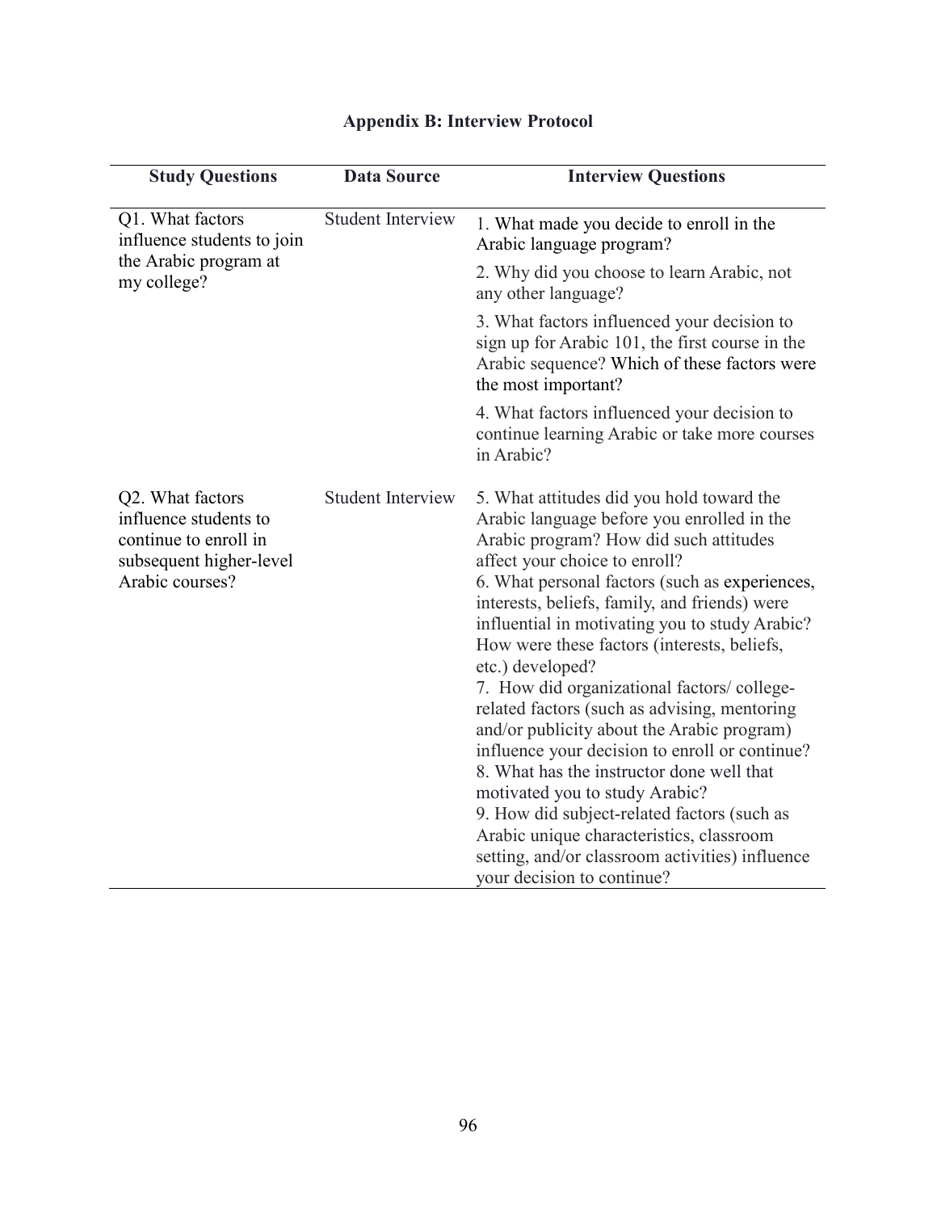## Appendix B: Interview Protocol

| Study Questions | Data Source | Interview Questions |
|---|---|---|
| Q1. What factors influence students to join the Arabic program at my college? | Student Interview | 1. What made you decide to enroll in the Arabic language program? |
| | | 2. Why did you choose to learn Arabic, not any other language? |
| | | 3. What factors influenced your decision to sign up for Arabic 101, the first course in the Arabic sequence? Which of these factors were the most important? |
| | | 4. What factors influenced your decision to continue learning Arabic or take more courses in Arabic? |
| Q2. What factors influence students to continue to enroll in subsequent higher-level Arabic courses? | Student Interview | 5. What attitudes did you hold toward the Arabic language before you enrolled in the Arabic program? How did such attitudes affect your choice to enroll?<br>6. What personal factors (such as experiences, interests, beliefs, family, and friends) were influential in motivating you to study Arabic? How were these factors (interests, beliefs, etc.) developed?<br>7. How did organizational factors/ college-related factors (such as advising, mentoring and/or publicity about the Arabic program) influence your decision to enroll or continue?<br>8. What has the instructor done well that motivated you to study Arabic?<br>9. How did subject-related factors (such as Arabic unique characteristics, classroom setting, and/or classroom activities) influence your decision to continue? |